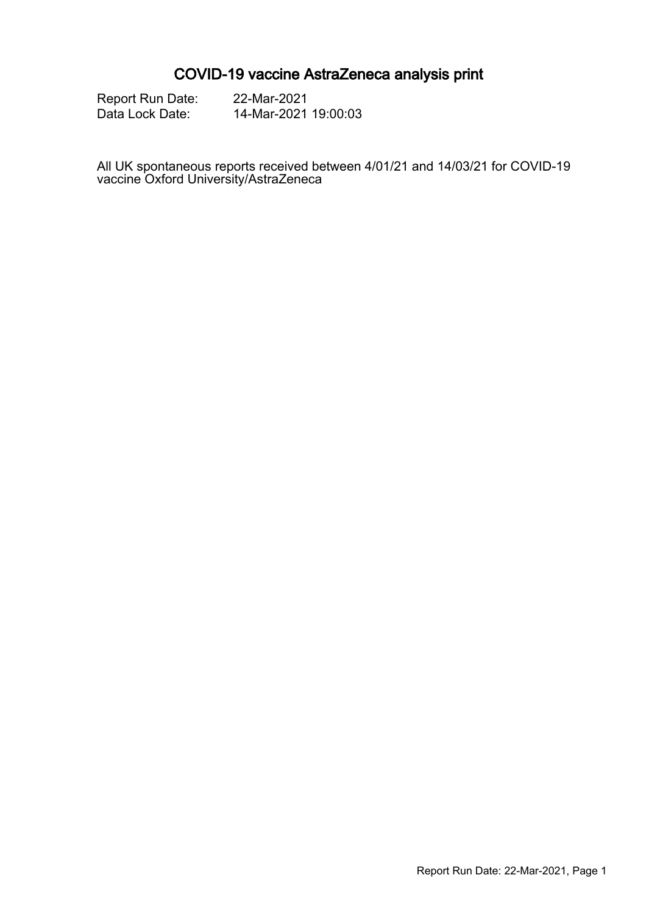# COVID-19 vaccine AstraZeneca analysis print

Report Run Date: 22-Mar-2021
Data Lock Date: 14-Mar-2021 19:00:03

All UK spontaneous reports received between 4/01/21 and 14/03/21 for COVID-19 vaccine Oxford University/AstraZeneca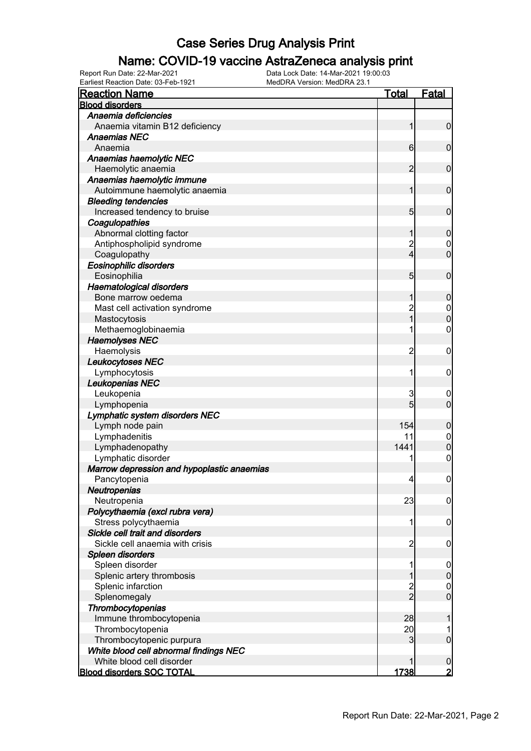# Case Series Drug Analysis Print

## Name: COVID-19 vaccine AstraZeneca analysis print

Report Run Date: 22-Mar-2021
Data Lock Date: 14-Mar-2021 19:00:03
Earliest Reaction Date: 03-Feb-1921
MedDRA Version: MedDRA 23.1

| Reaction Name | Total | Fatal |
|---|---|---|
| **Blood disorders** | | |
| *Anaemia deficiencies* | | |
| Anaemia vitamin B12 deficiency | 1 | 0 |
| *Anaemias NEC* | | |
| Anaemia | 6 | 0 |
| *Anaemias haemolytic NEC* | | |
| Haemolytic anaemia | 2 | 0 |
| *Anaemias haemolytic immune* | | |
| Autoimmune haemolytic anaemia | 1 | 0 |
| *Bleeding tendencies* | | |
| Increased tendency to bruise | 5 | 0 |
| *Coagulopathies* | | |
| Abnormal clotting factor | 1 | 0 |
| Antiphospholipid syndrome | 2 | 0 |
| Coagulopathy | 4 | 0 |
| *Eosinophilic disorders* | | |
| Eosinophilia | 5 | 0 |
| *Haematological disorders* | | |
| Bone marrow oedema | 1 | 0 |
| Mast cell activation syndrome | 2 | 0 |
| Mastocytosis | 1 | 0 |
| Methaemoglobinaemia | 1 | 0 |
| *Haemolyses NEC* | | |
| Haemolysis | 2 | 0 |
| *Leukocytoses NEC* | | |
| Lymphocytosis | 1 | 0 |
| *Leukopenias NEC* | | |
| Leukopenia | 3 | 0 |
| Lymphopenia | 5 | 0 |
| *Lymphatic system disorders NEC* | | |
| Lymph node pain | 154 | 0 |
| Lymphadenitis | 11 | 0 |
| Lymphadenopathy | 1441 | 0 |
| Lymphatic disorder | 1 | 0 |
| *Marrow depression and hypoplastic anaemias* | | |
| Pancytopenia | 4 | 0 |
| *Neutropenias* | | |
| Neutropenia | 23 | 0 |
| *Polycythaemia (excl rubra vera)* | | |
| Stress polycythaemia | 1 | 0 |
| *Sickle cell trait and disorders* | | |
| Sickle cell anaemia with crisis | 2 | 0 |
| *Spleen disorders* | | |
| Spleen disorder | 1 | 0 |
| Splenic artery thrombosis | 1 | 0 |
| Splenic infarction | 2 | 0 |
| Splenomegaly | 2 | 0 |
| *Thrombocytopenias* | | |
| Immune thrombocytopenia | 28 | 1 |
| Thrombocytopenia | 20 | 1 |
| Thrombocytopenic purpura | 3 | 0 |
| *White blood cell abnormal findings NEC* | | |
| White blood cell disorder | 1 | 0 |
| **Blood disorders SOC TOTAL** | **1738** | **2** |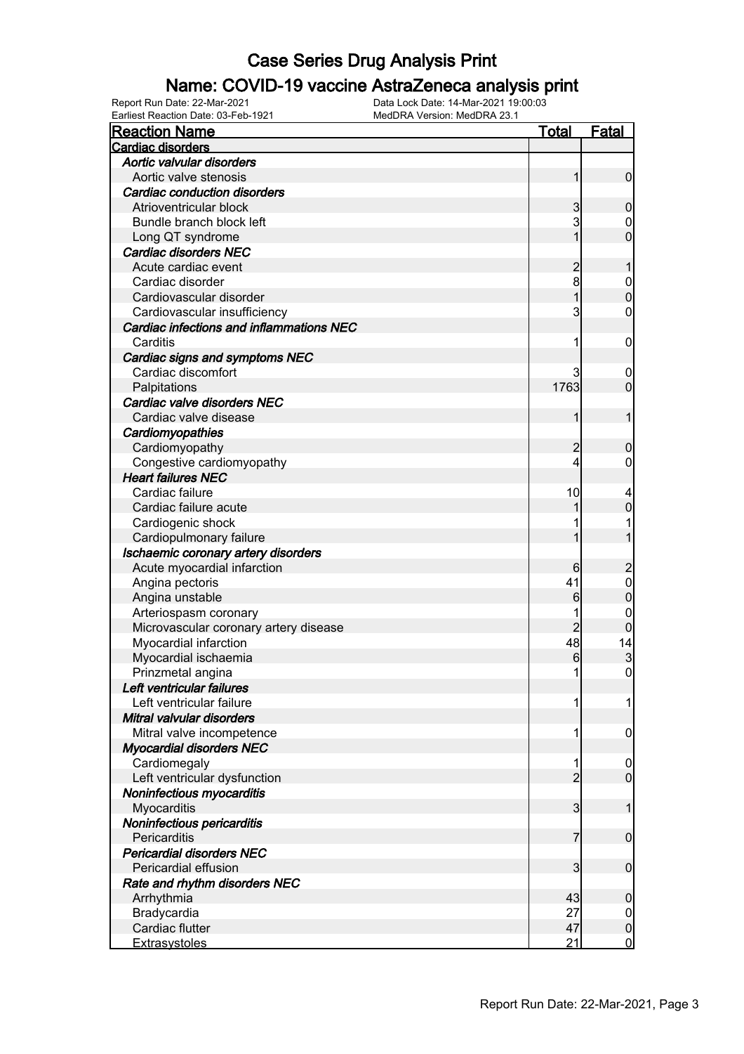# Case Series Drug Analysis Print

## Name: COVID-19 vaccine AstraZeneca analysis print

Report Run Date: 22-Mar-2021
Data Lock Date: 14-Mar-2021 19:00:03
Earliest Reaction Date: 03-Feb-1921
MedDRA Version: MedDRA 23.1

| Reaction Name | Total | Fatal |
|---|---|---|
| **Cardiac disorders** | | |
| *Aortic valvular disorders* | | |
| Aortic valve stenosis | 1 | 0 |
| *Cardiac conduction disorders* | | |
| Atrioventricular block | 3 | 0 |
| Bundle branch block left | 3 | 0 |
| Long QT syndrome | 1 | 0 |
| *Cardiac disorders NEC* | | |
| Acute cardiac event | 2 | 1 |
| Cardiac disorder | 8 | 0 |
| Cardiovascular disorder | 1 | 0 |
| Cardiovascular insufficiency | 3 | 0 |
| *Cardiac infections and inflammations NEC* | | |
| Carditis | 1 | 0 |
| *Cardiac signs and symptoms NEC* | | |
| Cardiac discomfort | 3 | 0 |
| Palpitations | 1763 | 0 |
| *Cardiac valve disorders NEC* | | |
| Cardiac valve disease | 1 | 1 |
| *Cardiomyopathies* | | |
| Cardiomyopathy | 2 | 0 |
| Congestive cardiomyopathy | 4 | 0 |
| *Heart failures NEC* | | |
| Cardiac failure | 10 | 4 |
| Cardiac failure acute | 1 | 0 |
| Cardiogenic shock | 1 | 1 |
| Cardiopulmonary failure | 1 | 1 |
| *Ischaemic coronary artery disorders* | | |
| Acute myocardial infarction | 6 | 2 |
| Angina pectoris | 41 | 0 |
| Angina unstable | 6 | 0 |
| Arteriospasm coronary | 1 | 0 |
| Microvascular coronary artery disease | 2 | 0 |
| Myocardial infarction | 48 | 14 |
| Myocardial ischaemia | 6 | 3 |
| Prinzmetal angina | 1 | 0 |
| *Left ventricular failures* | | |
| Left ventricular failure | 1 | 1 |
| *Mitral valvular disorders* | | |
| Mitral valve incompetence | 1 | 0 |
| *Myocardial disorders NEC* | | |
| Cardiomegaly | 1 | 0 |
| Left ventricular dysfunction | 2 | 0 |
| *Noninfectious myocarditis* | | |
| Myocarditis | 3 | 1 |
| *Noninfectious pericarditis* | | |
| Pericarditis | 7 | 0 |
| *Pericardial disorders NEC* | | |
| Pericardial effusion | 3 | 0 |
| *Rate and rhythm disorders NEC* | | |
| Arrhythmia | 43 | 0 |
| Bradycardia | 27 | 0 |
| Cardiac flutter | 47 | 0 |
| Extrasystoles | 21 | 0 |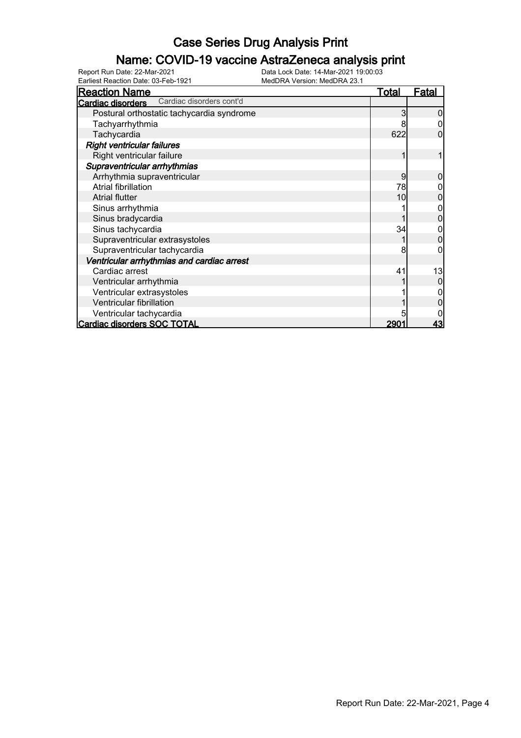# Case Series Drug Analysis Print

## Name: COVID-19 vaccine AstraZeneca analysis print

Report Run Date: 22-Mar-2021
Earliest Reaction Date: 03-Feb-1921
Data Lock Date: 14-Mar-2021 19:00:03
MedDRA Version: MedDRA 23.1

| Reaction Name | Total | Fatal |
|---|---|---|
| **Cardiac disorders** Cardiac disorders cont'd | | |
| Postural orthostatic tachycardia syndrome | 3 | 0 |
| Tachyarrhythmia | 8 | 0 |
| Tachycardia | 622 | 0 |
| ***Right ventricular failures*** | | |
| Right ventricular failure | 1 | 1 |
| ***Supraventricular arrhythmias*** | | |
| Arrhythmia supraventricular | 9 | 0 |
| Atrial fibrillation | 78 | 0 |
| Atrial flutter | 10 | 0 |
| Sinus arrhythmia | 1 | 0 |
| Sinus bradycardia | 1 | 0 |
| Sinus tachycardia | 34 | 0 |
| Supraventricular extrasystoles | 1 | 0 |
| Supraventricular tachycardia | 8 | 0 |
| ***Ventricular arrhythmias and cardiac arrest*** | | |
| Cardiac arrest | 41 | 13 |
| Ventricular arrhythmia | 1 | 0 |
| Ventricular extrasystoles | 1 | 0 |
| Ventricular fibrillation | 1 | 0 |
| Ventricular tachycardia | 5 | 0 |
| **Cardiac disorders SOC TOTAL** | **2901** | **43** |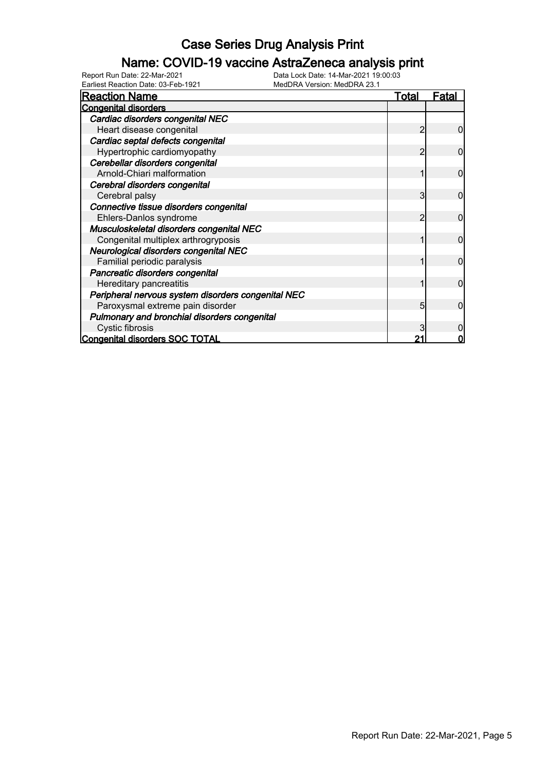# Case Series Drug Analysis Print

## Name: COVID-19 vaccine AstraZeneca analysis print

Report Run Date: 22-Mar-2021
Data Lock Date: 14-Mar-2021 19:00:03
Earliest Reaction Date: 03-Feb-1921
MedDRA Version: MedDRA 23.1

| Reaction Name | Total | Fatal |
|---|---|---|
| **Congenital disorders** | | |
| *Cardiac disorders congenital NEC* | | |
| Heart disease congenital | 2 | 0 |
| *Cardiac septal defects congenital* | | |
| Hypertrophic cardiomyopathy | 2 | 0 |
| *Cerebellar disorders congenital* | | |
| Arnold-Chiari malformation | 1 | 0 |
| *Cerebral disorders congenital* | | |
| Cerebral palsy | 3 | 0 |
| *Connective tissue disorders congenital* | | |
| Ehlers-Danlos syndrome | 2 | 0 |
| *Musculoskeletal disorders congenital NEC* | | |
| Congenital multiplex arthrogryposis | 1 | 0 |
| *Neurological disorders congenital NEC* | | |
| Familial periodic paralysis | 1 | 0 |
| *Pancreatic disorders congenital* | | |
| Hereditary pancreatitis | 1 | 0 |
| *Peripheral nervous system disorders congenital NEC* | | |
| Paroxysmal extreme pain disorder | 5 | 0 |
| *Pulmonary and bronchial disorders congenital* | | |
| Cystic fibrosis | 3 | 0 |
| **Congenital disorders SOC TOTAL** | **21** | **0** |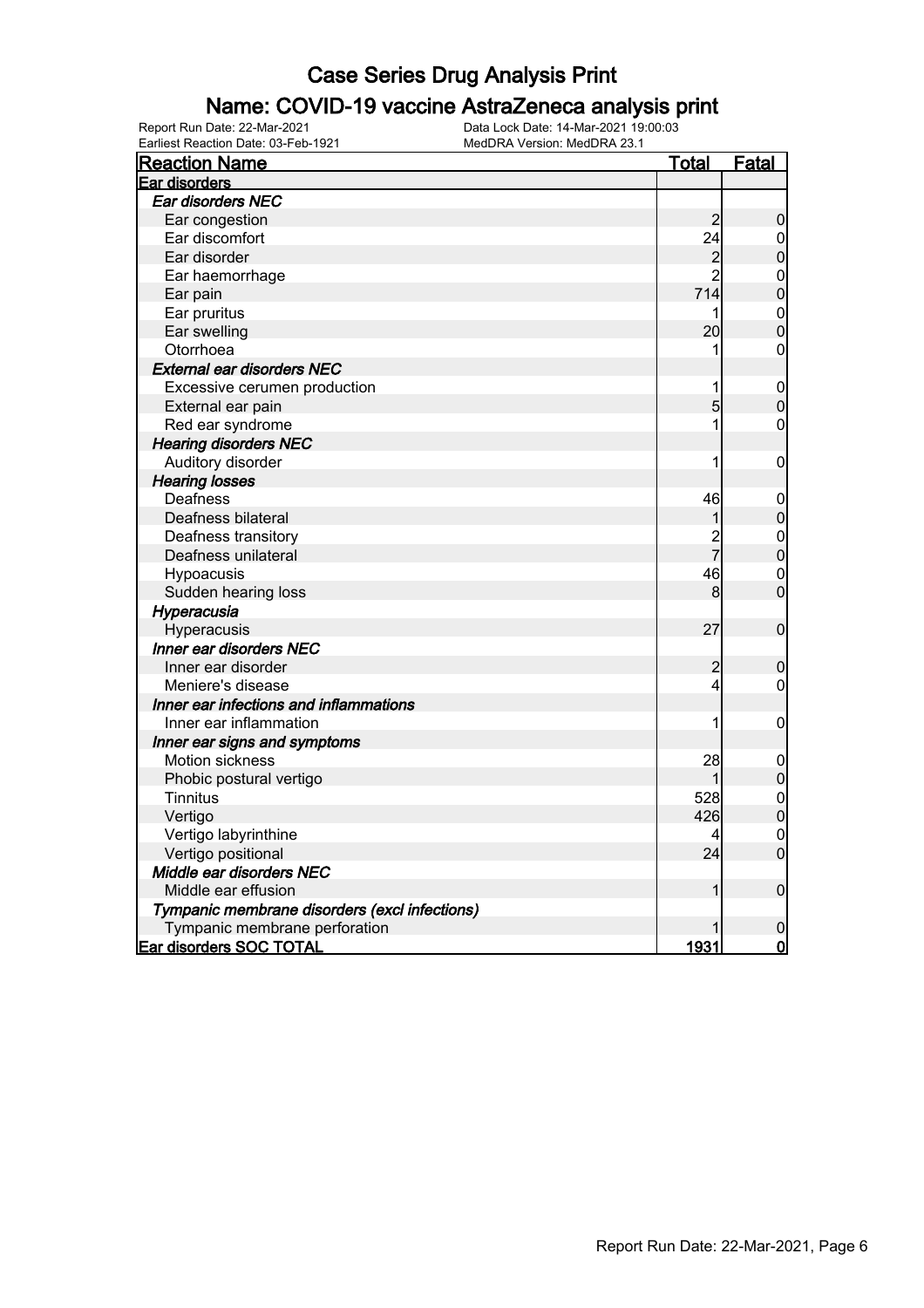# Case Series Drug Analysis Print

## Name: COVID-19 vaccine AstraZeneca analysis print

Report Run Date: 22-Mar-2021
Data Lock Date: 14-Mar-2021 19:00:03
Earliest Reaction Date: 03-Feb-1921
MedDRA Version: MedDRA 23.1

| Reaction Name | Total | Fatal |
|---|---|---|
| **Ear disorders** | | |
| *Ear disorders NEC* | | |
| Ear congestion | 2 | 0 |
| Ear discomfort | 24 | 0 |
| Ear disorder | 2 | 0 |
| Ear haemorrhage | 2 | 0 |
| Ear pain | 714 | 0 |
| Ear pruritus | 1 | 0 |
| Ear swelling | 20 | 0 |
| Otorrhoea | 1 | 0 |
| *External ear disorders NEC* | | |
| Excessive cerumen production | 1 | 0 |
| External ear pain | 5 | 0 |
| Red ear syndrome | 1 | 0 |
| *Hearing disorders NEC* | | |
| Auditory disorder | 1 | 0 |
| *Hearing losses* | | |
| Deafness | 46 | 0 |
| Deafness bilateral | 1 | 0 |
| Deafness transitory | 2 | 0 |
| Deafness unilateral | 7 | 0 |
| Hypoacusis | 46 | 0 |
| Sudden hearing loss | 8 | 0 |
| *Hyperacusia* | | |
| Hyperacusis | 27 | 0 |
| *Inner ear disorders NEC* | | |
| Inner ear disorder | 2 | 0 |
| Meniere's disease | 4 | 0 |
| *Inner ear infections and inflammations* | | |
| Inner ear inflammation | 1 | 0 |
| *Inner ear signs and symptoms* | | |
| Motion sickness | 28 | 0 |
| Phobic postural vertigo | 1 | 0 |
| Tinnitus | 528 | 0 |
| Vertigo | 426 | 0 |
| Vertigo labyrinthine | 4 | 0 |
| Vertigo positional | 24 | 0 |
| *Middle ear disorders NEC* | | |
| Middle ear effusion | 1 | 0 |
| *Tympanic membrane disorders (excl infections)* | | |
| Tympanic membrane perforation | 1 | 0 |
| **Ear disorders SOC TOTAL** | **1931** | **0** |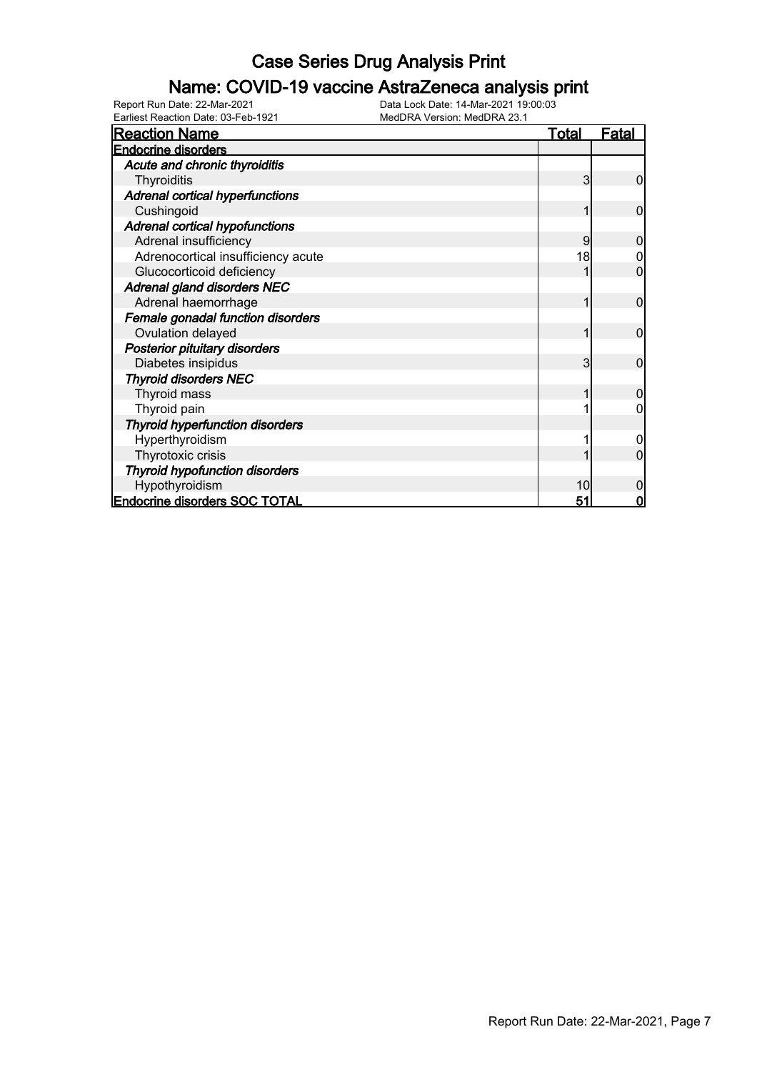# Case Series Drug Analysis Print

## Name: COVID-19 vaccine AstraZeneca analysis print

Report Run Date: 22-Mar-2021
Earliest Reaction Date: 03-Feb-1921
Data Lock Date: 14-Mar-2021 19:00:03
MedDRA Version: MedDRA 23.1

| Reaction Name | Total | Fatal |
|---|---|---|
| **Endocrine disorders** | | |
| ***Acute and chronic thyroiditis*** | | |
| Thyroiditis | 3 | 0 |
| ***Adrenal cortical hyperfunctions*** | | |
| Cushingoid | 1 | 0 |
| ***Adrenal cortical hypofunctions*** | | |
| Adrenal insufficiency | 9 | 0 |
| Adrenocortical insufficiency acute | 18 | 0 |
| Glucocorticoid deficiency | 1 | 0 |
| ***Adrenal gland disorders NEC*** | | |
| Adrenal haemorrhage | 1 | 0 |
| ***Female gonadal function disorders*** | | |
| Ovulation delayed | 1 | 0 |
| ***Posterior pituitary disorders*** | | |
| Diabetes insipidus | 3 | 0 |
| ***Thyroid disorders NEC*** | | |
| Thyroid mass | 1 | 0 |
| Thyroid pain | 1 | 0 |
| ***Thyroid hyperfunction disorders*** | | |
| Hyperthyroidism | 1 | 0 |
| Thyrotoxic crisis | 1 | 0 |
| ***Thyroid hypofunction disorders*** | | |
| Hypothyroidism | 10 | 0 |
| **Endocrine disorders SOC TOTAL** | **51** | **0** |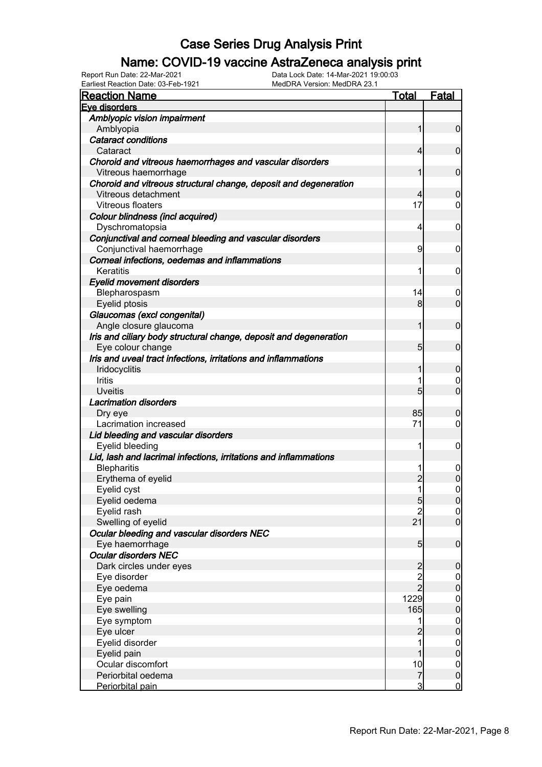# Case Series Drug Analysis Print

## Name: COVID-19 vaccine AstraZeneca analysis print

Report Run Date: 22-Mar-2021 Data Lock Date: 14-Mar-2021 19:00:03
Earliest Reaction Date: 03-Feb-1921 MedDRA Version: MedDRA 23.1

| Reaction Name | Total | Fatal |
|---|---|---|
| **Eye disorders** | | |
| ***Amblyopic vision impairment*** | | |
| Amblyopia | 1 | 0 |
| ***Cataract conditions*** | | |
| Cataract | 4 | 0 |
| ***Choroid and vitreous haemorrhages and vascular disorders*** | | |
| Vitreous haemorrhage | 1 | 0 |
| ***Choroid and vitreous structural change, deposit and degeneration*** | | |
| Vitreous detachment | 4 | 0 |
| Vitreous floaters | 17 | 0 |
| ***Colour blindness (incl acquired)*** | | |
| Dyschromatopsia | 4 | 0 |
| ***Conjunctival and corneal bleeding and vascular disorders*** | | |
| Conjunctival haemorrhage | 9 | 0 |
| ***Corneal infections, oedemas and inflammations*** | | |
| Keratitis | 1 | 0 |
| ***Eyelid movement disorders*** | | |
| Blepharospasm | 14 | 0 |
| Eyelid ptosis | 8 | 0 |
| ***Glaucomas (excl congenital)*** | | |
| Angle closure glaucoma | 1 | 0 |
| ***Iris and ciliary body structural change, deposit and degeneration*** | | |
| Eye colour change | 5 | 0 |
| ***Iris and uveal tract infections, irritations and inflammations*** | | |
| Iridocyclitis | 1 | 0 |
| Iritis | 1 | 0 |
| Uveitis | 5 | 0 |
| ***Lacrimation disorders*** | | |
| Dry eye | 85 | 0 |
| Lacrimation increased | 71 | 0 |
| ***Lid bleeding and vascular disorders*** | | |
| Eyelid bleeding | 1 | 0 |
| ***Lid, lash and lacrimal infections, irritations and inflammations*** | | |
| Blepharitis | 1 | 0 |
| Erythema of eyelid | 2 | 0 |
| Eyelid cyst | 1 | 0 |
| Eyelid oedema | 5 | 0 |
| Eyelid rash | 2 | 0 |
| Swelling of eyelid | 21 | 0 |
| ***Ocular bleeding and vascular disorders NEC*** | | |
| Eye haemorrhage | 5 | 0 |
| ***Ocular disorders NEC*** | | |
| Dark circles under eyes | 2 | 0 |
| Eye disorder | 2 | 0 |
| Eye oedema | 2 | 0 |
| Eye pain | 1229 | 0 |
| Eye swelling | 165 | 0 |
| Eye symptom | 1 | 0 |
| Eye ulcer | 2 | 0 |
| Eyelid disorder | 1 | 0 |
| Eyelid pain | 1 | 0 |
| Ocular discomfort | 10 | 0 |
| Periorbital oedema | 7 | 0 |
| Periorbital pain | 3 | 0 |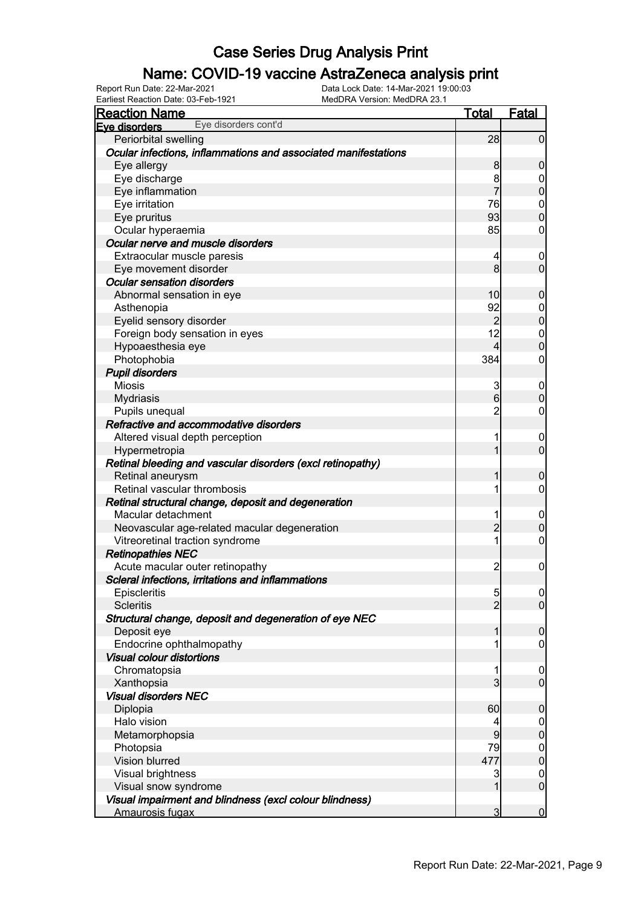# Case Series Drug Analysis Print

## Name: COVID-19 vaccine AstraZeneca analysis print

Report Run Date: 22-Mar-2021
Data Lock Date: 14-Mar-2021 19:00:03
Earliest Reaction Date: 03-Feb-1921
MedDRA Version: MedDRA 23.1

| Reaction Name | Total | Fatal |
|---|---|---|
| **Eye disorders** Eye disorders cont'd | | |
| Periorbital swelling | 28 | 0 |
| ***Ocular infections, inflammations and associated manifestations*** | | |
| Eye allergy | 8 | 0 |
| Eye discharge | 8 | 0 |
| Eye inflammation | 7 | 0 |
| Eye irritation | 76 | 0 |
| Eye pruritus | 93 | 0 |
| Ocular hyperaemia | 85 | 0 |
| ***Ocular nerve and muscle disorders*** | | |
| Extraocular muscle paresis | 4 | 0 |
| Eye movement disorder | 8 | 0 |
| ***Ocular sensation disorders*** | | |
| Abnormal sensation in eye | 10 | 0 |
| Asthenopia | 92 | 0 |
| Eyelid sensory disorder | 2 | 0 |
| Foreign body sensation in eyes | 12 | 0 |
| Hypoaesthesia eye | 4 | 0 |
| Photophobia | 384 | 0 |
| ***Pupil disorders*** | | |
| Miosis | 3 | 0 |
| Mydriasis | 6 | 0 |
| Pupils unequal | 2 | 0 |
| ***Refractive and accommodative disorders*** | | |
| Altered visual depth perception | 1 | 0 |
| Hypermetropia | 1 | 0 |
| ***Retinal bleeding and vascular disorders (excl retinopathy)*** | | |
| Retinal aneurysm | 1 | 0 |
| Retinal vascular thrombosis | 1 | 0 |
| ***Retinal structural change, deposit and degeneration*** | | |
| Macular detachment | 1 | 0 |
| Neovascular age-related macular degeneration | 2 | 0 |
| Vitreoretinal traction syndrome | 1 | 0 |
| ***Retinopathies NEC*** | | |
| Acute macular outer retinopathy | 2 | 0 |
| ***Scleral infections, irritations and inflammations*** | | |
| Episcleritis | 5 | 0 |
| Scleritis | 2 | 0 |
| ***Structural change, deposit and degeneration of eye NEC*** | | |
| Deposit eye | 1 | 0 |
| Endocrine ophthalmopathy | 1 | 0 |
| ***Visual colour distortions*** | | |
| Chromatopsia | 1 | 0 |
| Xanthopsia | 3 | 0 |
| ***Visual disorders NEC*** | | |
| Diplopia | 60 | 0 |
| Halo vision | 4 | 0 |
| Metamorphopsia | 9 | 0 |
| Photopsia | 79 | 0 |
| Vision blurred | 477 | 0 |
| Visual brightness | 3 | 0 |
| Visual snow syndrome | 1 | 0 |
| ***Visual impairment and blindness (excl colour blindness)*** | | |
| Amaurosis fugax | 3 | 0 |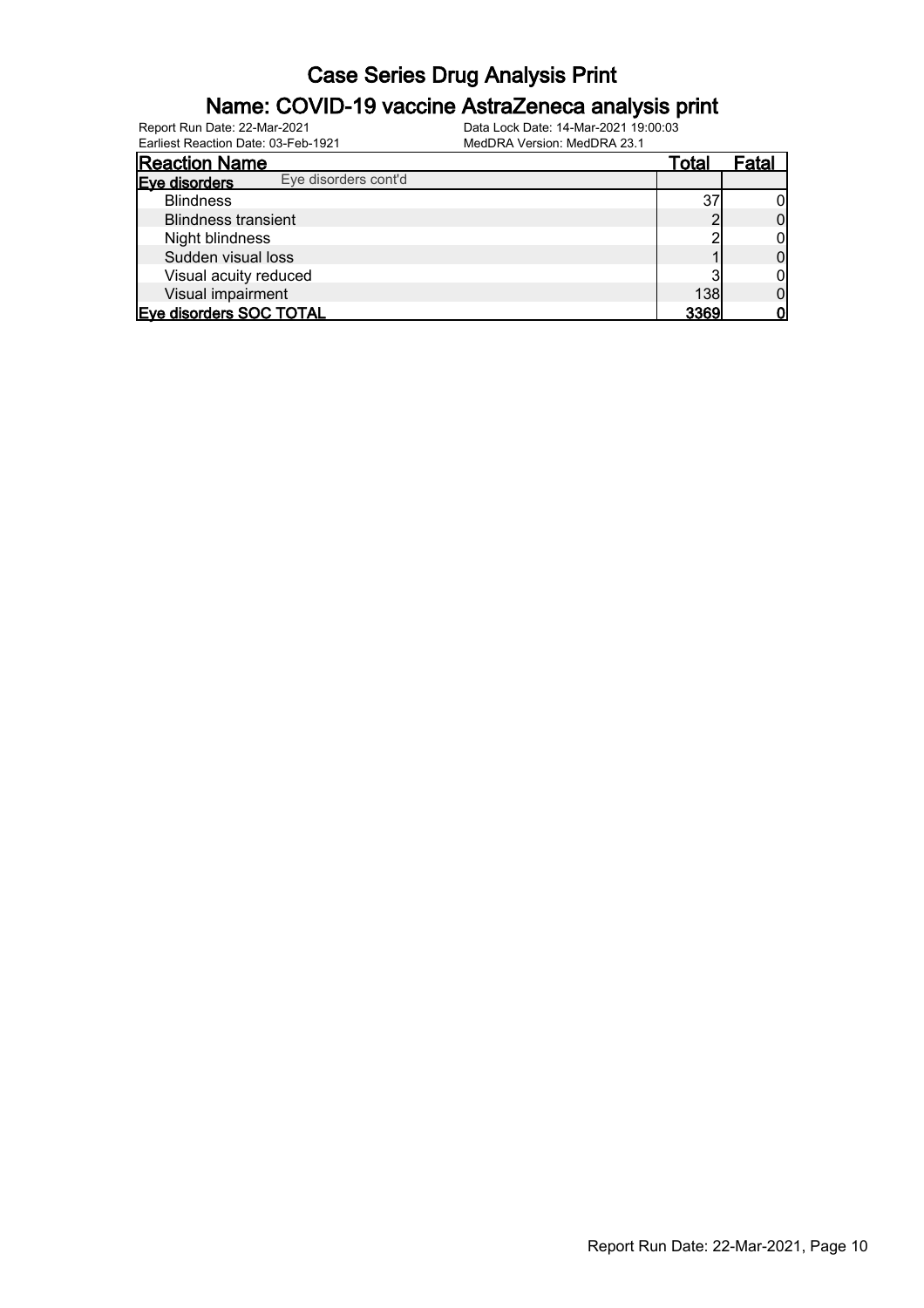# Case Series Drug Analysis Print

## Name: COVID-19 vaccine AstraZeneca analysis print

Report Run Date: 22-Mar-2021
Earliest Reaction Date: 03-Feb-1921
Data Lock Date: 14-Mar-2021 19:00:03
MedDRA Version: MedDRA 23.1

| Reaction Name | Total | Fatal |
|---|---|---|
| **Eye disorders** Eye disorders cont'd | | |
| Blindness | 37 | 0 |
| Blindness transient | 2 | 0 |
| Night blindness | 2 | 0 |
| Sudden visual loss | 1 | 0 |
| Visual acuity reduced | 3 | 0 |
| Visual impairment | 138 | 0 |
| **Eye disorders SOC TOTAL** | **3369** | **0** |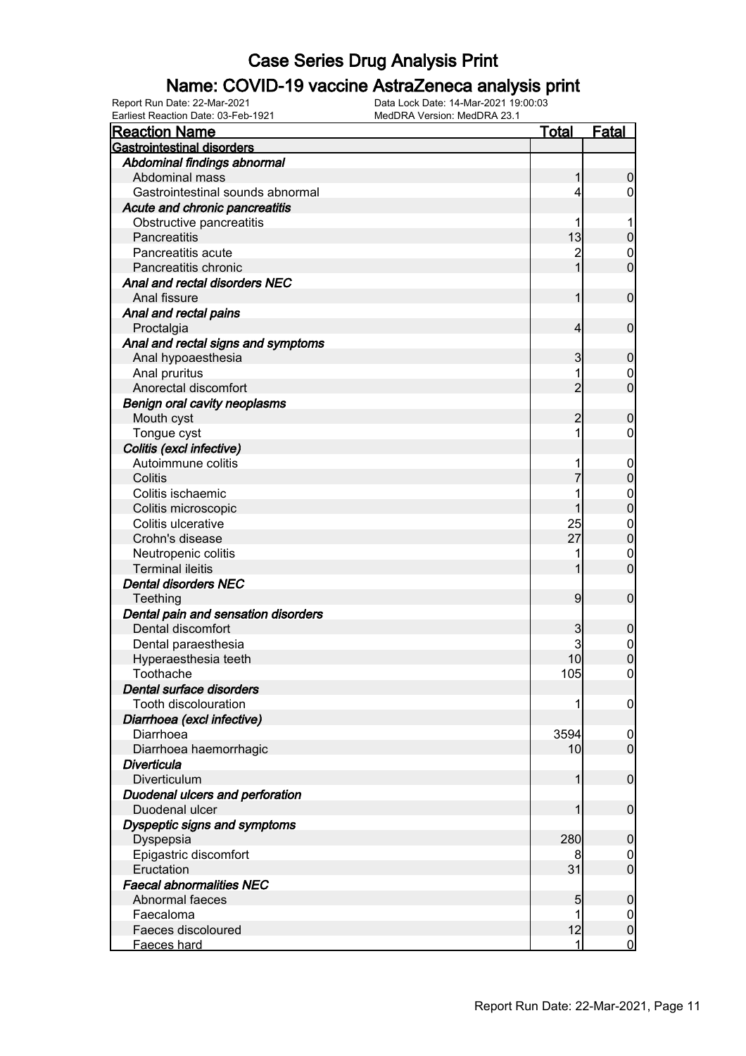# Case Series Drug Analysis Print

## Name: COVID-19 vaccine AstraZeneca analysis print

Report Run Date: 22-Mar-2021
Earliest Reaction Date: 03-Feb-1921
Data Lock Date: 14-Mar-2021 19:00:03
MedDRA Version: MedDRA 23.1

| Reaction Name | Total | Fatal |
|---|---|---|
| **Gastrointestinal disorders** | | |
| ***Abdominal findings abnormal*** | | |
| Abdominal mass | 1 | 0 |
| Gastrointestinal sounds abnormal | 4 | 0 |
| ***Acute and chronic pancreatitis*** | | |
| Obstructive pancreatitis | 1 | 1 |
| Pancreatitis | 13 | 0 |
| Pancreatitis acute | 2 | 0 |
| Pancreatitis chronic | 1 | 0 |
| ***Anal and rectal disorders NEC*** | | |
| Anal fissure | 1 | 0 |
| ***Anal and rectal pains*** | | |
| Proctalgia | 4 | 0 |
| ***Anal and rectal signs and symptoms*** | | |
| Anal hypoaesthesia | 3 | 0 |
| Anal pruritus | 1 | 0 |
| Anorectal discomfort | 2 | 0 |
| ***Benign oral cavity neoplasms*** | | |
| Mouth cyst | 2 | 0 |
| Tongue cyst | 1 | 0 |
| ***Colitis (excl infective)*** | | |
| Autoimmune colitis | 1 | 0 |
| Colitis | 7 | 0 |
| Colitis ischaemic | 1 | 0 |
| Colitis microscopic | 1 | 0 |
| Colitis ulcerative | 25 | 0 |
| Crohn's disease | 27 | 0 |
| Neutropenic colitis | 1 | 0 |
| Terminal ileitis | 1 | 0 |
| ***Dental disorders NEC*** | | |
| Teething | 9 | 0 |
| ***Dental pain and sensation disorders*** | | |
| Dental discomfort | 3 | 0 |
| Dental paraesthesia | 3 | 0 |
| Hyperaesthesia teeth | 10 | 0 |
| Toothache | 105 | 0 |
| ***Dental surface disorders*** | | |
| Tooth discolouration | 1 | 0 |
| ***Diarrhoea (excl infective)*** | | |
| Diarrhoea | 3594 | 0 |
| Diarrhoea haemorrhagic | 10 | 0 |
| ***Diverticula*** | | |
| Diverticulum | 1 | 0 |
| ***Duodenal ulcers and perforation*** | | |
| Duodenal ulcer | 1 | 0 |
| ***Dyspeptic signs and symptoms*** | | |
| Dyspepsia | 280 | 0 |
| Epigastric discomfort | 8 | 0 |
| Eructation | 31 | 0 |
| ***Faecal abnormalities NEC*** | | |
| Abnormal faeces | 5 | 0 |
| Faecaloma | 1 | 0 |
| Faeces discoloured | 12 | 0 |
| Faeces hard | 1 | 0 |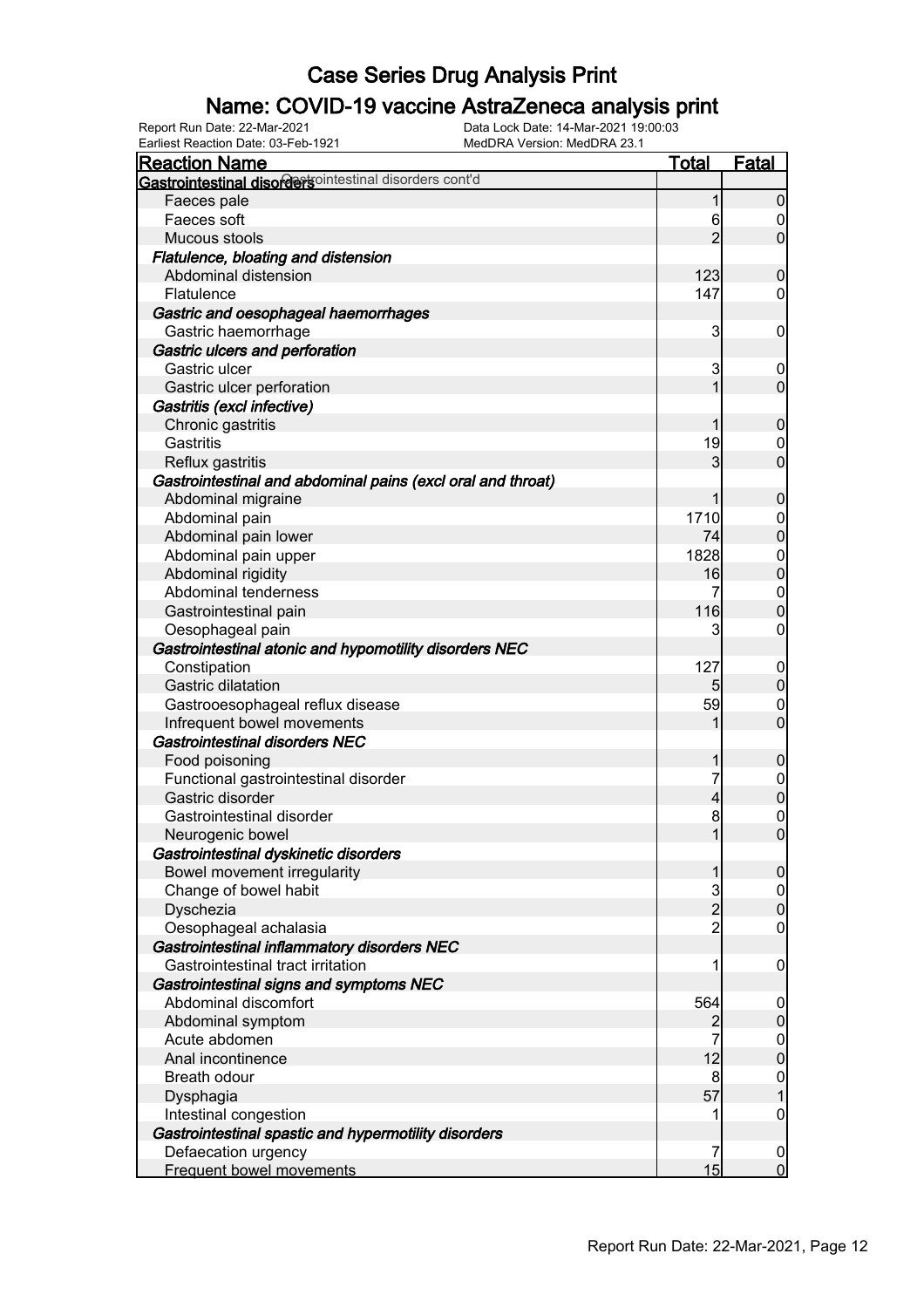# Case Series Drug Analysis Print

## Name: COVID-19 vaccine AstraZeneca analysis print

Report Run Date: 22-Mar-2021
Data Lock Date: 14-Mar-2021 19:00:03
Earliest Reaction Date: 03-Feb-1921
MedDRA Version: MedDRA 23.1

| Reaction Name | Total | Fatal |
|---|---|---|
| **Gastrointestinal disorders** Gastrointestinal disorders cont'd | | |
| Faeces pale | 1 | 0 |
| Faeces soft | 6 | 0 |
| Mucous stools | 2 | 0 |
| ***Flatulence, bloating and distension*** | | |
| Abdominal distension | 123 | 0 |
| Flatulence | 147 | 0 |
| ***Gastric and oesophageal haemorrhages*** | | |
| Gastric haemorrhage | 3 | 0 |
| ***Gastric ulcers and perforation*** | | |
| Gastric ulcer | 3 | 0 |
| Gastric ulcer perforation | 1 | 0 |
| ***Gastritis (excl infective)*** | | |
| Chronic gastritis | 1 | 0 |
| Gastritis | 19 | 0 |
| Reflux gastritis | 3 | 0 |
| ***Gastrointestinal and abdominal pains (excl oral and throat)*** | | |
| Abdominal migraine | 1 | 0 |
| Abdominal pain | 1710 | 0 |
| Abdominal pain lower | 74 | 0 |
| Abdominal pain upper | 1828 | 0 |
| Abdominal rigidity | 16 | 0 |
| Abdominal tenderness | 7 | 0 |
| Gastrointestinal pain | 116 | 0 |
| Oesophageal pain | 3 | 0 |
| ***Gastrointestinal atonic and hypomotility disorders NEC*** | | |
| Constipation | 127 | 0 |
| Gastric dilatation | 5 | 0 |
| Gastrooesophageal reflux disease | 59 | 0 |
| Infrequent bowel movements | 1 | 0 |
| ***Gastrointestinal disorders NEC*** | | |
| Food poisoning | 1 | 0 |
| Functional gastrointestinal disorder | 7 | 0 |
| Gastric disorder | 4 | 0 |
| Gastrointestinal disorder | 8 | 0 |
| Neurogenic bowel | 1 | 0 |
| ***Gastrointestinal dyskinetic disorders*** | | |
| Bowel movement irregularity | 1 | 0 |
| Change of bowel habit | 3 | 0 |
| Dyschezia | 2 | 0 |
| Oesophageal achalasia | 2 | 0 |
| ***Gastrointestinal inflammatory disorders NEC*** | | |
| Gastrointestinal tract irritation | 1 | 0 |
| ***Gastrointestinal signs and symptoms NEC*** | | |
| Abdominal discomfort | 564 | 0 |
| Abdominal symptom | 2 | 0 |
| Acute abdomen | 7 | 0 |
| Anal incontinence | 12 | 0 |
| Breath odour | 8 | 0 |
| Dysphagia | 57 | 1 |
| Intestinal congestion | 1 | 0 |
| ***Gastrointestinal spastic and hypermotility disorders*** | | |
| Defaecation urgency | 7 | 0 |
| Frequent bowel movements | 15 | 0 |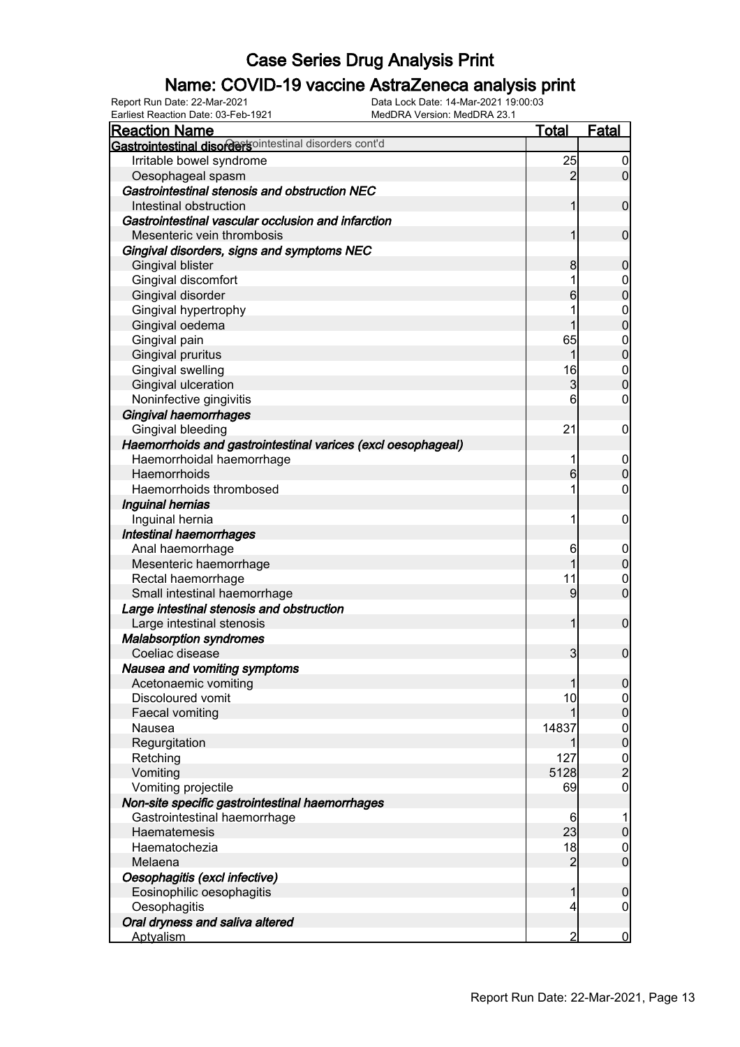# Case Series Drug Analysis Print

## Name: COVID-19 vaccine AstraZeneca analysis print

Report Run Date: 22-Mar-2021
Data Lock Date: 14-Mar-2021 19:00:03
Earliest Reaction Date: 03-Feb-1921
MedDRA Version: MedDRA 23.1

| Reaction Name | Total | Fatal |
|---|---|---|
| **Gastrointestinal disorders** Gastrointestinal disorders cont'd | | |
| Irritable bowel syndrome | 25 | 0 |
| Oesophageal spasm | 2 | 0 |
| ***Gastrointestinal stenosis and obstruction NEC*** | | |
| Intestinal obstruction | 1 | 0 |
| ***Gastrointestinal vascular occlusion and infarction*** | | |
| Mesenteric vein thrombosis | 1 | 0 |
| ***Gingival disorders, signs and symptoms NEC*** | | |
| Gingival blister | 8 | 0 |
| Gingival discomfort | 1 | 0 |
| Gingival disorder | 6 | 0 |
| Gingival hypertrophy | 1 | 0 |
| Gingival oedema | 1 | 0 |
| Gingival pain | 65 | 0 |
| Gingival pruritus | 1 | 0 |
| Gingival swelling | 16 | 0 |
| Gingival ulceration | 3 | 0 |
| Noninfective gingivitis | 6 | 0 |
| ***Gingival haemorrhages*** | | |
| Gingival bleeding | 21 | 0 |
| ***Haemorrhoids and gastrointestinal varices (excl oesophageal)*** | | |
| Haemorrhoidal haemorrhage | 1 | 0 |
| Haemorrhoids | 6 | 0 |
| Haemorrhoids thrombosed | 1 | 0 |
| ***Inguinal hernias*** | | |
| Inguinal hernia | 1 | 0 |
| ***Intestinal haemorrhages*** | | |
| Anal haemorrhage | 6 | 0 |
| Mesenteric haemorrhage | 1 | 0 |
| Rectal haemorrhage | 11 | 0 |
| Small intestinal haemorrhage | 9 | 0 |
| ***Large intestinal stenosis and obstruction*** | | |
| Large intestinal stenosis | 1 | 0 |
| ***Malabsorption syndromes*** | | |
| Coeliac disease | 3 | 0 |
| ***Nausea and vomiting symptoms*** | | |
| Acetonaemic vomiting | 1 | 0 |
| Discoloured vomit | 10 | 0 |
| Faecal vomiting | 1 | 0 |
| Nausea | 14837 | 0 |
| Regurgitation | 1 | 0 |
| Retching | 127 | 0 |
| Vomiting | 5128 | 2 |
| Vomiting projectile | 69 | 0 |
| ***Non-site specific gastrointestinal haemorrhages*** | | |
| Gastrointestinal haemorrhage | 6 | 1 |
| Haematemesis | 23 | 0 |
| Haematochezia | 18 | 0 |
| Melaena | 2 | 0 |
| ***Oesophagitis (excl infective)*** | | |
| Eosinophilic oesophagitis | 1 | 0 |
| Oesophagitis | 4 | 0 |
| ***Oral dryness and saliva altered*** | | |
| Aptyalism | 2 | 0 |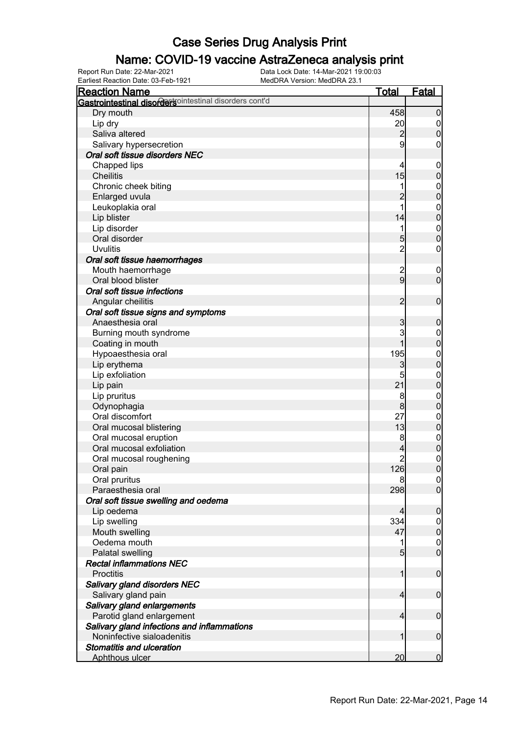# Case Series Drug Analysis Print

## Name: COVID-19 vaccine AstraZeneca analysis print

Report Run Date: 22-Mar-2021
Earliest Reaction Date: 03-Feb-1921
Data Lock Date: 14-Mar-2021 19:00:03
MedDRA Version: MedDRA 23.1

| Reaction Name | Total | Fatal |
|---|---|---|
| **Gastrointestinal disorders** Gastrointestinal disorders cont'd | | |
| Dry mouth | 458 | 0 |
| Lip dry | 20 | 0 |
| Saliva altered | 2 | 0 |
| Salivary hypersecretion | 9 | 0 |
| ***Oral soft tissue disorders NEC*** | | |
| Chapped lips | 4 | 0 |
| Cheilitis | 15 | 0 |
| Chronic cheek biting | 1 | 0 |
| Enlarged uvula | 2 | 0 |
| Leukoplakia oral | 1 | 0 |
| Lip blister | 14 | 0 |
| Lip disorder | 1 | 0 |
| Oral disorder | 5 | 0 |
| Uvulitis | 2 | 0 |
| ***Oral soft tissue haemorrhages*** | | |
| Mouth haemorrhage | 2 | 0 |
| Oral blood blister | 9 | 0 |
| ***Oral soft tissue infections*** | | |
| Angular cheilitis | 2 | 0 |
| ***Oral soft tissue signs and symptoms*** | | |
| Anaesthesia oral | 3 | 0 |
| Burning mouth syndrome | 3 | 0 |
| Coating in mouth | 1 | 0 |
| Hypoaesthesia oral | 195 | 0 |
| Lip erythema | 3 | 0 |
| Lip exfoliation | 5 | 0 |
| Lip pain | 21 | 0 |
| Lip pruritus | 8 | 0 |
| Odynophagia | 8 | 0 |
| Oral discomfort | 27 | 0 |
| Oral mucosal blistering | 13 | 0 |
| Oral mucosal eruption | 8 | 0 |
| Oral mucosal exfoliation | 4 | 0 |
| Oral mucosal roughening | 2 | 0 |
| Oral pain | 126 | 0 |
| Oral pruritus | 8 | 0 |
| Paraesthesia oral | 298 | 0 |
| ***Oral soft tissue swelling and oedema*** | | |
| Lip oedema | 4 | 0 |
| Lip swelling | 334 | 0 |
| Mouth swelling | 47 | 0 |
| Oedema mouth | 1 | 0 |
| Palatal swelling | 5 | 0 |
| ***Rectal inflammations NEC*** | | |
| Proctitis | 1 | 0 |
| ***Salivary gland disorders NEC*** | | |
| Salivary gland pain | 4 | 0 |
| ***Salivary gland enlargements*** | | |
| Parotid gland enlargement | 4 | 0 |
| ***Salivary gland infections and inflammations*** | | |
| Noninfective sialoadenitis | 1 | 0 |
| ***Stomatitis and ulceration*** | | |
| Aphthous ulcer | 20 | 0 |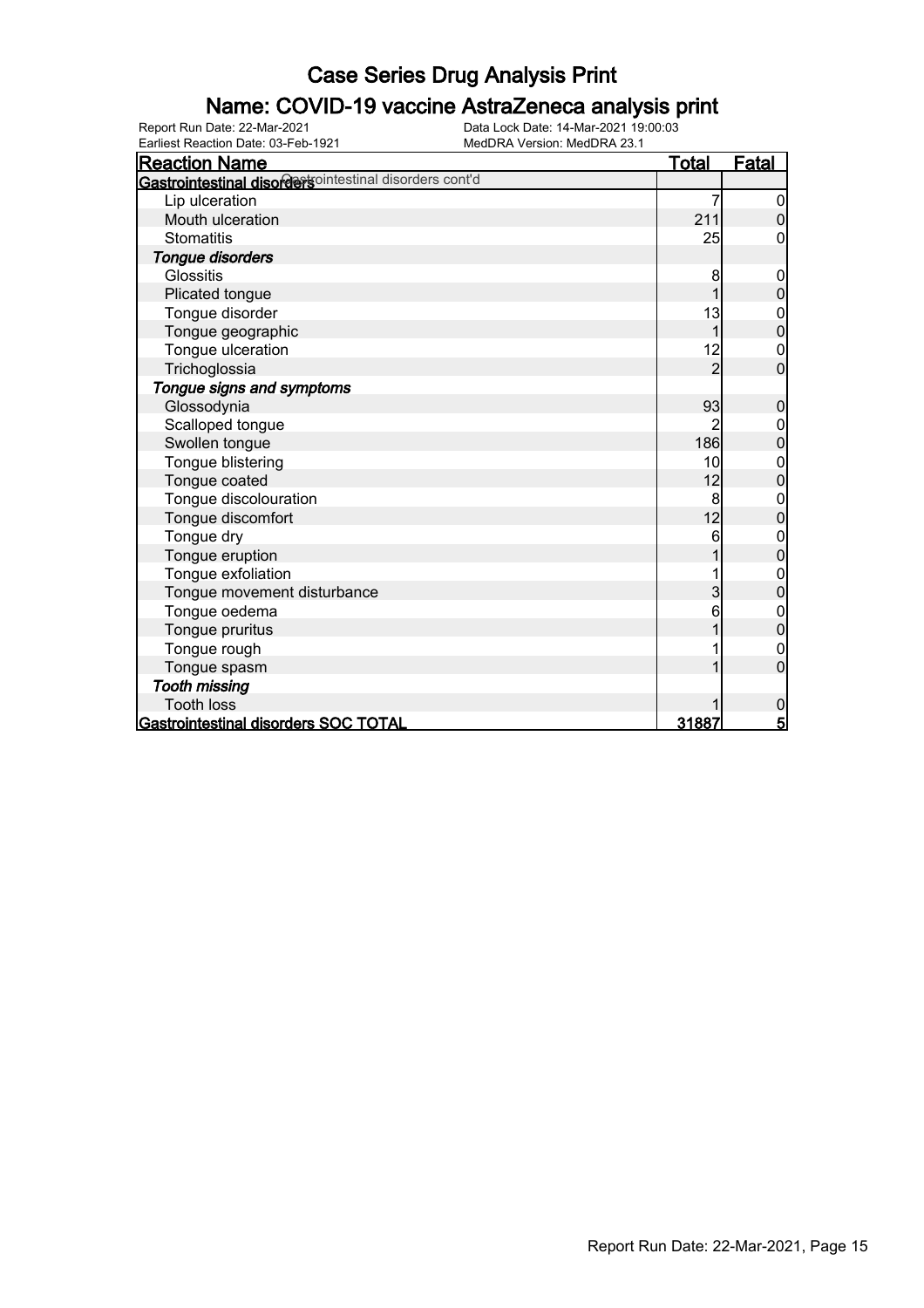# Case Series Drug Analysis Print

## Name: COVID-19 vaccine AstraZeneca analysis print

Report Run Date: 22-Mar-2021 Data Lock Date: 14-Mar-2021 19:00:03
Earliest Reaction Date: 03-Feb-1921 MedDRA Version: MedDRA 23.1

| Reaction Name | Total | Fatal |
|---|---|---|
| **Gastrointestinal disorders** Gastrointestinal disorders cont'd | | |
| Lip ulceration | 7 | 0 |
| Mouth ulceration | 211 | 0 |
| Stomatitis | 25 | 0 |
| ***Tongue disorders*** | | |
| Glossitis | 8 | 0 |
| Plicated tongue | 1 | 0 |
| Tongue disorder | 13 | 0 |
| Tongue geographic | 1 | 0 |
| Tongue ulceration | 12 | 0 |
| Trichoglossia | 2 | 0 |
| ***Tongue signs and symptoms*** | | |
| Glossodynia | 93 | 0 |
| Scalloped tongue | 2 | 0 |
| Swollen tongue | 186 | 0 |
| Tongue blistering | 10 | 0 |
| Tongue coated | 12 | 0 |
| Tongue discolouration | 8 | 0 |
| Tongue discomfort | 12 | 0 |
| Tongue dry | 6 | 0 |
| Tongue eruption | 1 | 0 |
| Tongue exfoliation | 1 | 0 |
| Tongue movement disturbance | 3 | 0 |
| Tongue oedema | 6 | 0 |
| Tongue pruritus | 1 | 0 |
| Tongue rough | 1 | 0 |
| Tongue spasm | 1 | 0 |
| ***Tooth missing*** | | |
| Tooth loss | 1 | 0 |
| **Gastrointestinal disorders SOC TOTAL** | **31887** | **5** |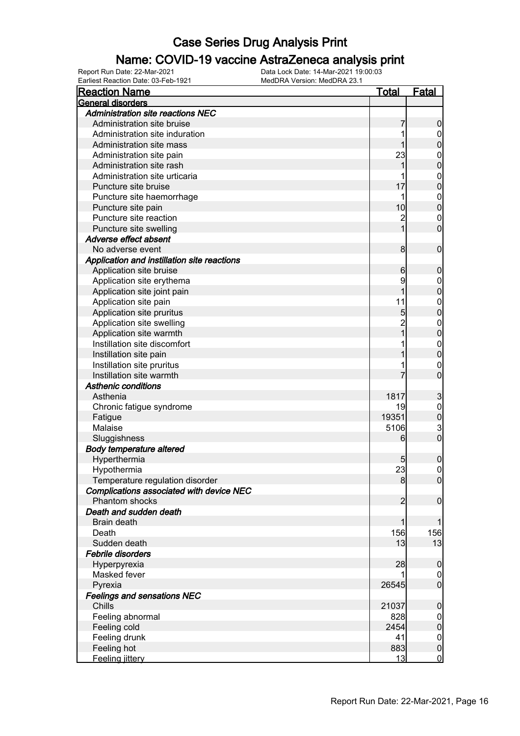# Case Series Drug Analysis Print

## Name: COVID-19 vaccine AstraZeneca analysis print

Report Run Date: 22-Mar-2021
Earliest Reaction Date: 03-Feb-1921
Data Lock Date: 14-Mar-2021 19:00:03
MedDRA Version: MedDRA 23.1

| Reaction Name | Total | Fatal |
|---|---|---|
| **General disorders** | | |
| *Administration site reactions NEC* | | |
| Administration site bruise | 7 | 0 |
| Administration site induration | 1 | 0 |
| Administration site mass | 1 | 0 |
| Administration site pain | 23 | 0 |
| Administration site rash | 1 | 0 |
| Administration site urticaria | 1 | 0 |
| Puncture site bruise | 17 | 0 |
| Puncture site haemorrhage | 1 | 0 |
| Puncture site pain | 10 | 0 |
| Puncture site reaction | 2 | 0 |
| Puncture site swelling | 1 | 0 |
| *Adverse effect absent* | | |
| No adverse event | 8 | 0 |
| *Application and instillation site reactions* | | |
| Application site bruise | 6 | 0 |
| Application site erythema | 9 | 0 |
| Application site joint pain | 1 | 0 |
| Application site pain | 11 | 0 |
| Application site pruritus | 5 | 0 |
| Application site swelling | 2 | 0 |
| Application site warmth | 1 | 0 |
| Instillation site discomfort | 1 | 0 |
| Instillation site pain | 1 | 0 |
| Instillation site pruritus | 1 | 0 |
| Instillation site warmth | 7 | 0 |
| *Asthenic conditions* | | |
| Asthenia | 1817 | 3 |
| Chronic fatigue syndrome | 19 | 0 |
| Fatigue | 19351 | 0 |
| Malaise | 5106 | 3 |
| Sluggishness | 6 | 0 |
| *Body temperature altered* | | |
| Hyperthermia | 5 | 0 |
| Hypothermia | 23 | 0 |
| Temperature regulation disorder | 8 | 0 |
| *Complications associated with device NEC* | | |
| Phantom shocks | 2 | 0 |
| *Death and sudden death* | | |
| Brain death | 1 | 1 |
| Death | 156 | 156 |
| Sudden death | 13 | 13 |
| *Febrile disorders* | | |
| Hyperpyrexia | 28 | 0 |
| Masked fever | 1 | 0 |
| Pyrexia | 26545 | 0 |
| *Feelings and sensations NEC* | | |
| Chills | 21037 | 0 |
| Feeling abnormal | 828 | 0 |
| Feeling cold | 2454 | 0 |
| Feeling drunk | 41 | 0 |
| Feeling hot | 883 | 0 |
| Feeling jittery | 13 | 0 |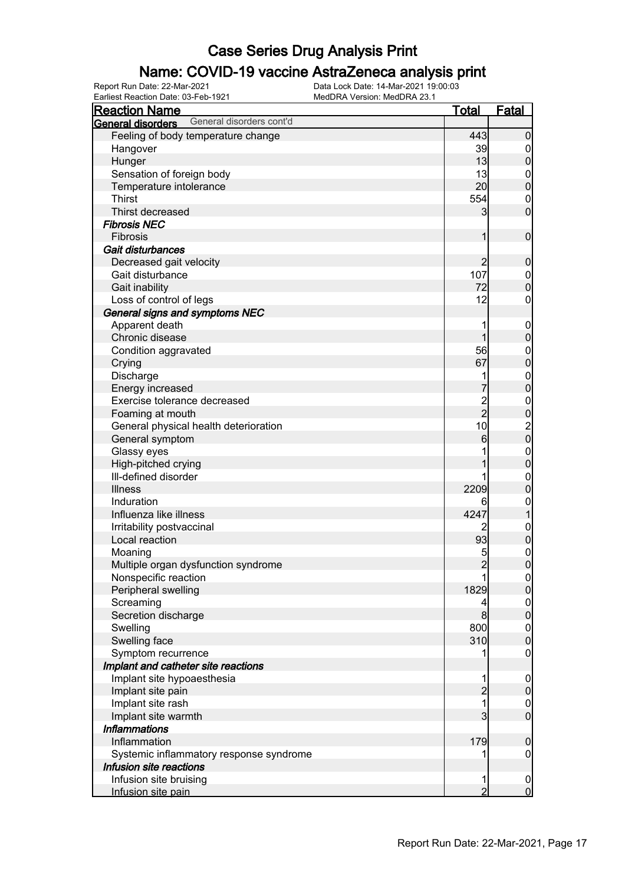# Case Series Drug Analysis Print

## Name: COVID-19 vaccine AstraZeneca analysis print

Report Run Date: 22-Mar-2021
Data Lock Date: 14-Mar-2021 19:00:03
Earliest Reaction Date: 03-Feb-1921
MedDRA Version: MedDRA 23.1

| Reaction Name | Total | Fatal |
|---|---|---|
| **General disorders** General disorders cont'd | | |
| Feeling of body temperature change | 443 | 0 |
| Hangover | 39 | 0 |
| Hunger | 13 | 0 |
| Sensation of foreign body | 13 | 0 |
| Temperature intolerance | 20 | 0 |
| Thirst | 554 | 0 |
| Thirst decreased | 3 | 0 |
| ***Fibrosis NEC*** | | |
| Fibrosis | 1 | 0 |
| ***Gait disturbances*** | | |
| Decreased gait velocity | 2 | 0 |
| Gait disturbance | 107 | 0 |
| Gait inability | 72 | 0 |
| Loss of control of legs | 12 | 0 |
| ***General signs and symptoms NEC*** | | |
| Apparent death | 1 | 0 |
| Chronic disease | 1 | 0 |
| Condition aggravated | 56 | 0 |
| Crying | 67 | 0 |
| Discharge | 1 | 0 |
| Energy increased | 7 | 0 |
| Exercise tolerance decreased | 2 | 0 |
| Foaming at mouth | 2 | 0 |
| General physical health deterioration | 10 | 2 |
| General symptom | 6 | 0 |
| Glassy eyes | 1 | 0 |
| High-pitched crying | 1 | 0 |
| Ill-defined disorder | 1 | 0 |
| Illness | 2209 | 0 |
| Induration | 6 | 0 |
| Influenza like illness | 4247 | 1 |
| Irritability postvaccinal | 2 | 0 |
| Local reaction | 93 | 0 |
| Moaning | 5 | 0 |
| Multiple organ dysfunction syndrome | 2 | 0 |
| Nonspecific reaction | 1 | 0 |
| Peripheral swelling | 1829 | 0 |
| Screaming | 4 | 0 |
| Secretion discharge | 8 | 0 |
| Swelling | 800 | 0 |
| Swelling face | 310 | 0 |
| Symptom recurrence | 1 | 0 |
| ***Implant and catheter site reactions*** | | |
| Implant site hypoaesthesia | 1 | 0 |
| Implant site pain | 2 | 0 |
| Implant site rash | 1 | 0 |
| Implant site warmth | 3 | 0 |
| ***Inflammations*** | | |
| Inflammation | 179 | 0 |
| Systemic inflammatory response syndrome | 1 | 0 |
| ***Infusion site reactions*** | | |
| Infusion site bruising | 1 | 0 |
| Infusion site pain | 2 | 0 |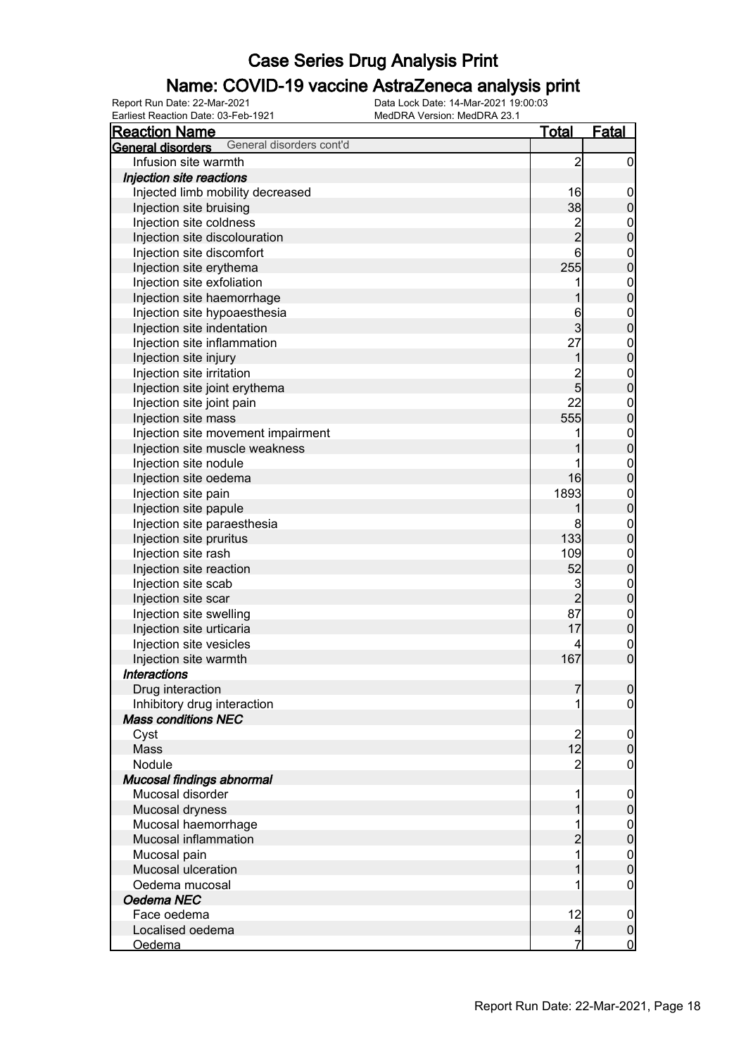# Case Series Drug Analysis Print

## Name: COVID-19 vaccine AstraZeneca analysis print

Report Run Date: 22-Mar-2021
Earliest Reaction Date: 03-Feb-1921
Data Lock Date: 14-Mar-2021 19:00:03
MedDRA Version: MedDRA 23.1

| Reaction Name | Total | Fatal |
|---|---|---|
| **General disorders** General disorders cont'd | | |
| Infusion site warmth | 2 | 0 |
| ***Injection site reactions*** | | |
| Injected limb mobility decreased | 16 | 0 |
| Injection site bruising | 38 | 0 |
| Injection site coldness | 2 | 0 |
| Injection site discolouration | 2 | 0 |
| Injection site discomfort | 6 | 0 |
| Injection site erythema | 255 | 0 |
| Injection site exfoliation | 1 | 0 |
| Injection site haemorrhage | 1 | 0 |
| Injection site hypoaesthesia | 6 | 0 |
| Injection site indentation | 3 | 0 |
| Injection site inflammation | 27 | 0 |
| Injection site injury | 1 | 0 |
| Injection site irritation | 2 | 0 |
| Injection site joint erythema | 5 | 0 |
| Injection site joint pain | 22 | 0 |
| Injection site mass | 555 | 0 |
| Injection site movement impairment | 1 | 0 |
| Injection site muscle weakness | 1 | 0 |
| Injection site nodule | 1 | 0 |
| Injection site oedema | 16 | 0 |
| Injection site pain | 1893 | 0 |
| Injection site papule | 1 | 0 |
| Injection site paraesthesia | 8 | 0 |
| Injection site pruritus | 133 | 0 |
| Injection site rash | 109 | 0 |
| Injection site reaction | 52 | 0 |
| Injection site scab | 3 | 0 |
| Injection site scar | 2 | 0 |
| Injection site swelling | 87 | 0 |
| Injection site urticaria | 17 | 0 |
| Injection site vesicles | 4 | 0 |
| Injection site warmth | 167 | 0 |
| ***Interactions*** | | |
| Drug interaction | 7 | 0 |
| Inhibitory drug interaction | 1 | 0 |
| ***Mass conditions NEC*** | | |
| Cyst | 2 | 0 |
| Mass | 12 | 0 |
| Nodule | 2 | 0 |
| ***Mucosal findings abnormal*** | | |
| Mucosal disorder | 1 | 0 |
| Mucosal dryness | 1 | 0 |
| Mucosal haemorrhage | 1 | 0 |
| Mucosal inflammation | 2 | 0 |
| Mucosal pain | 1 | 0 |
| Mucosal ulceration | 1 | 0 |
| Oedema mucosal | 1 | 0 |
| ***Oedema NEC*** | | |
| Face oedema | 12 | 0 |
| Localised oedema | 4 | 0 |
| Oedema | 7 | 0 |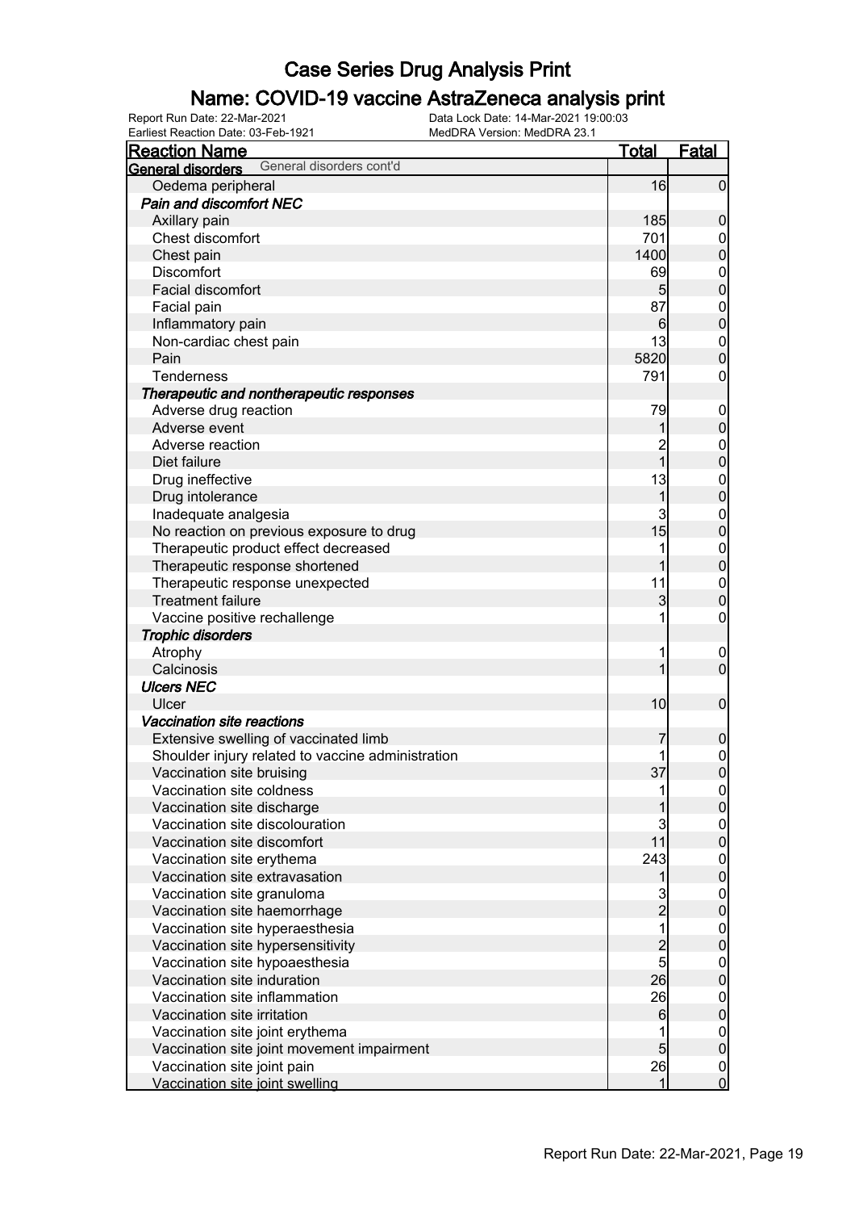# Case Series Drug Analysis Print

## Name: COVID-19 vaccine AstraZeneca analysis print

Report Run Date: 22-Mar-2021
Data Lock Date: 14-Mar-2021 19:00:03
Earliest Reaction Date: 03-Feb-1921
MedDRA Version: MedDRA 23.1

| Reaction Name | Total | Fatal |
|---|---|---|
| **General disorders** General disorders cont'd | | |
| Oedema peripheral | 16 | 0 |
| ***Pain and discomfort NEC*** | | |
| Axillary pain | 185 | 0 |
| Chest discomfort | 701 | 0 |
| Chest pain | 1400 | 0 |
| Discomfort | 69 | 0 |
| Facial discomfort | 5 | 0 |
| Facial pain | 87 | 0 |
| Inflammatory pain | 6 | 0 |
| Non-cardiac chest pain | 13 | 0 |
| Pain | 5820 | 0 |
| Tenderness | 791 | 0 |
| ***Therapeutic and nontherapeutic responses*** | | |
| Adverse drug reaction | 79 | 0 |
| Adverse event | 1 | 0 |
| Adverse reaction | 2 | 0 |
| Diet failure | 1 | 0 |
| Drug ineffective | 13 | 0 |
| Drug intolerance | 1 | 0 |
| Inadequate analgesia | 3 | 0 |
| No reaction on previous exposure to drug | 15 | 0 |
| Therapeutic product effect decreased | 1 | 0 |
| Therapeutic response shortened | 1 | 0 |
| Therapeutic response unexpected | 11 | 0 |
| Treatment failure | 3 | 0 |
| Vaccine positive rechallenge | 1 | 0 |
| ***Trophic disorders*** | | |
| Atrophy | 1 | 0 |
| Calcinosis | 1 | 0 |
| ***Ulcers NEC*** | | |
| Ulcer | 10 | 0 |
| ***Vaccination site reactions*** | | |
| Extensive swelling of vaccinated limb | 7 | 0 |
| Shoulder injury related to vaccine administration | 1 | 0 |
| Vaccination site bruising | 37 | 0 |
| Vaccination site coldness | 1 | 0 |
| Vaccination site discharge | 1 | 0 |
| Vaccination site discolouration | 3 | 0 |
| Vaccination site discomfort | 11 | 0 |
| Vaccination site erythema | 243 | 0 |
| Vaccination site extravasation | 1 | 0 |
| Vaccination site granuloma | 3 | 0 |
| Vaccination site haemorrhage | 2 | 0 |
| Vaccination site hyperaesthesia | 1 | 0 |
| Vaccination site hypersensitivity | 2 | 0 |
| Vaccination site hypoaesthesia | 5 | 0 |
| Vaccination site induration | 26 | 0 |
| Vaccination site inflammation | 26 | 0 |
| Vaccination site irritation | 6 | 0 |
| Vaccination site joint erythema | 1 | 0 |
| Vaccination site joint movement impairment | 5 | 0 |
| Vaccination site joint pain | 26 | 0 |
| Vaccination site joint swelling | 1 | 0 |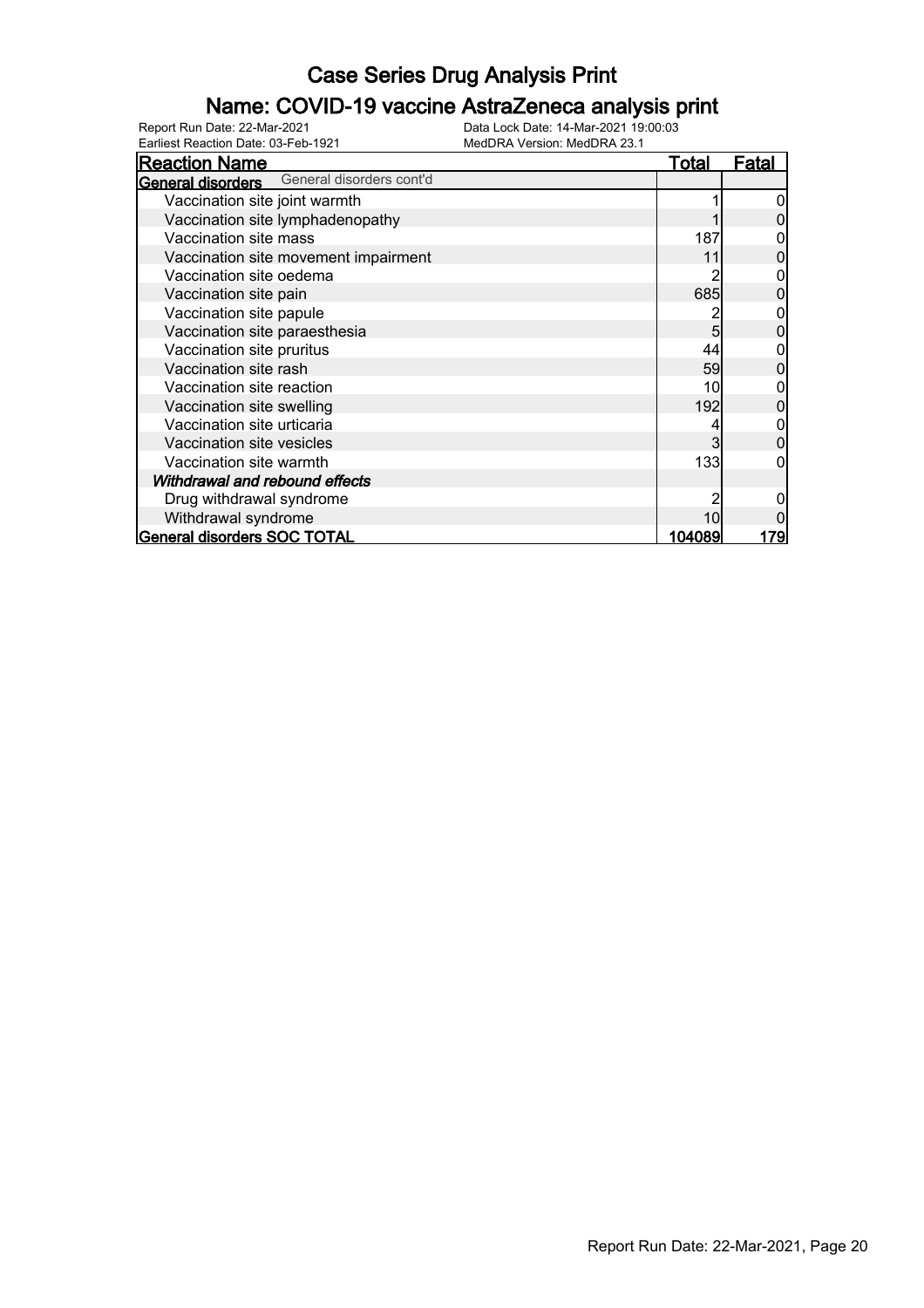# Case Series Drug Analysis Print

## Name: COVID-19 vaccine AstraZeneca analysis print

Report Run Date: 22-Mar-2021 Data Lock Date: 14-Mar-2021 19:00:03
Earliest Reaction Date: 03-Feb-1921 MedDRA Version: MedDRA 23.1

| Reaction Name | Total | Fatal |
|---|---|---|
| **General disorders** General disorders cont'd | | |
| Vaccination site joint warmth | 1 | 0 |
| Vaccination site lymphadenopathy | 1 | 0 |
| Vaccination site mass | 187 | 0 |
| Vaccination site movement impairment | 11 | 0 |
| Vaccination site oedema | 2 | 0 |
| Vaccination site pain | 685 | 0 |
| Vaccination site papule | 2 | 0 |
| Vaccination site paraesthesia | 5 | 0 |
| Vaccination site pruritus | 44 | 0 |
| Vaccination site rash | 59 | 0 |
| Vaccination site reaction | 10 | 0 |
| Vaccination site swelling | 192 | 0 |
| Vaccination site urticaria | 4 | 0 |
| Vaccination site vesicles | 3 | 0 |
| Vaccination site warmth | 133 | 0 |
| *Withdrawal and rebound effects* | | |
| Drug withdrawal syndrome | 2 | 0 |
| Withdrawal syndrome | 10 | 0 |
| **General disorders SOC TOTAL** | **104089** | **179** |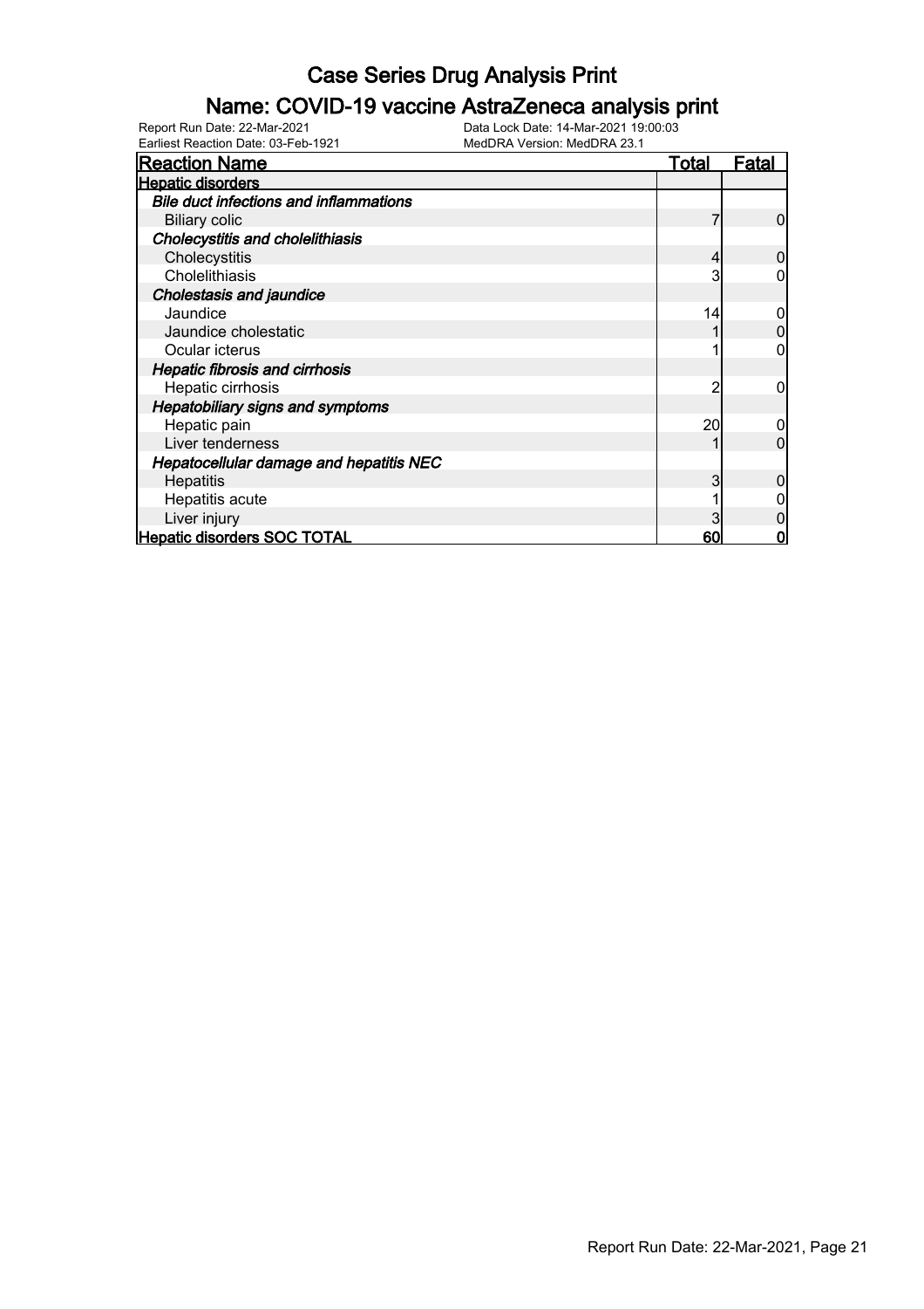# Case Series Drug Analysis Print

## Name: COVID-19 vaccine AstraZeneca analysis print

Report Run Date: 22-Mar-2021    Data Lock Date: 14-Mar-2021 19:00:03
Earliest Reaction Date: 03-Feb-1921    MedDRA Version: MedDRA 23.1

| Reaction Name | Total | Fatal |
|---|---|---|
| **Hepatic disorders** | | |
| ***Bile duct infections and inflammations*** | | |
| Biliary colic | 7 | 0 |
| ***Cholecystitis and cholelithiasis*** | | |
| Cholecystitis | 4 | 0 |
| Cholelithiasis | 3 | 0 |
| ***Cholestasis and jaundice*** | | |
| Jaundice | 14 | 0 |
| Jaundice cholestatic | 1 | 0 |
| Ocular icterus | 1 | 0 |
| ***Hepatic fibrosis and cirrhosis*** | | |
| Hepatic cirrhosis | 2 | 0 |
| ***Hepatobiliary signs and symptoms*** | | |
| Hepatic pain | 20 | 0 |
| Liver tenderness | 1 | 0 |
| ***Hepatocellular damage and hepatitis NEC*** | | |
| Hepatitis | 3 | 0 |
| Hepatitis acute | 1 | 0 |
| Liver injury | 3 | 0 |
| **Hepatic disorders SOC TOTAL** | **60** | **0** |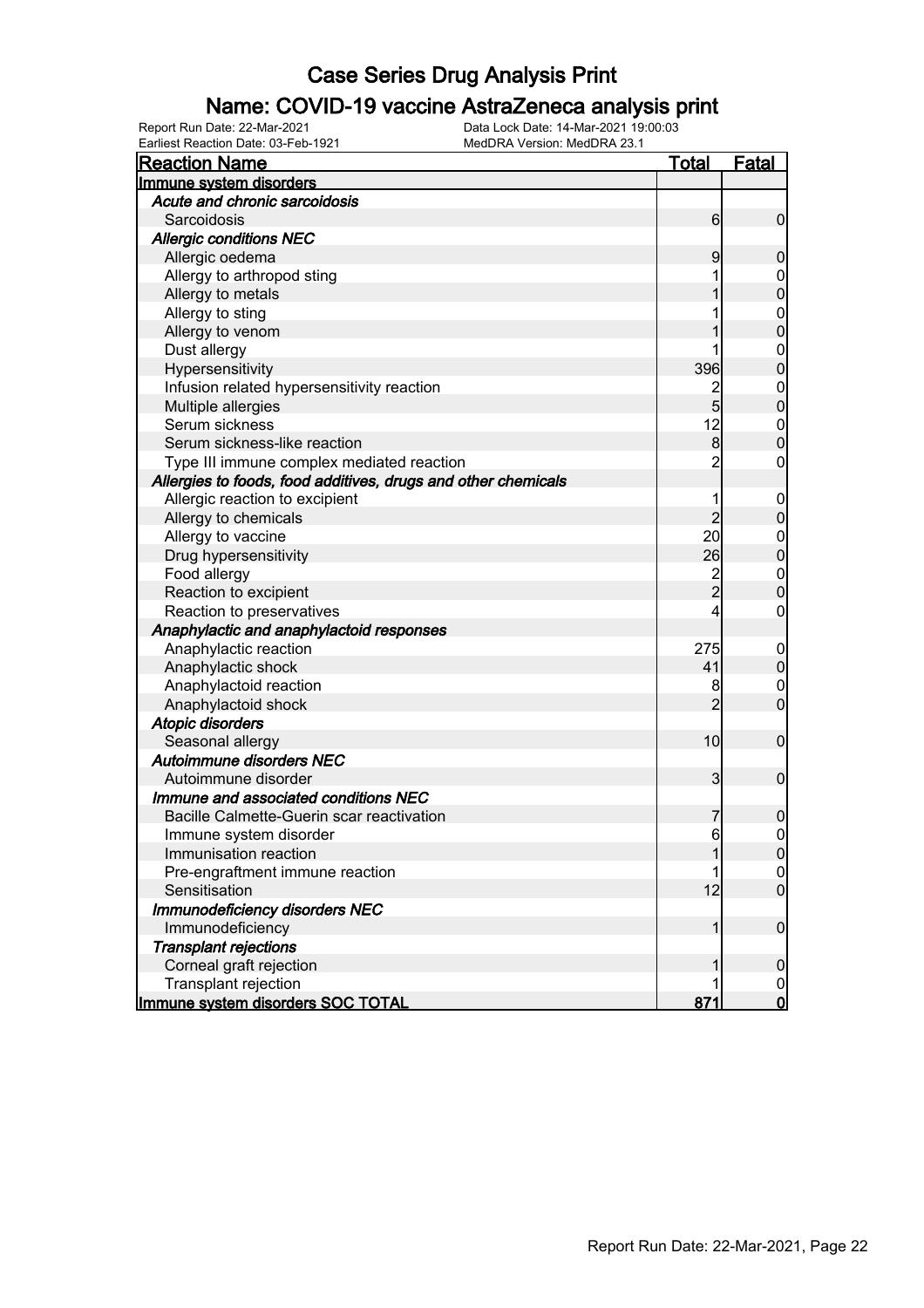# Case Series Drug Analysis Print

## Name: COVID-19 vaccine AstraZeneca analysis print

Report Run Date: 22-Mar-2021
Earliest Reaction Date: 03-Feb-1921
Data Lock Date: 14-Mar-2021 19:00:03
MedDRA Version: MedDRA 23.1

| Reaction Name | Total | Fatal |
|---|---|---|
| **Immune system disorders** | | |
| ***Acute and chronic sarcoidosis*** | | |
| Sarcoidosis | 6 | 0 |
| ***Allergic conditions NEC*** | | |
| Allergic oedema | 9 | 0 |
| Allergy to arthropod sting | 1 | 0 |
| Allergy to metals | 1 | 0 |
| Allergy to sting | 1 | 0 |
| Allergy to venom | 1 | 0 |
| Dust allergy | 1 | 0 |
| Hypersensitivity | 396 | 0 |
| Infusion related hypersensitivity reaction | 2 | 0 |
| Multiple allergies | 5 | 0 |
| Serum sickness | 12 | 0 |
| Serum sickness-like reaction | 8 | 0 |
| Type III immune complex mediated reaction | 2 | 0 |
| ***Allergies to foods, food additives, drugs and other chemicals*** | | |
| Allergic reaction to excipient | 1 | 0 |
| Allergy to chemicals | 2 | 0 |
| Allergy to vaccine | 20 | 0 |
| Drug hypersensitivity | 26 | 0 |
| Food allergy | 2 | 0 |
| Reaction to excipient | 2 | 0 |
| Reaction to preservatives | 4 | 0 |
| ***Anaphylactic and anaphylactoid responses*** | | |
| Anaphylactic reaction | 275 | 0 |
| Anaphylactic shock | 41 | 0 |
| Anaphylactoid reaction | 8 | 0 |
| Anaphylactoid shock | 2 | 0 |
| ***Atopic disorders*** | | |
| Seasonal allergy | 10 | 0 |
| ***Autoimmune disorders NEC*** | | |
| Autoimmune disorder | 3 | 0 |
| ***Immune and associated conditions NEC*** | | |
| Bacille Calmette-Guerin scar reactivation | 7 | 0 |
| Immune system disorder | 6 | 0 |
| Immunisation reaction | 1 | 0 |
| Pre-engraftment immune reaction | 1 | 0 |
| Sensitisation | 12 | 0 |
| ***Immunodeficiency disorders NEC*** | | |
| Immunodeficiency | 1 | 0 |
| ***Transplant rejections*** | | |
| Corneal graft rejection | 1 | 0 |
| Transplant rejection | 1 | 0 |
| **Immune system disorders SOC TOTAL** | **871** | **0** |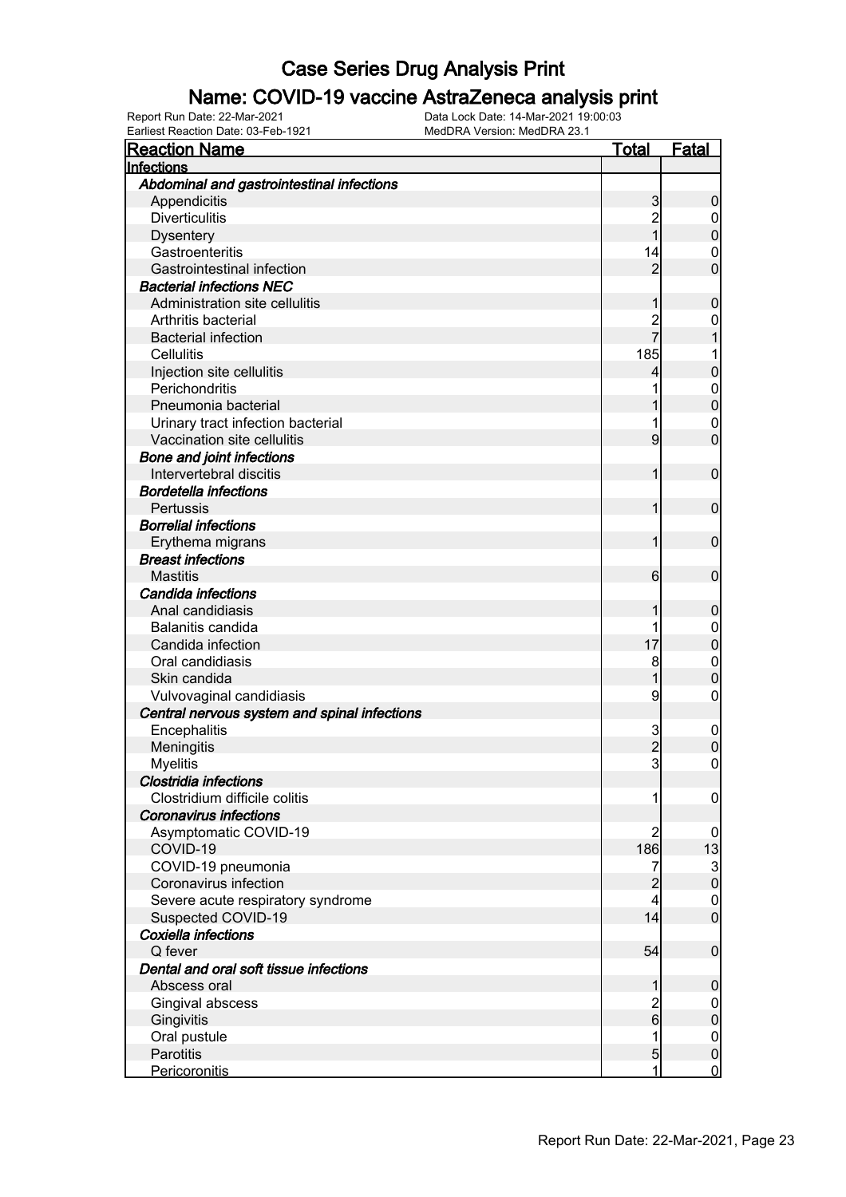# Case Series Drug Analysis Print

## Name: COVID-19 vaccine AstraZeneca analysis print

Report Run Date: 22-Mar-2021
Data Lock Date: 14-Mar-2021 19:00:03
Earliest Reaction Date: 03-Feb-1921
MedDRA Version: MedDRA 23.1

| Reaction Name | Total | Fatal |
|---|---|---|
| **Infections** | | |
| ***Abdominal and gastrointestinal infections*** | | |
| Appendicitis | 3 | 0 |
| Diverticulitis | 2 | 0 |
| Dysentery | 1 | 0 |
| Gastroenteritis | 14 | 0 |
| Gastrointestinal infection | 2 | 0 |
| ***Bacterial infections NEC*** | | |
| Administration site cellulitis | 1 | 0 |
| Arthritis bacterial | 2 | 0 |
| Bacterial infection | 7 | 1 |
| Cellulitis | 185 | 1 |
| Injection site cellulitis | 4 | 0 |
| Perichondritis | 1 | 0 |
| Pneumonia bacterial | 1 | 0 |
| Urinary tract infection bacterial | 1 | 0 |
| Vaccination site cellulitis | 9 | 0 |
| ***Bone and joint infections*** | | |
| Intervertebral discitis | 1 | 0 |
| ***Bordetella infections*** | | |
| Pertussis | 1 | 0 |
| ***Borrelial infections*** | | |
| Erythema migrans | 1 | 0 |
| ***Breast infections*** | | |
| Mastitis | 6 | 0 |
| ***Candida infections*** | | |
| Anal candidiasis | 1 | 0 |
| Balanitis candida | 1 | 0 |
| Candida infection | 17 | 0 |
| Oral candidiasis | 8 | 0 |
| Skin candida | 1 | 0 |
| Vulvovaginal candidiasis | 9 | 0 |
| ***Central nervous system and spinal infections*** | | |
| Encephalitis | 3 | 0 |
| Meningitis | 2 | 0 |
| Myelitis | 3 | 0 |
| ***Clostridia infections*** | | |
| Clostridium difficile colitis | 1 | 0 |
| ***Coronavirus infections*** | | |
| Asymptomatic COVID-19 | 2 | 0 |
| COVID-19 | 186 | 13 |
| COVID-19 pneumonia | 7 | 3 |
| Coronavirus infection | 2 | 0 |
| Severe acute respiratory syndrome | 4 | 0 |
| Suspected COVID-19 | 14 | 0 |
| ***Coxiella infections*** | | |
| Q fever | 54 | 0 |
| ***Dental and oral soft tissue infections*** | | |
| Abscess oral | 1 | 0 |
| Gingival abscess | 2 | 0 |
| Gingivitis | 6 | 0 |
| Oral pustule | 1 | 0 |
| Parotitis | 5 | 0 |
| Pericoronitis | 1 | 0 |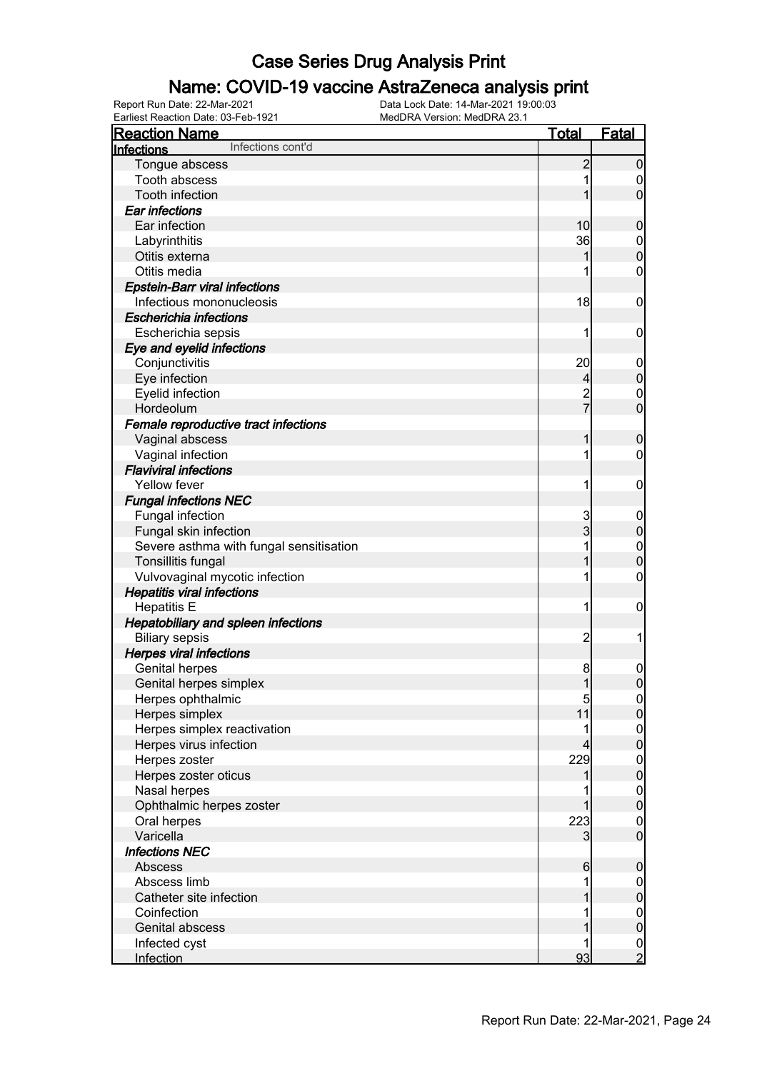# Case Series Drug Analysis Print

## Name: COVID-19 vaccine AstraZeneca analysis print

Report Run Date: 22-Mar-2021  Data Lock Date: 14-Mar-2021 19:00:03
Earliest Reaction Date: 03-Feb-1921  MedDRA Version: MedDRA 23.1

| Reaction Name | Total | Fatal |
|---|---|---|
| **Infections** Infections cont'd | | |
| Tongue abscess | 2 | 0 |
| Tooth abscess | 1 | 0 |
| Tooth infection | 1 | 0 |
| ***Ear infections*** | | |
| Ear infection | 10 | 0 |
| Labyrinthitis | 36 | 0 |
| Otitis externa | 1 | 0 |
| Otitis media | 1 | 0 |
| ***Epstein-Barr viral infections*** | | |
| Infectious mononucleosis | 18 | 0 |
| ***Escherichia infections*** | | |
| Escherichia sepsis | 1 | 0 |
| ***Eye and eyelid infections*** | | |
| Conjunctivitis | 20 | 0 |
| Eye infection | 4 | 0 |
| Eyelid infection | 2 | 0 |
| Hordeolum | 7 | 0 |
| ***Female reproductive tract infections*** | | |
| Vaginal abscess | 1 | 0 |
| Vaginal infection | 1 | 0 |
| ***Flaviviral infections*** | | |
| Yellow fever | 1 | 0 |
| ***Fungal infections NEC*** | | |
| Fungal infection | 3 | 0 |
| Fungal skin infection | 3 | 0 |
| Severe asthma with fungal sensitisation | 1 | 0 |
| Tonsillitis fungal | 1 | 0 |
| Vulvovaginal mycotic infection | 1 | 0 |
| ***Hepatitis viral infections*** | | |
| Hepatitis E | 1 | 0 |
| ***Hepatobiliary and spleen infections*** | | |
| Biliary sepsis | 2 | 1 |
| ***Herpes viral infections*** | | |
| Genital herpes | 8 | 0 |
| Genital herpes simplex | 1 | 0 |
| Herpes ophthalmic | 5 | 0 |
| Herpes simplex | 11 | 0 |
| Herpes simplex reactivation | 1 | 0 |
| Herpes virus infection | 4 | 0 |
| Herpes zoster | 229 | 0 |
| Herpes zoster oticus | 1 | 0 |
| Nasal herpes | 1 | 0 |
| Ophthalmic herpes zoster | 1 | 0 |
| Oral herpes | 223 | 0 |
| Varicella | 3 | 0 |
| ***Infections NEC*** | | |
| Abscess | 6 | 0 |
| Abscess limb | 1 | 0 |
| Catheter site infection | 1 | 0 |
| Coinfection | 1 | 0 |
| Genital abscess | 1 | 0 |
| Infected cyst | 1 | 0 |
| Infection | 93 | 2 |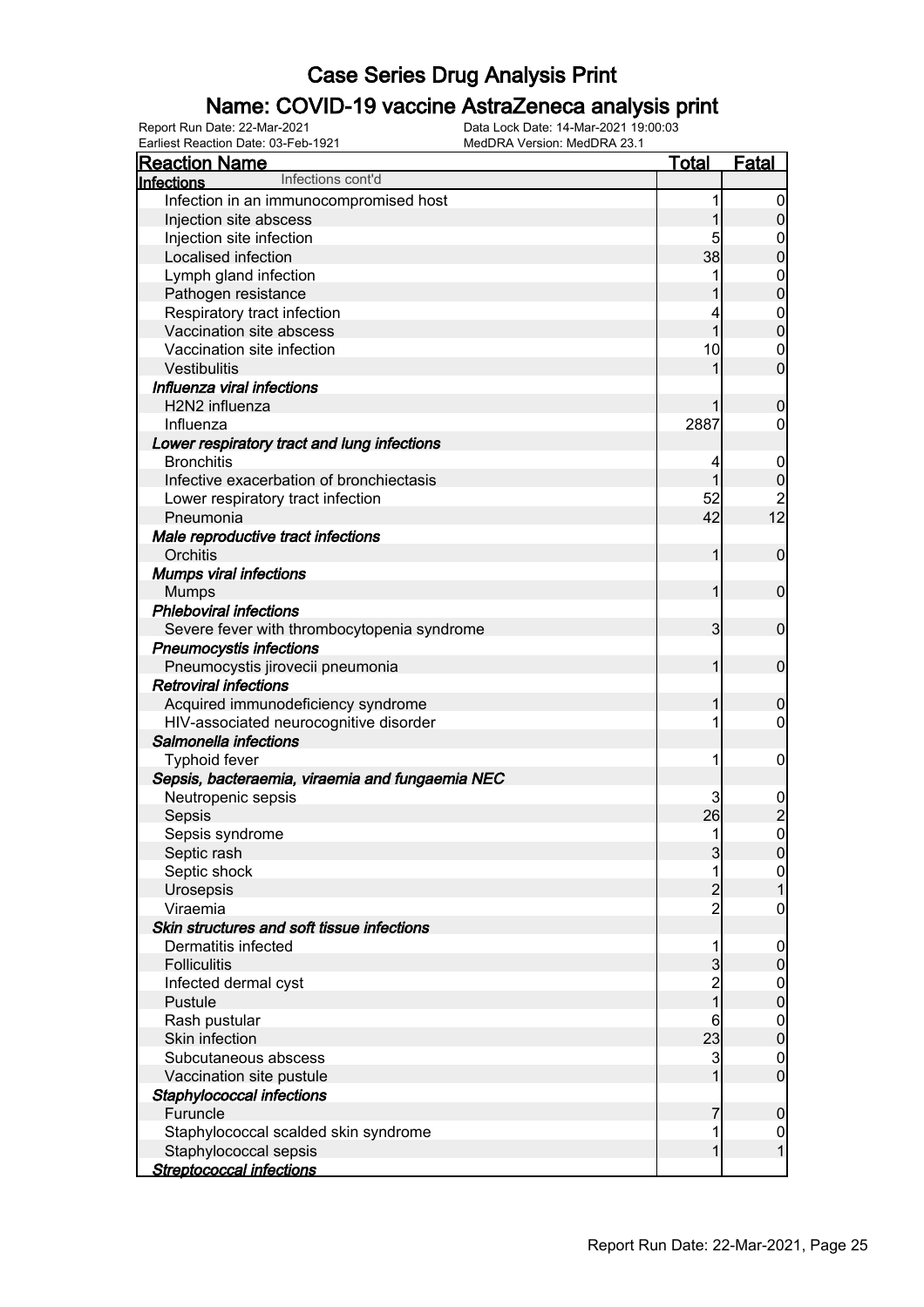# Case Series Drug Analysis Print

## Name: COVID-19 vaccine AstraZeneca analysis print

Report Run Date: 22-Mar-2021
Earliest Reaction Date: 03-Feb-1921
Data Lock Date: 14-Mar-2021 19:00:03
MedDRA Version: MedDRA 23.1

| Reaction Name | Total | Fatal |
|---|---|---|
| **Infections** Infections cont'd | | |
| Infection in an immunocompromised host | 1 | 0 |
| Injection site abscess | 1 | 0 |
| Injection site infection | 5 | 0 |
| Localised infection | 38 | 0 |
| Lymph gland infection | 1 | 0 |
| Pathogen resistance | 1 | 0 |
| Respiratory tract infection | 4 | 0 |
| Vaccination site abscess | 1 | 0 |
| Vaccination site infection | 10 | 0 |
| Vestibulitis | 1 | 0 |
| ***Influenza viral infections*** | | |
| H2N2 influenza | 1 | 0 |
| Influenza | 2887 | 0 |
| ***Lower respiratory tract and lung infections*** | | |
| Bronchitis | 4 | 0 |
| Infective exacerbation of bronchiectasis | 1 | 0 |
| Lower respiratory tract infection | 52 | 2 |
| Pneumonia | 42 | 12 |
| ***Male reproductive tract infections*** | | |
| Orchitis | 1 | 0 |
| ***Mumps viral infections*** | | |
| Mumps | 1 | 0 |
| ***Phleboviral infections*** | | |
| Severe fever with thrombocytopenia syndrome | 3 | 0 |
| ***Pneumocystis infections*** | | |
| Pneumocystis jirovecii pneumonia | 1 | 0 |
| ***Retroviral infections*** | | |
| Acquired immunodeficiency syndrome | 1 | 0 |
| HIV-associated neurocognitive disorder | 1 | 0 |
| ***Salmonella infections*** | | |
| Typhoid fever | 1 | 0 |
| ***Sepsis, bacteraemia, viraemia and fungaemia NEC*** | | |
| Neutropenic sepsis | 3 | 0 |
| Sepsis | 26 | 2 |
| Sepsis syndrome | 1 | 0 |
| Septic rash | 3 | 0 |
| Septic shock | 1 | 0 |
| Urosepsis | 2 | 1 |
| Viraemia | 2 | 0 |
| ***Skin structures and soft tissue infections*** | | |
| Dermatitis infected | 1 | 0 |
| Folliculitis | 3 | 0 |
| Infected dermal cyst | 2 | 0 |
| Pustule | 1 | 0 |
| Rash pustular | 6 | 0 |
| Skin infection | 23 | 0 |
| Subcutaneous abscess | 3 | 0 |
| Vaccination site pustule | 1 | 0 |
| ***Staphylococcal infections*** | | |
| Furuncle | 7 | 0 |
| Staphylococcal scalded skin syndrome | 1 | 0 |
| Staphylococcal sepsis | 1 | 1 |
| ***Streptococcal infections*** | | |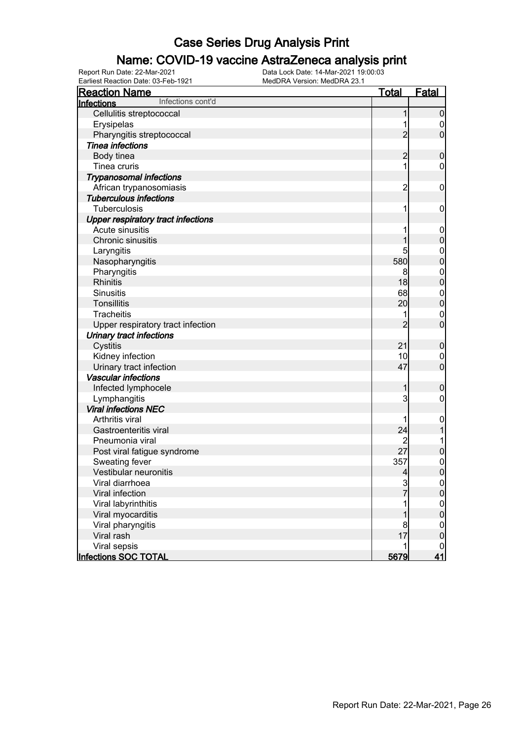# Case Series Drug Analysis Print

## Name: COVID-19 vaccine AstraZeneca analysis print

Report Run Date: 22-Mar-2021
Earliest Reaction Date: 03-Feb-1921
Data Lock Date: 14-Mar-2021 19:00:03
MedDRA Version: MedDRA 23.1

| Reaction Name | Total | Fatal |
|---|---|---|
| **Infections** Infections cont'd | | |
| Cellulitis streptococcal | 1 | 0 |
| Erysipelas | 1 | 0 |
| Pharyngitis streptococcal | 2 | 0 |
| ***Tinea infections*** | | |
| Body tinea | 2 | 0 |
| Tinea cruris | 1 | 0 |
| ***Trypanosomal infections*** | | |
| African trypanosomiasis | 2 | 0 |
| ***Tuberculous infections*** | | |
| Tuberculosis | 1 | 0 |
| ***Upper respiratory tract infections*** | | |
| Acute sinusitis | 1 | 0 |
| Chronic sinusitis | 1 | 0 |
| Laryngitis | 5 | 0 |
| Nasopharyngitis | 580 | 0 |
| Pharyngitis | 8 | 0 |
| Rhinitis | 18 | 0 |
| Sinusitis | 68 | 0 |
| Tonsillitis | 20 | 0 |
| Tracheitis | 1 | 0 |
| Upper respiratory tract infection | 2 | 0 |
| ***Urinary tract infections*** | | |
| Cystitis | 21 | 0 |
| Kidney infection | 10 | 0 |
| Urinary tract infection | 47 | 0 |
| ***Vascular infections*** | | |
| Infected lymphocele | 1 | 0 |
| Lymphangitis | 3 | 0 |
| ***Viral infections NEC*** | | |
| Arthritis viral | 1 | 0 |
| Gastroenteritis viral | 24 | 1 |
| Pneumonia viral | 2 | 1 |
| Post viral fatigue syndrome | 27 | 0 |
| Sweating fever | 357 | 0 |
| Vestibular neuronitis | 4 | 0 |
| Viral diarrhoea | 3 | 0 |
| Viral infection | 7 | 0 |
| Viral labyrinthitis | 1 | 0 |
| Viral myocarditis | 1 | 0 |
| Viral pharyngitis | 8 | 0 |
| Viral rash | 17 | 0 |
| Viral sepsis | 1 | 0 |
| **Infections SOC TOTAL** | **5679** | **41** |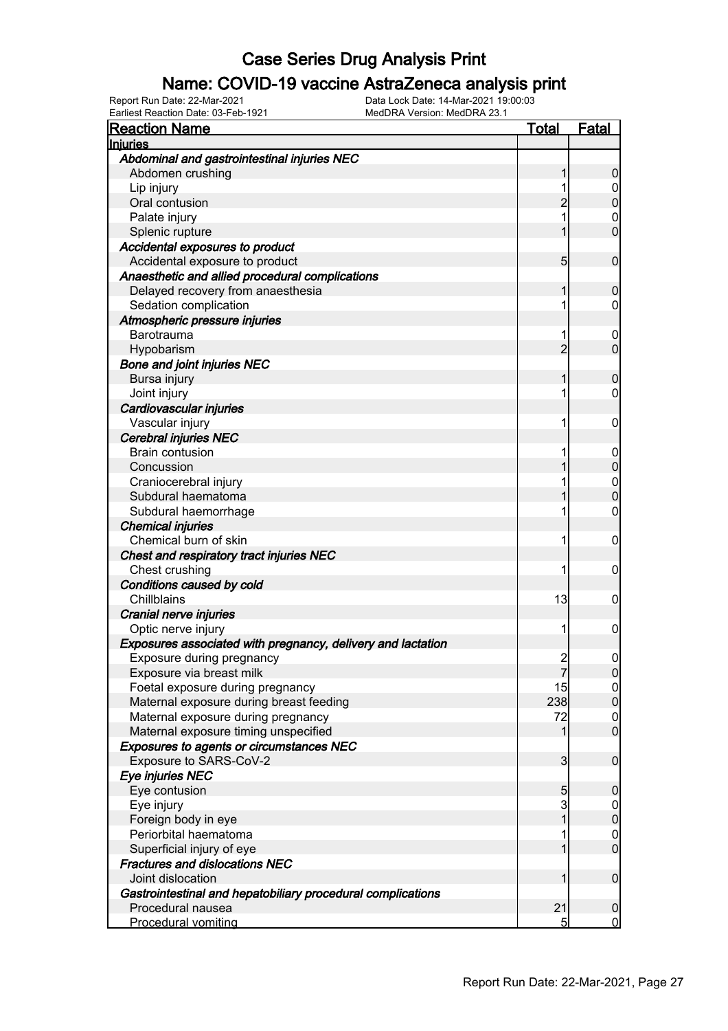# Case Series Drug Analysis Print

## Name: COVID-19 vaccine AstraZeneca analysis print

Report Run Date: 22-Mar-2021
Data Lock Date: 14-Mar-2021 19:00:03
Earliest Reaction Date: 03-Feb-1921
MedDRA Version: MedDRA 23.1

| Reaction Name | Total | Fatal |
|---|---|---|
| **Injuries** | | |
| *Abdominal and gastrointestinal injuries NEC* | | |
| Abdomen crushing | 1 | 0 |
| Lip injury | 1 | 0 |
| Oral contusion | 2 | 0 |
| Palate injury | 1 | 0 |
| Splenic rupture | 1 | 0 |
| *Accidental exposures to product* | | |
| Accidental exposure to product | 5 | 0 |
| *Anaesthetic and allied procedural complications* | | |
| Delayed recovery from anaesthesia | 1 | 0 |
| Sedation complication | 1 | 0 |
| *Atmospheric pressure injuries* | | |
| Barotrauma | 1 | 0 |
| Hypobarism | 2 | 0 |
| *Bone and joint injuries NEC* | | |
| Bursa injury | 1 | 0 |
| Joint injury | 1 | 0 |
| *Cardiovascular injuries* | | |
| Vascular injury | 1 | 0 |
| *Cerebral injuries NEC* | | |
| Brain contusion | 1 | 0 |
| Concussion | 1 | 0 |
| Craniocerebral injury | 1 | 0 |
| Subdural haematoma | 1 | 0 |
| Subdural haemorrhage | 1 | 0 |
| *Chemical injuries* | | |
| Chemical burn of skin | 1 | 0 |
| *Chest and respiratory tract injuries NEC* | | |
| Chest crushing | 1 | 0 |
| *Conditions caused by cold* | | |
| Chillblains | 13 | 0 |
| *Cranial nerve injuries* | | |
| Optic nerve injury | 1 | 0 |
| *Exposures associated with pregnancy, delivery and lactation* | | |
| Exposure during pregnancy | 2 | 0 |
| Exposure via breast milk | 7 | 0 |
| Foetal exposure during pregnancy | 15 | 0 |
| Maternal exposure during breast feeding | 238 | 0 |
| Maternal exposure during pregnancy | 72 | 0 |
| Maternal exposure timing unspecified | 1 | 0 |
| *Exposures to agents or circumstances NEC* | | |
| Exposure to SARS-CoV-2 | 3 | 0 |
| *Eye injuries NEC* | | |
| Eye contusion | 5 | 0 |
| Eye injury | 3 | 0 |
| Foreign body in eye | 1 | 0 |
| Periorbital haematoma | 1 | 0 |
| Superficial injury of eye | 1 | 0 |
| *Fractures and dislocations NEC* | | |
| Joint dislocation | 1 | 0 |
| *Gastrointestinal and hepatobiliary procedural complications* | | |
| Procedural nausea | 21 | 0 |
| Procedural vomiting | 5 | 0 |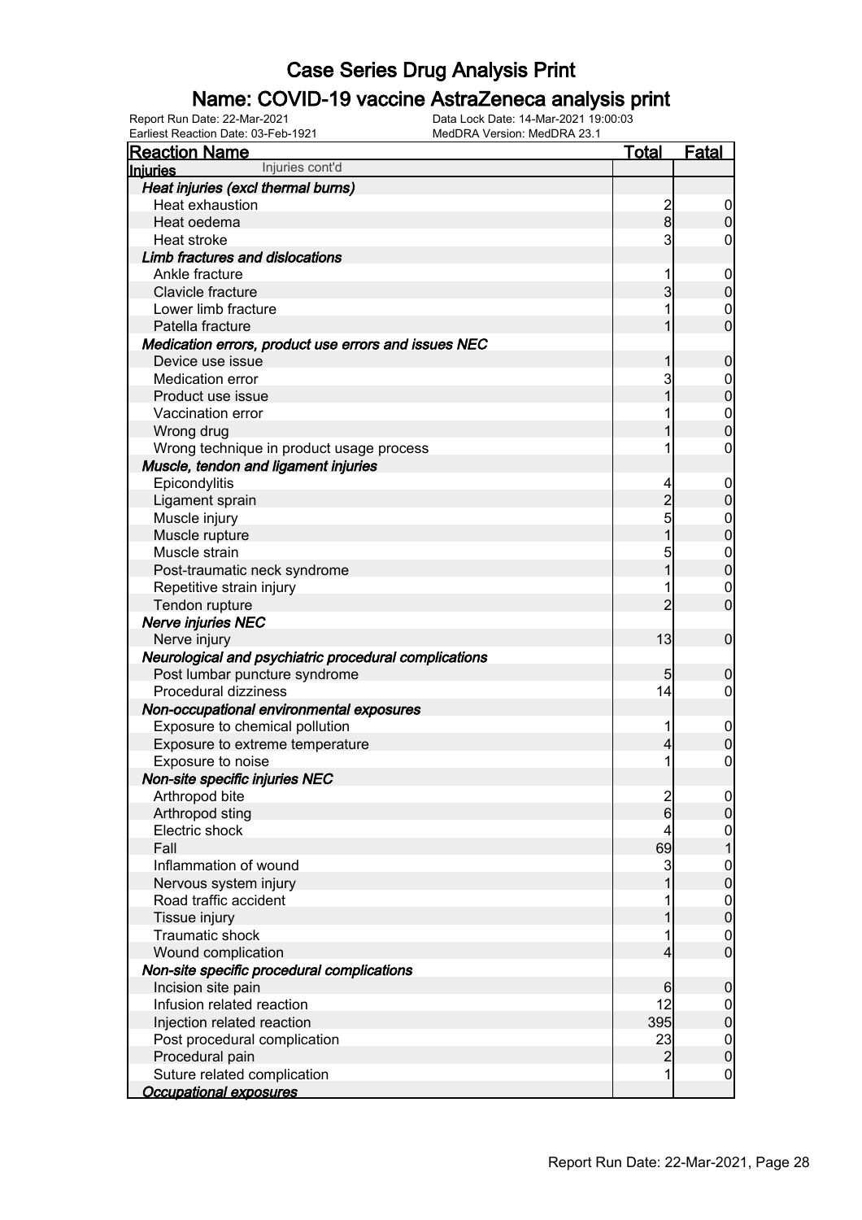# Case Series Drug Analysis Print

## Name: COVID-19 vaccine AstraZeneca analysis print

Report Run Date: 22-Mar-2021
Earliest Reaction Date: 03-Feb-1921
Data Lock Date: 14-Mar-2021 19:00:03
MedDRA Version: MedDRA 23.1

| Reaction Name | Total | Fatal |
|---|---|---|
| **Injuries** Injuries cont'd | | |
| ***Heat injuries (excl thermal burns)*** | | |
| Heat exhaustion | 2 | 0 |
| Heat oedema | 8 | 0 |
| Heat stroke | 3 | 0 |
| ***Limb fractures and dislocations*** | | |
| Ankle fracture | 1 | 0 |
| Clavicle fracture | 3 | 0 |
| Lower limb fracture | 1 | 0 |
| Patella fracture | 1 | 0 |
| ***Medication errors, product use errors and issues NEC*** | | |
| Device use issue | 1 | 0 |
| Medication error | 3 | 0 |
| Product use issue | 1 | 0 |
| Vaccination error | 1 | 0 |
| Wrong drug | 1 | 0 |
| Wrong technique in product usage process | 1 | 0 |
| ***Muscle, tendon and ligament injuries*** | | |
| Epicondylitis | 4 | 0 |
| Ligament sprain | 2 | 0 |
| Muscle injury | 5 | 0 |
| Muscle rupture | 1 | 0 |
| Muscle strain | 5 | 0 |
| Post-traumatic neck syndrome | 1 | 0 |
| Repetitive strain injury | 1 | 0 |
| Tendon rupture | 2 | 0 |
| ***Nerve injuries NEC*** | | |
| Nerve injury | 13 | 0 |
| ***Neurological and psychiatric procedural complications*** | | |
| Post lumbar puncture syndrome | 5 | 0 |
| Procedural dizziness | 14 | 0 |
| ***Non-occupational environmental exposures*** | | |
| Exposure to chemical pollution | 1 | 0 |
| Exposure to extreme temperature | 4 | 0 |
| Exposure to noise | 1 | 0 |
| ***Non-site specific injuries NEC*** | | |
| Arthropod bite | 2 | 0 |
| Arthropod sting | 6 | 0 |
| Electric shock | 4 | 0 |
| Fall | 69 | 1 |
| Inflammation of wound | 3 | 0 |
| Nervous system injury | 1 | 0 |
| Road traffic accident | 1 | 0 |
| Tissue injury | 1 | 0 |
| Traumatic shock | 1 | 0 |
| Wound complication | 4 | 0 |
| ***Non-site specific procedural complications*** | | |
| Incision site pain | 6 | 0 |
| Infusion related reaction | 12 | 0 |
| Injection related reaction | 395 | 0 |
| Post procedural complication | 23 | 0 |
| Procedural pain | 2 | 0 |
| Suture related complication | 1 | 0 |
| ***Occupational exposures*** | | |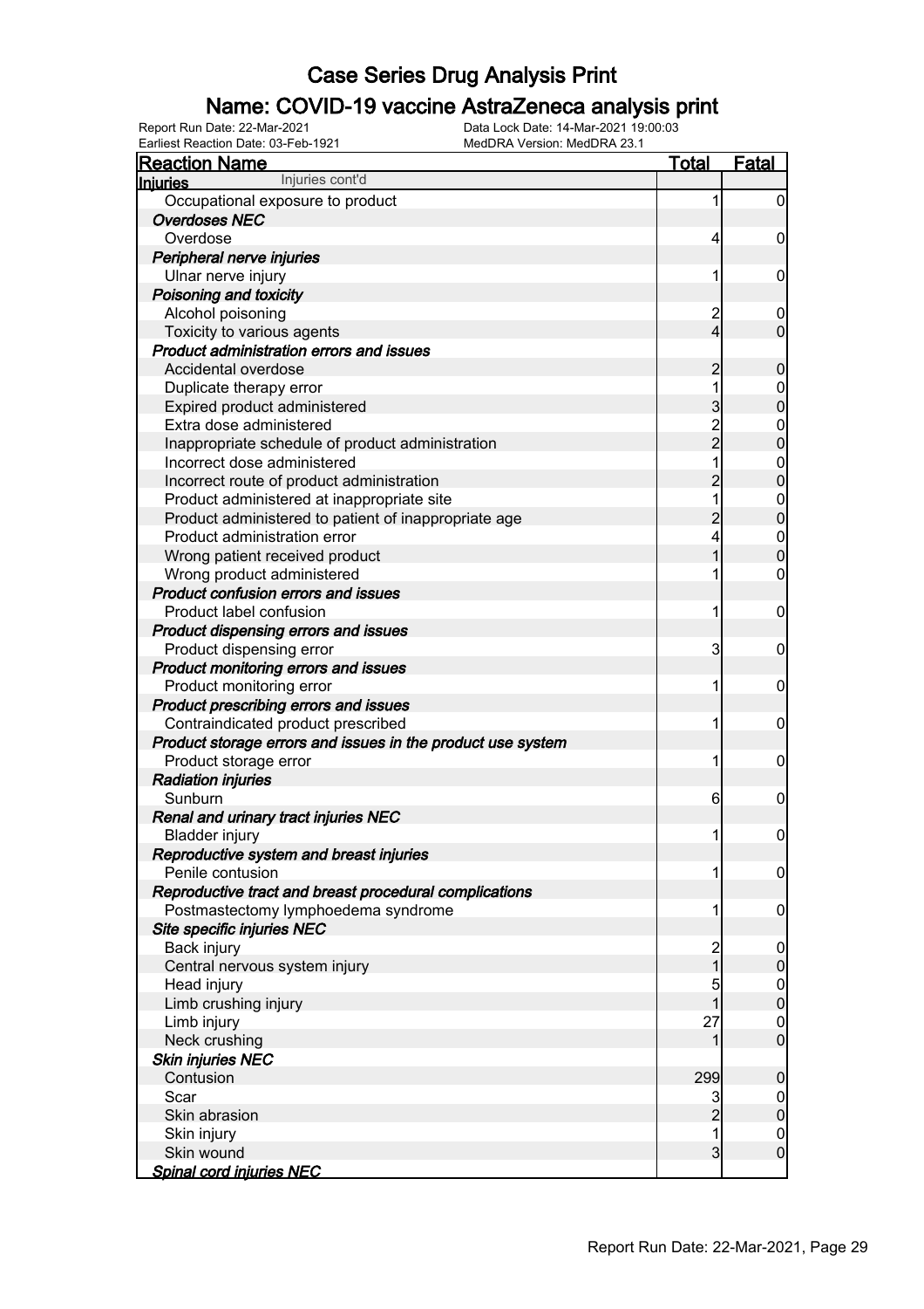# Case Series Drug Analysis Print

## Name: COVID-19 vaccine AstraZeneca analysis print

Report Run Date: 22-Mar-2021
Data Lock Date: 14-Mar-2021 19:00:03
Earliest Reaction Date: 03-Feb-1921
MedDRA Version: MedDRA 23.1

| Reaction Name | Total | Fatal |
|---|---|---|
| **Injuries** Injuries cont'd | | |
| Occupational exposure to product | 1 | 0 |
| ***Overdoses NEC*** | | |
| Overdose | 4 | 0 |
| ***Peripheral nerve injuries*** | | |
| Ulnar nerve injury | 1 | 0 |
| ***Poisoning and toxicity*** | | |
| Alcohol poisoning | 2 | 0 |
| Toxicity to various agents | 4 | 0 |
| ***Product administration errors and issues*** | | |
| Accidental overdose | 2 | 0 |
| Duplicate therapy error | 1 | 0 |
| Expired product administered | 3 | 0 |
| Extra dose administered | 2 | 0 |
| Inappropriate schedule of product administration | 2 | 0 |
| Incorrect dose administered | 1 | 0 |
| Incorrect route of product administration | 2 | 0 |
| Product administered at inappropriate site | 1 | 0 |
| Product administered to patient of inappropriate age | 2 | 0 |
| Product administration error | 4 | 0 |
| Wrong patient received product | 1 | 0 |
| Wrong product administered | 1 | 0 |
| ***Product confusion errors and issues*** | | |
| Product label confusion | 1 | 0 |
| ***Product dispensing errors and issues*** | | |
| Product dispensing error | 3 | 0 |
| ***Product monitoring errors and issues*** | | |
| Product monitoring error | 1 | 0 |
| ***Product prescribing errors and issues*** | | |
| Contraindicated product prescribed | 1 | 0 |
| ***Product storage errors and issues in the product use system*** | | |
| Product storage error | 1 | 0 |
| ***Radiation injuries*** | | |
| Sunburn | 6 | 0 |
| ***Renal and urinary tract injuries NEC*** | | |
| Bladder injury | 1 | 0 |
| ***Reproductive system and breast injuries*** | | |
| Penile contusion | 1 | 0 |
| ***Reproductive tract and breast procedural complications*** | | |
| Postmastectomy lymphoedema syndrome | 1 | 0 |
| ***Site specific injuries NEC*** | | |
| Back injury | 2 | 0 |
| Central nervous system injury | 1 | 0 |
| Head injury | 5 | 0 |
| Limb crushing injury | 1 | 0 |
| Limb injury | 27 | 0 |
| Neck crushing | 1 | 0 |
| ***Skin injuries NEC*** | | |
| Contusion | 299 | 0 |
| Scar | 3 | 0 |
| Skin abrasion | 2 | 0 |
| Skin injury | 1 | 0 |
| Skin wound | 3 | 0 |
| ***Spinal cord injuries NEC*** | | |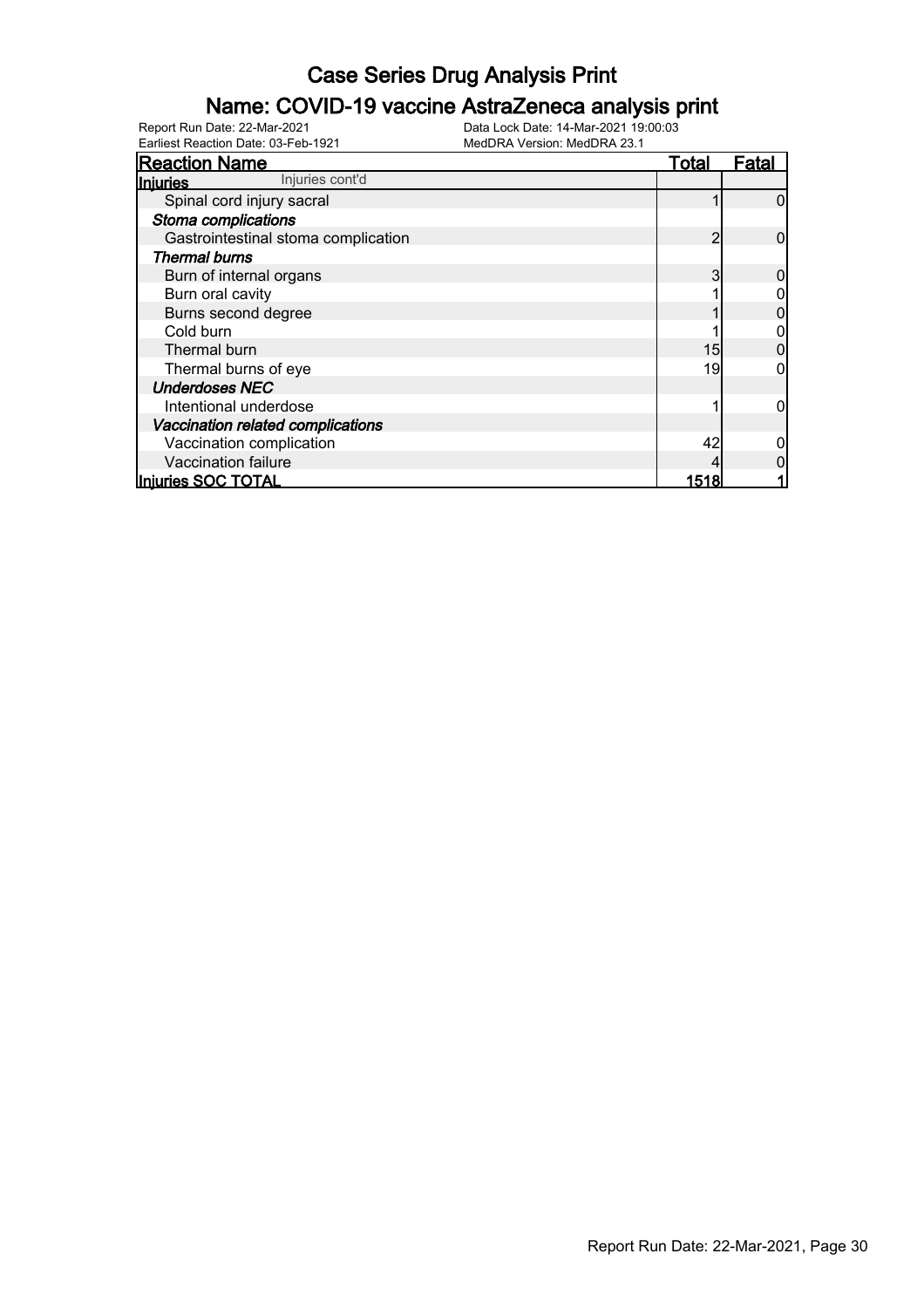# Case Series Drug Analysis Print

## Name: COVID-19 vaccine AstraZeneca analysis print

Report Run Date: 22-Mar-2021
Data Lock Date: 14-Mar-2021 19:00:03
Earliest Reaction Date: 03-Feb-1921
MedDRA Version: MedDRA 23.1

| Reaction Name | Total | Fatal |
|---|---|---|
| **Injuries** Injuries cont'd | | |
| Spinal cord injury sacral | 1 | 0 |
| ***Stoma complications*** | | |
| Gastrointestinal stoma complication | 2 | 0 |
| ***Thermal burns*** | | |
| Burn of internal organs | 3 | 0 |
| Burn oral cavity | 1 | 0 |
| Burns second degree | 1 | 0 |
| Cold burn | 1 | 0 |
| Thermal burn | 15 | 0 |
| Thermal burns of eye | 19 | 0 |
| ***Underdoses NEC*** | | |
| Intentional underdose | 1 | 0 |
| ***Vaccination related complications*** | | |
| Vaccination complication | 42 | 0 |
| Vaccination failure | 4 | 0 |
| **Injuries SOC TOTAL** | **1518** | **1** |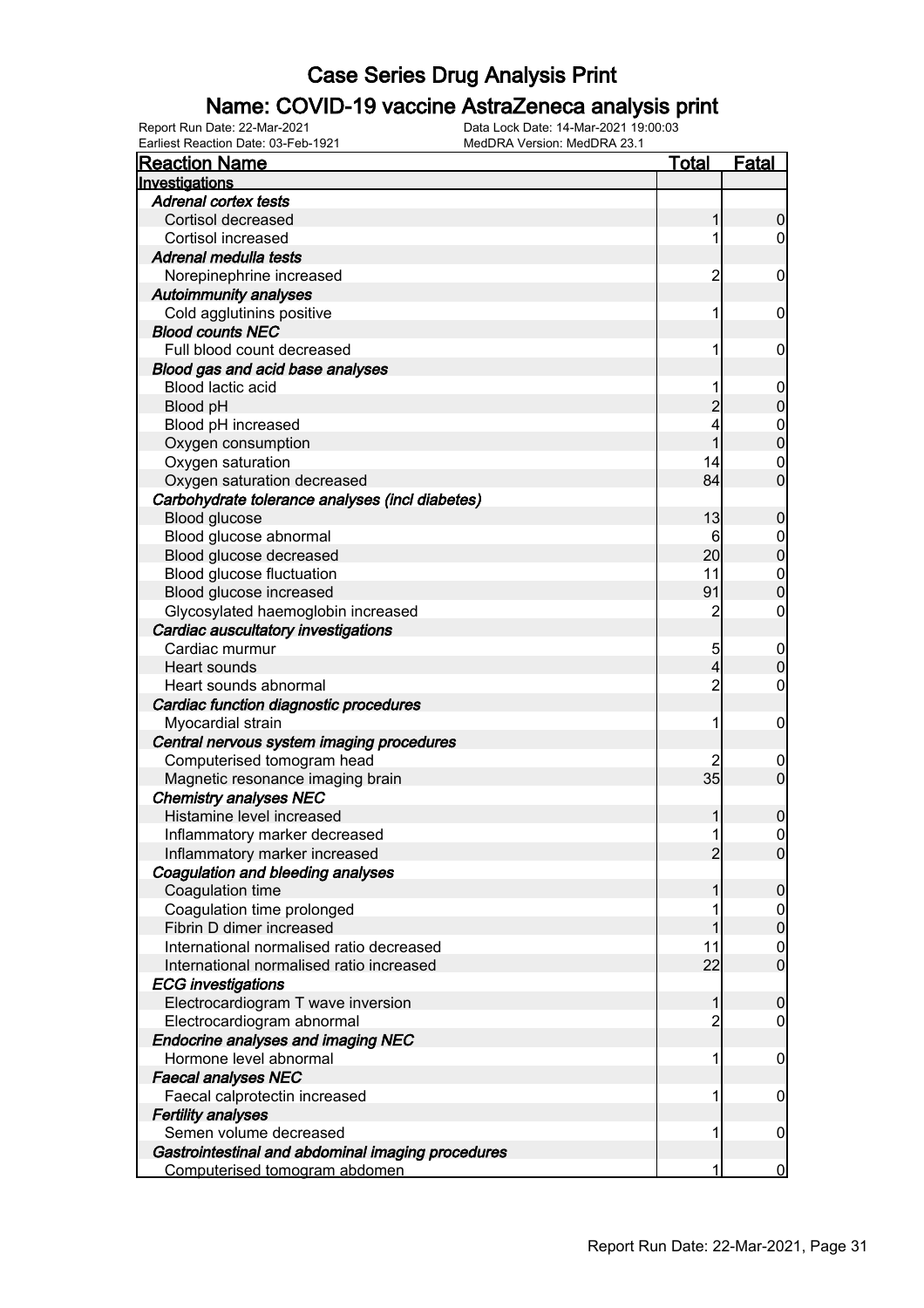# Case Series Drug Analysis Print

## Name: COVID-19 vaccine AstraZeneca analysis print

Report Run Date: 22-Mar-2021
Data Lock Date: 14-Mar-2021 19:00:03
Earliest Reaction Date: 03-Feb-1921
MedDRA Version: MedDRA 23.1

| Reaction Name | Total | Fatal |
|---|---|---|
| **Investigations** | | |
| *Adrenal cortex tests* | | |
| Cortisol decreased | 1 | 0 |
| Cortisol increased | 1 | 0 |
| *Adrenal medulla tests* | | |
| Norepinephrine increased | 2 | 0 |
| *Autoimmunity analyses* | | |
| Cold agglutinins positive | 1 | 0 |
| *Blood counts NEC* | | |
| Full blood count decreased | 1 | 0 |
| *Blood gas and acid base analyses* | | |
| Blood lactic acid | 1 | 0 |
| Blood pH | 2 | 0 |
| Blood pH increased | 4 | 0 |
| Oxygen consumption | 1 | 0 |
| Oxygen saturation | 14 | 0 |
| Oxygen saturation decreased | 84 | 0 |
| *Carbohydrate tolerance analyses (incl diabetes)* | | |
| Blood glucose | 13 | 0 |
| Blood glucose abnormal | 6 | 0 |
| Blood glucose decreased | 20 | 0 |
| Blood glucose fluctuation | 11 | 0 |
| Blood glucose increased | 91 | 0 |
| Glycosylated haemoglobin increased | 2 | 0 |
| *Cardiac auscultatory investigations* | | |
| Cardiac murmur | 5 | 0 |
| Heart sounds | 4 | 0 |
| Heart sounds abnormal | 2 | 0 |
| *Cardiac function diagnostic procedures* | | |
| Myocardial strain | 1 | 0 |
| *Central nervous system imaging procedures* | | |
| Computerised tomogram head | 2 | 0 |
| Magnetic resonance imaging brain | 35 | 0 |
| *Chemistry analyses NEC* | | |
| Histamine level increased | 1 | 0 |
| Inflammatory marker decreased | 1 | 0 |
| Inflammatory marker increased | 2 | 0 |
| *Coagulation and bleeding analyses* | | |
| Coagulation time | 1 | 0 |
| Coagulation time prolonged | 1 | 0 |
| Fibrin D dimer increased | 1 | 0 |
| International normalised ratio decreased | 11 | 0 |
| International normalised ratio increased | 22 | 0 |
| *ECG investigations* | | |
| Electrocardiogram T wave inversion | 1 | 0 |
| Electrocardiogram abnormal | 2 | 0 |
| *Endocrine analyses and imaging NEC* | | |
| Hormone level abnormal | 1 | 0 |
| *Faecal analyses NEC* | | |
| Faecal calprotectin increased | 1 | 0 |
| *Fertility analyses* | | |
| Semen volume decreased | 1 | 0 |
| *Gastrointestinal and abdominal imaging procedures* | | |
| Computerised tomogram abdomen | 1 | 0 |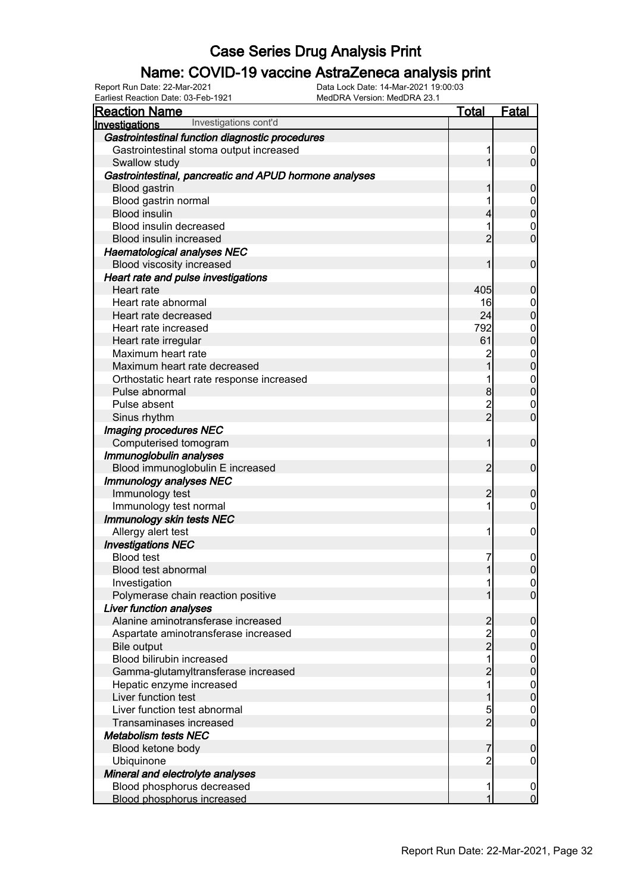# Case Series Drug Analysis Print

## Name: COVID-19 vaccine AstraZeneca analysis print

Report Run Date: 22-Mar-2021 | Data Lock Date: 14-Mar-2021 19:00:03
Earliest Reaction Date: 03-Feb-1921 | MedDRA Version: MedDRA 23.1

| Reaction Name | Total | Fatal |
|---|---|---|
| **Investigations** Investigations cont'd | | |
| ***Gastrointestinal function diagnostic procedures*** | | |
| Gastrointestinal stoma output increased | 1 | 0 |
| Swallow study | 1 | 0 |
| ***Gastrointestinal, pancreatic and APUD hormone analyses*** | | |
| Blood gastrin | 1 | 0 |
| Blood gastrin normal | 1 | 0 |
| Blood insulin | 4 | 0 |
| Blood insulin decreased | 1 | 0 |
| Blood insulin increased | 2 | 0 |
| ***Haematological analyses NEC*** | | |
| Blood viscosity increased | 1 | 0 |
| ***Heart rate and pulse investigations*** | | |
| Heart rate | 405 | 0 |
| Heart rate abnormal | 16 | 0 |
| Heart rate decreased | 24 | 0 |
| Heart rate increased | 792 | 0 |
| Heart rate irregular | 61 | 0 |
| Maximum heart rate | 2 | 0 |
| Maximum heart rate decreased | 1 | 0 |
| Orthostatic heart rate response increased | 1 | 0 |
| Pulse abnormal | 8 | 0 |
| Pulse absent | 2 | 0 |
| Sinus rhythm | 2 | 0 |
| ***Imaging procedures NEC*** | | |
| Computerised tomogram | 1 | 0 |
| ***Immunoglobulin analyses*** | | |
| Blood immunoglobulin E increased | 2 | 0 |
| ***Immunology analyses NEC*** | | |
| Immunology test | 2 | 0 |
| Immunology test normal | 1 | 0 |
| ***Immunology skin tests NEC*** | | |
| Allergy alert test | 1 | 0 |
| ***Investigations NEC*** | | |
| Blood test | 7 | 0 |
| Blood test abnormal | 1 | 0 |
| Investigation | 1 | 0 |
| Polymerase chain reaction positive | 1 | 0 |
| ***Liver function analyses*** | | |
| Alanine aminotransferase increased | 2 | 0 |
| Aspartate aminotransferase increased | 2 | 0 |
| Bile output | 2 | 0 |
| Blood bilirubin increased | 1 | 0 |
| Gamma-glutamyltransferase increased | 2 | 0 |
| Hepatic enzyme increased | 1 | 0 |
| Liver function test | 1 | 0 |
| Liver function test abnormal | 5 | 0 |
| Transaminases increased | 2 | 0 |
| ***Metabolism tests NEC*** | | |
| Blood ketone body | 7 | 0 |
| Ubiquinone | 2 | 0 |
| ***Mineral and electrolyte analyses*** | | |
| Blood phosphorus decreased | 1 | 0 |
| Blood phosphorus increased | 1 | 0 |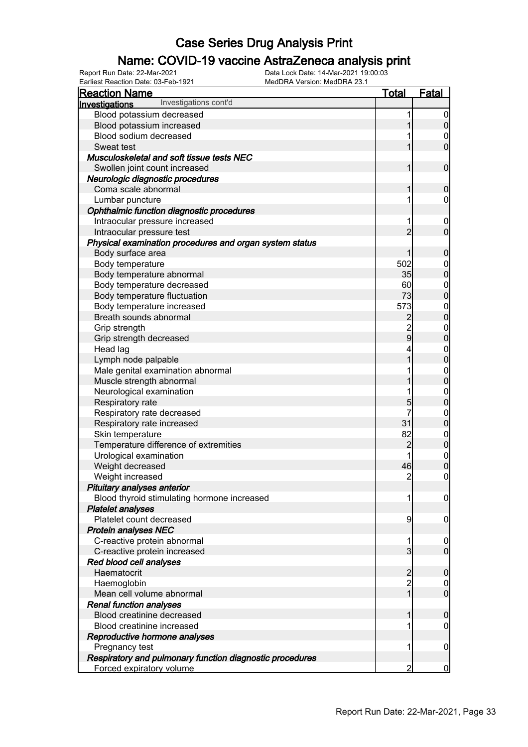# Case Series Drug Analysis Print

## Name: COVID-19 vaccine AstraZeneca analysis print

Report Run Date: 22-Mar-2021
Data Lock Date: 14-Mar-2021 19:00:03
Earliest Reaction Date: 03-Feb-1921
MedDRA Version: MedDRA 23.1

| Reaction Name | Total | Fatal |
|---|---|---|
| **Investigations** Investigations cont'd | | |
| Blood potassium decreased | 1 | 0 |
| Blood potassium increased | 1 | 0 |
| Blood sodium decreased | 1 | 0 |
| Sweat test | 1 | 0 |
| ***Musculoskeletal and soft tissue tests NEC*** | | |
| Swollen joint count increased | 1 | 0 |
| ***Neurologic diagnostic procedures*** | | |
| Coma scale abnormal | 1 | 0 |
| Lumbar puncture | 1 | 0 |
| ***Ophthalmic function diagnostic procedures*** | | |
| Intraocular pressure increased | 1 | 0 |
| Intraocular pressure test | 2 | 0 |
| ***Physical examination procedures and organ system status*** | | |
| Body surface area | 1 | 0 |
| Body temperature | 502 | 0 |
| Body temperature abnormal | 35 | 0 |
| Body temperature decreased | 60 | 0 |
| Body temperature fluctuation | 73 | 0 |
| Body temperature increased | 573 | 0 |
| Breath sounds abnormal | 2 | 0 |
| Grip strength | 2 | 0 |
| Grip strength decreased | 9 | 0 |
| Head lag | 4 | 0 |
| Lymph node palpable | 1 | 0 |
| Male genital examination abnormal | 1 | 0 |
| Muscle strength abnormal | 1 | 0 |
| Neurological examination | 1 | 0 |
| Respiratory rate | 5 | 0 |
| Respiratory rate decreased | 7 | 0 |
| Respiratory rate increased | 31 | 0 |
| Skin temperature | 82 | 0 |
| Temperature difference of extremities | 2 | 0 |
| Urological examination | 1 | 0 |
| Weight decreased | 46 | 0 |
| Weight increased | 2 | 0 |
| ***Pituitary analyses anterior*** | | |
| Blood thyroid stimulating hormone increased | 1 | 0 |
| ***Platelet analyses*** | | |
| Platelet count decreased | 9 | 0 |
| ***Protein analyses NEC*** | | |
| C-reactive protein abnormal | 1 | 0 |
| C-reactive protein increased | 3 | 0 |
| ***Red blood cell analyses*** | | |
| Haematocrit | 2 | 0 |
| Haemoglobin | 2 | 0 |
| Mean cell volume abnormal | 1 | 0 |
| ***Renal function analyses*** | | |
| Blood creatinine decreased | 1 | 0 |
| Blood creatinine increased | 1 | 0 |
| ***Reproductive hormone analyses*** | | |
| Pregnancy test | 1 | 0 |
| ***Respiratory and pulmonary function diagnostic procedures*** | | |
| Forced expiratory volume | 2 | 0 |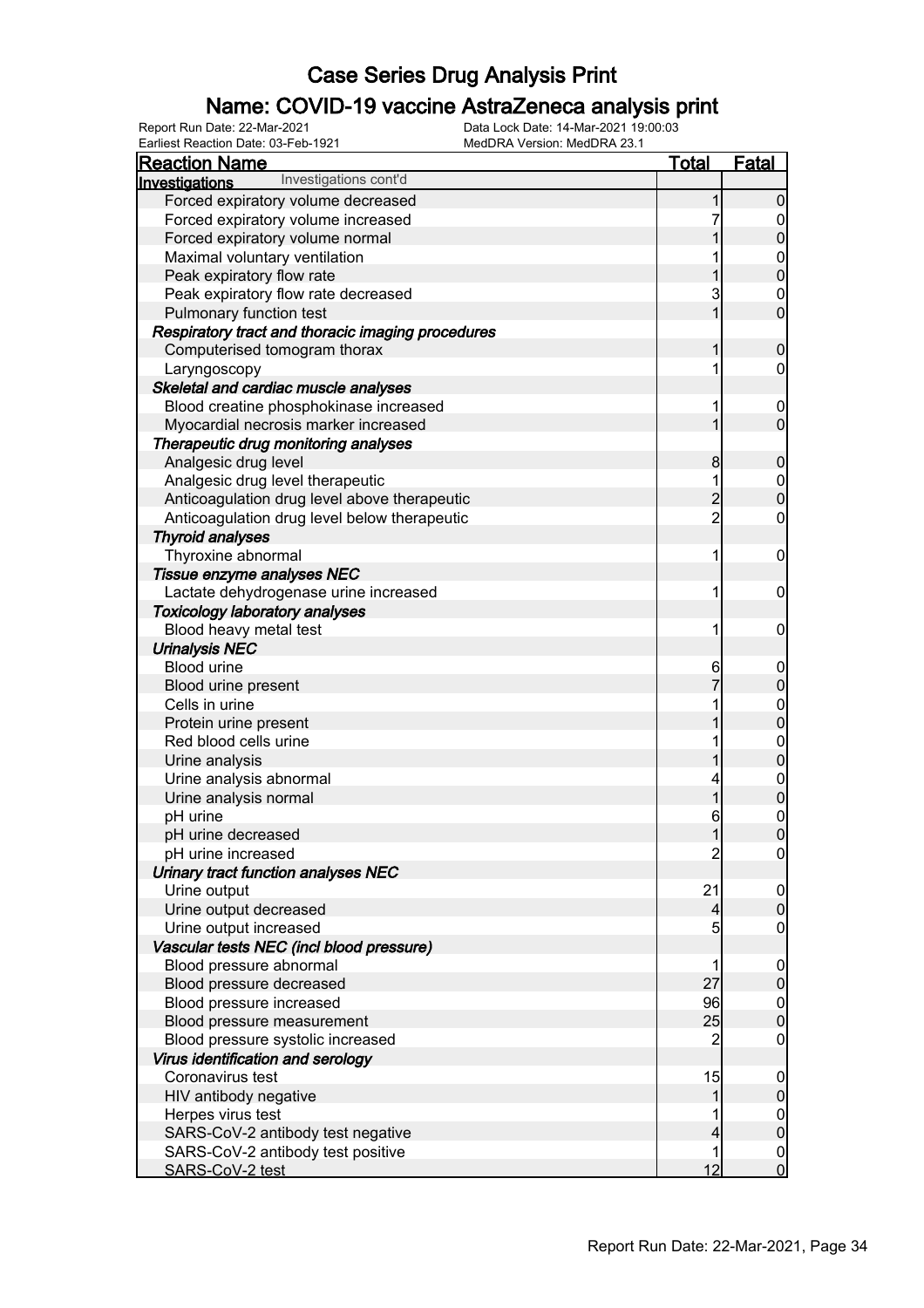# Case Series Drug Analysis Print

## Name: COVID-19 vaccine AstraZeneca analysis print

Report Run Date: 22-Mar-2021
Data Lock Date: 14-Mar-2021 19:00:03
Earliest Reaction Date: 03-Feb-1921
MedDRA Version: MedDRA 23.1

| Reaction Name | Total | Fatal |
|---|---|---|
| **Investigations** Investigations cont'd | | |
| Forced expiratory volume decreased | 1 | 0 |
| Forced expiratory volume increased | 7 | 0 |
| Forced expiratory volume normal | 1 | 0 |
| Maximal voluntary ventilation | 1 | 0 |
| Peak expiratory flow rate | 1 | 0 |
| Peak expiratory flow rate decreased | 3 | 0 |
| Pulmonary function test | 1 | 0 |
| ***Respiratory tract and thoracic imaging procedures*** | | |
| Computerised tomogram thorax | 1 | 0 |
| Laryngoscopy | 1 | 0 |
| ***Skeletal and cardiac muscle analyses*** | | |
| Blood creatine phosphokinase increased | 1 | 0 |
| Myocardial necrosis marker increased | 1 | 0 |
| ***Therapeutic drug monitoring analyses*** | | |
| Analgesic drug level | 8 | 0 |
| Analgesic drug level therapeutic | 1 | 0 |
| Anticoagulation drug level above therapeutic | 2 | 0 |
| Anticoagulation drug level below therapeutic | 2 | 0 |
| ***Thyroid analyses*** | | |
| Thyroxine abnormal | 1 | 0 |
| ***Tissue enzyme analyses NEC*** | | |
| Lactate dehydrogenase urine increased | 1 | 0 |
| ***Toxicology laboratory analyses*** | | |
| Blood heavy metal test | 1 | 0 |
| ***Urinalysis NEC*** | | |
| Blood urine | 6 | 0 |
| Blood urine present | 7 | 0 |
| Cells in urine | 1 | 0 |
| Protein urine present | 1 | 0 |
| Red blood cells urine | 1 | 0 |
| Urine analysis | 1 | 0 |
| Urine analysis abnormal | 4 | 0 |
| Urine analysis normal | 1 | 0 |
| pH urine | 6 | 0 |
| pH urine decreased | 1 | 0 |
| pH urine increased | 2 | 0 |
| ***Urinary tract function analyses NEC*** | | |
| Urine output | 21 | 0 |
| Urine output decreased | 4 | 0 |
| Urine output increased | 5 | 0 |
| ***Vascular tests NEC (incl blood pressure)*** | | |
| Blood pressure abnormal | 1 | 0 |
| Blood pressure decreased | 27 | 0 |
| Blood pressure increased | 96 | 0 |
| Blood pressure measurement | 25 | 0 |
| Blood pressure systolic increased | 2 | 0 |
| ***Virus identification and serology*** | | |
| Coronavirus test | 15 | 0 |
| HIV antibody negative | 1 | 0 |
| Herpes virus test | 1 | 0 |
| SARS-CoV-2 antibody test negative | 4 | 0 |
| SARS-CoV-2 antibody test positive | 1 | 0 |
| SARS-CoV-2 test | 12 | 0 |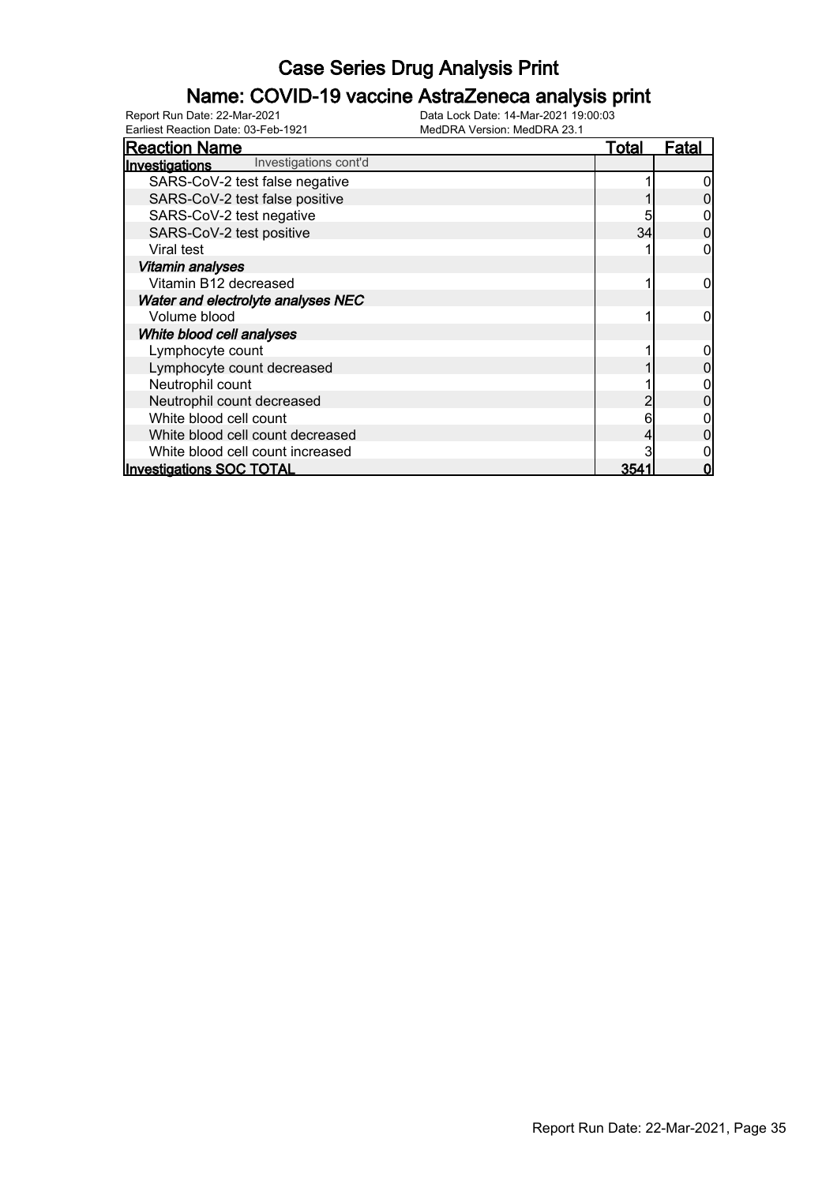# Case Series Drug Analysis Print

## Name: COVID-19 vaccine AstraZeneca analysis print

Report Run Date: 22-Mar-2021 | Data Lock Date: 14-Mar-2021 19:00:03
Earliest Reaction Date: 03-Feb-1921 | MedDRA Version: MedDRA 23.1

| Reaction Name | Total | Fatal |
|---|---|---|
| **Investigations** Investigations cont'd | | |
| SARS-CoV-2 test false negative | 1 | 0 |
| SARS-CoV-2 test false positive | 1 | 0 |
| SARS-CoV-2 test negative | 5 | 0 |
| SARS-CoV-2 test positive | 34 | 0 |
| Viral test | 1 | 0 |
| ***Vitamin analyses*** | | |
| Vitamin B12 decreased | 1 | 0 |
| ***Water and electrolyte analyses NEC*** | | |
| Volume blood | 1 | 0 |
| ***White blood cell analyses*** | | |
| Lymphocyte count | 1 | 0 |
| Lymphocyte count decreased | 1 | 0 |
| Neutrophil count | 1 | 0 |
| Neutrophil count decreased | 2 | 0 |
| White blood cell count | 6 | 0 |
| White blood cell count decreased | 4 | 0 |
| White blood cell count increased | 3 | 0 |
| **Investigations SOC TOTAL** | **3541** | **0** |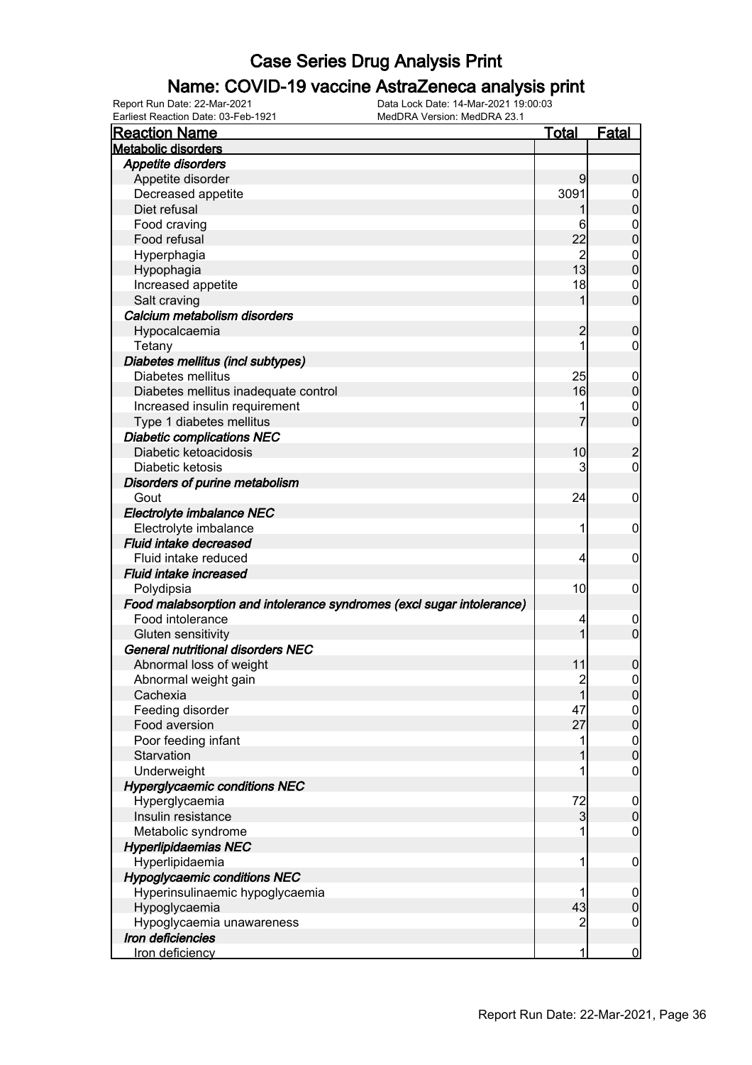# Case Series Drug Analysis Print

## Name: COVID-19 vaccine AstraZeneca analysis print

Report Run Date: 22-Mar-2021
Data Lock Date: 14-Mar-2021 19:00:03
Earliest Reaction Date: 03-Feb-1921
MedDRA Version: MedDRA 23.1

| Reaction Name | Total | Fatal |
|---|---|---|
| **Metabolic disorders** | | |
| ***Appetite disorders*** | | |
| Appetite disorder | 9 | 0 |
| Decreased appetite | 3091 | 0 |
| Diet refusal | 1 | 0 |
| Food craving | 6 | 0 |
| Food refusal | 22 | 0 |
| Hyperphagia | 2 | 0 |
| Hypophagia | 13 | 0 |
| Increased appetite | 18 | 0 |
| Salt craving | 1 | 0 |
| ***Calcium metabolism disorders*** | | |
| Hypocalcaemia | 2 | 0 |
| Tetany | 1 | 0 |
| ***Diabetes mellitus (incl subtypes)*** | | |
| Diabetes mellitus | 25 | 0 |
| Diabetes mellitus inadequate control | 16 | 0 |
| Increased insulin requirement | 1 | 0 |
| Type 1 diabetes mellitus | 7 | 0 |
| ***Diabetic complications NEC*** | | |
| Diabetic ketoacidosis | 10 | 2 |
| Diabetic ketosis | 3 | 0 |
| ***Disorders of purine metabolism*** | | |
| Gout | 24 | 0 |
| ***Electrolyte imbalance NEC*** | | |
| Electrolyte imbalance | 1 | 0 |
| ***Fluid intake decreased*** | | |
| Fluid intake reduced | 4 | 0 |
| ***Fluid intake increased*** | | |
| Polydipsia | 10 | 0 |
| ***Food malabsorption and intolerance syndromes (excl sugar intolerance)*** | | |
| Food intolerance | 4 | 0 |
| Gluten sensitivity | 1 | 0 |
| ***General nutritional disorders NEC*** | | |
| Abnormal loss of weight | 11 | 0 |
| Abnormal weight gain | 2 | 0 |
| Cachexia | 1 | 0 |
| Feeding disorder | 47 | 0 |
| Food aversion | 27 | 0 |
| Poor feeding infant | 1 | 0 |
| Starvation | 1 | 0 |
| Underweight | 1 | 0 |
| ***Hyperglycaemic conditions NEC*** | | |
| Hyperglycaemia | 72 | 0 |
| Insulin resistance | 3 | 0 |
| Metabolic syndrome | 1 | 0 |
| ***Hyperlipidaemias NEC*** | | |
| Hyperlipidaemia | 1 | 0 |
| ***Hypoglycaemic conditions NEC*** | | |
| Hyperinsulinaemic hypoglycaemia | 1 | 0 |
| Hypoglycaemia | 43 | 0 |
| Hypoglycaemia unawareness | 2 | 0 |
| ***Iron deficiencies*** | | |
| Iron deficiency | 1 | 0 |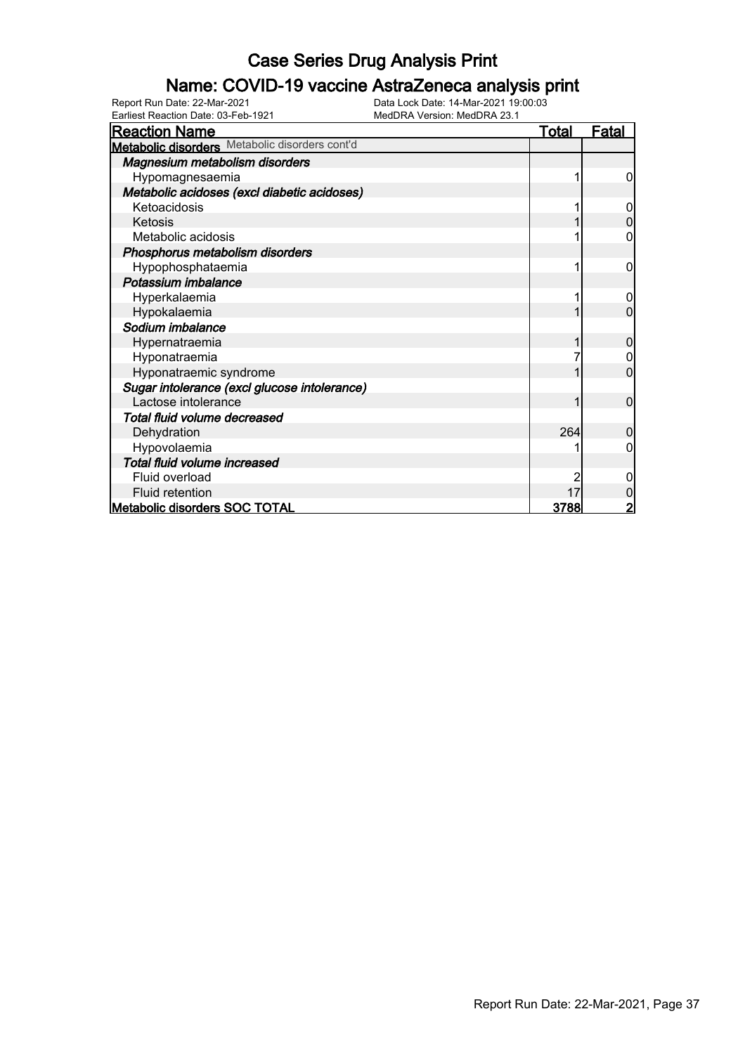# Case Series Drug Analysis Print

## Name: COVID-19 vaccine AstraZeneca analysis print

Report Run Date: 22-Mar-2021
Earliest Reaction Date: 03-Feb-1921
Data Lock Date: 14-Mar-2021 19:00:03
MedDRA Version: MedDRA 23.1

| Reaction Name | Total | Fatal |
|---|---|---|
| **Metabolic disorders** Metabolic disorders cont'd | | |
| ***Magnesium metabolism disorders*** | | |
| Hypomagnesaemia | 1 | 0 |
| ***Metabolic acidoses (excl diabetic acidoses)*** | | |
| Ketoacidosis | 1 | 0 |
| Ketosis | 1 | 0 |
| Metabolic acidosis | 1 | 0 |
| ***Phosphorus metabolism disorders*** | | |
| Hypophosphataemia | 1 | 0 |
| ***Potassium imbalance*** | | |
| Hyperkalaemia | 1 | 0 |
| Hypokalaemia | 1 | 0 |
| ***Sodium imbalance*** | | |
| Hypernatraemia | 1 | 0 |
| Hyponatraemia | 7 | 0 |
| Hyponatraemic syndrome | 1 | 0 |
| ***Sugar intolerance (excl glucose intolerance)*** | | |
| Lactose intolerance | 1 | 0 |
| ***Total fluid volume decreased*** | | |
| Dehydration | 264 | 0 |
| Hypovolaemia | 1 | 0 |
| ***Total fluid volume increased*** | | |
| Fluid overload | 2 | 0 |
| Fluid retention | 17 | 0 |
| **Metabolic disorders SOC TOTAL** | **3788** | **2** |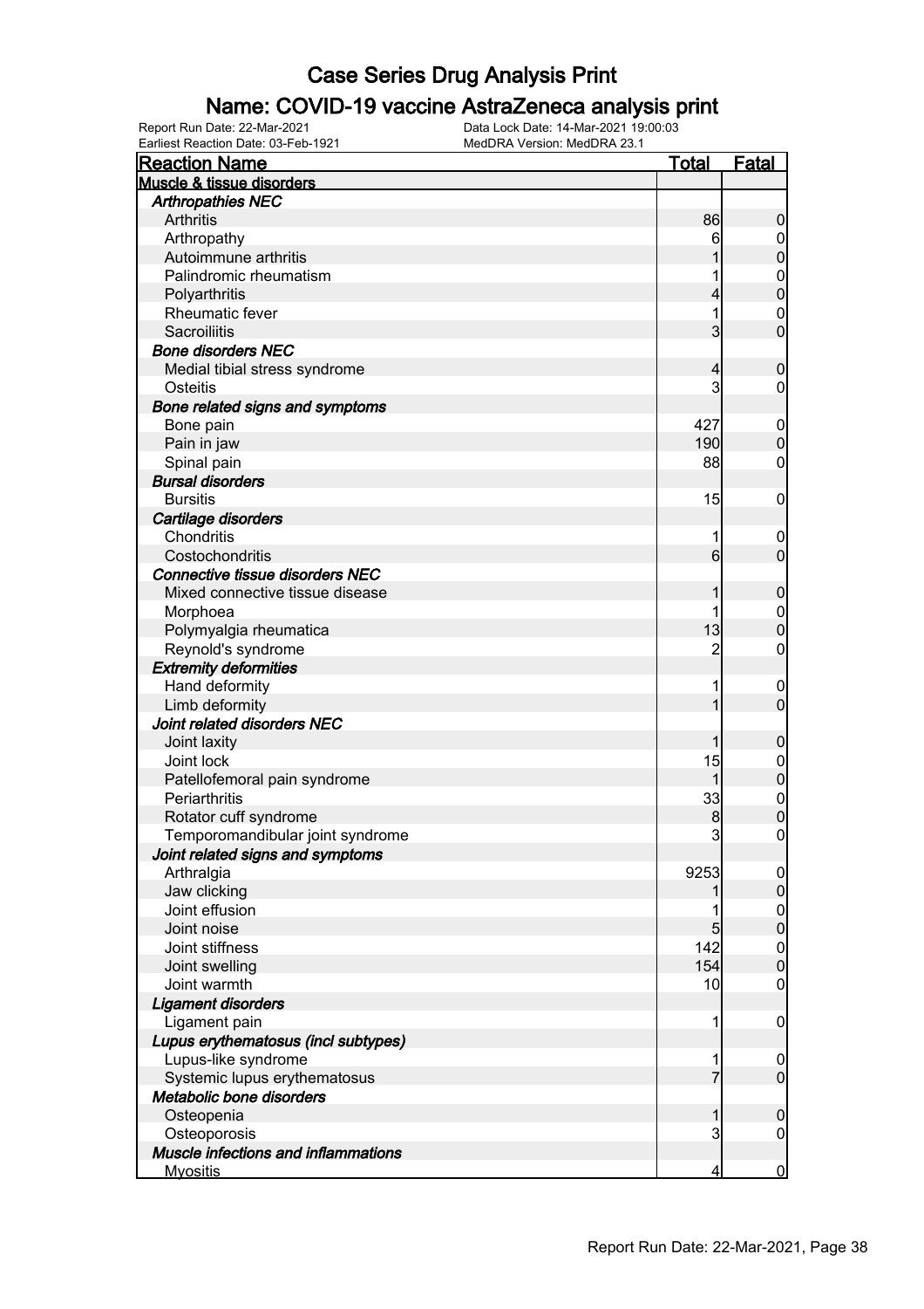# Case Series Drug Analysis Print

## Name: COVID-19 vaccine AstraZeneca analysis print

Report Run Date: 22-Mar-2021 | Data Lock Date: 14-Mar-2021 19:00:03
Earliest Reaction Date: 03-Feb-1921 | MedDRA Version: MedDRA 23.1

| Reaction Name | Total | Fatal |
|---|---|---|
| **Muscle & tissue disorders** | | |
| ***Arthropathies NEC*** | | |
| Arthritis | 86 | 0 |
| Arthropathy | 6 | 0 |
| Autoimmune arthritis | 1 | 0 |
| Palindromic rheumatism | 1 | 0 |
| Polyarthritis | 4 | 0 |
| Rheumatic fever | 1 | 0 |
| Sacroiliitis | 3 | 0 |
| ***Bone disorders NEC*** | | |
| Medial tibial stress syndrome | 4 | 0 |
| Osteitis | 3 | 0 |
| ***Bone related signs and symptoms*** | | |
| Bone pain | 427 | 0 |
| Pain in jaw | 190 | 0 |
| Spinal pain | 88 | 0 |
| ***Bursal disorders*** | | |
| Bursitis | 15 | 0 |
| ***Cartilage disorders*** | | |
| Chondritis | 1 | 0 |
| Costochondritis | 6 | 0 |
| ***Connective tissue disorders NEC*** | | |
| Mixed connective tissue disease | 1 | 0 |
| Morphoea | 1 | 0 |
| Polymyalgia rheumatica | 13 | 0 |
| Reynold's syndrome | 2 | 0 |
| ***Extremity deformities*** | | |
| Hand deformity | 1 | 0 |
| Limb deformity | 1 | 0 |
| ***Joint related disorders NEC*** | | |
| Joint laxity | 1 | 0 |
| Joint lock | 15 | 0 |
| Patellofemoral pain syndrome | 1 | 0 |
| Periarthritis | 33 | 0 |
| Rotator cuff syndrome | 8 | 0 |
| Temporomandibular joint syndrome | 3 | 0 |
| ***Joint related signs and symptoms*** | | |
| Arthralgia | 9253 | 0 |
| Jaw clicking | 1 | 0 |
| Joint effusion | 1 | 0 |
| Joint noise | 5 | 0 |
| Joint stiffness | 142 | 0 |
| Joint swelling | 154 | 0 |
| Joint warmth | 10 | 0 |
| ***Ligament disorders*** | | |
| Ligament pain | 1 | 0 |
| ***Lupus erythematosus (incl subtypes)*** | | |
| Lupus-like syndrome | 1 | 0 |
| Systemic lupus erythematosus | 7 | 0 |
| ***Metabolic bone disorders*** | | |
| Osteopenia | 1 | 0 |
| Osteoporosis | 3 | 0 |
| ***Muscle infections and inflammations*** | | |
| Myositis | 4 | 0 |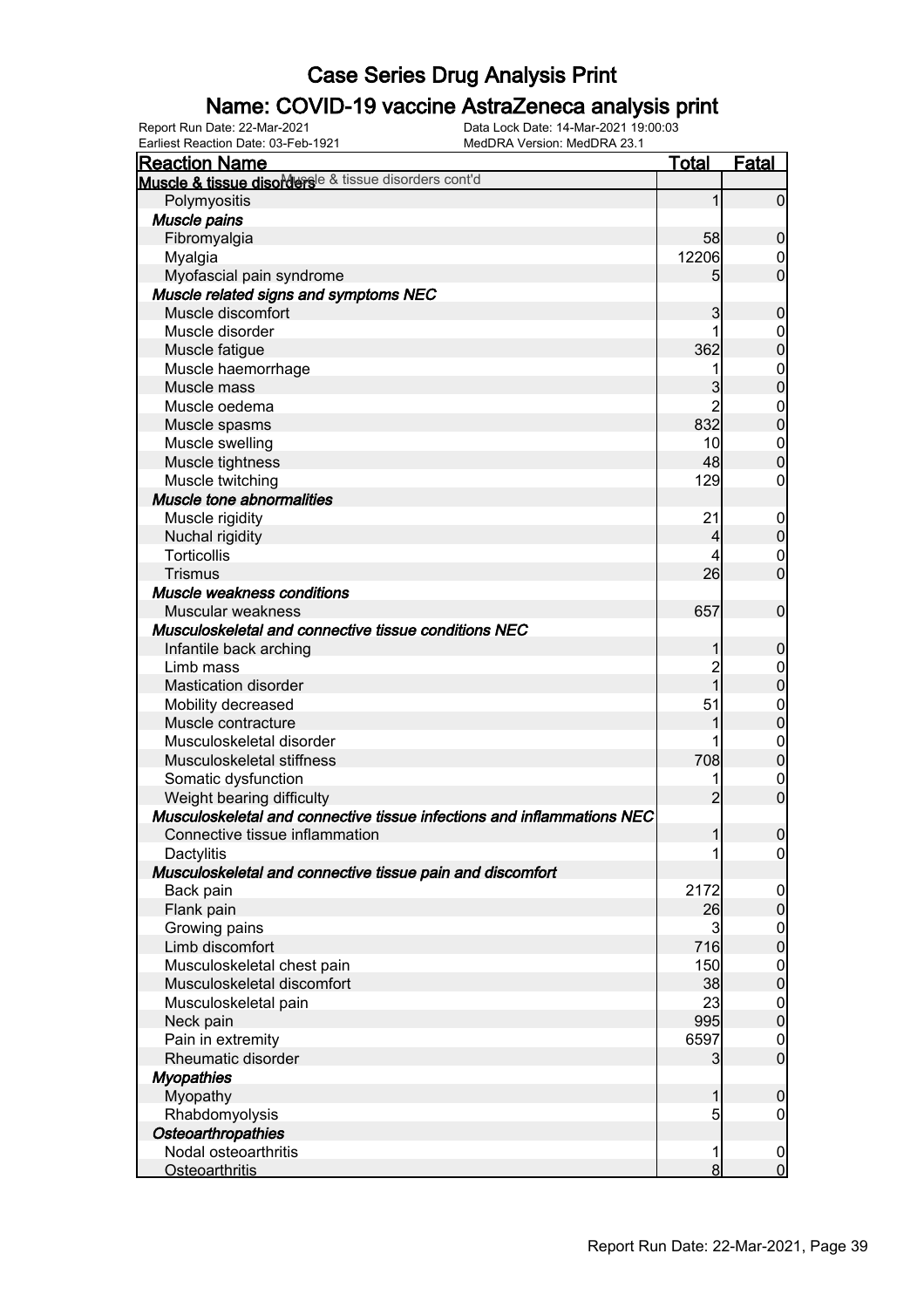# Case Series Drug Analysis Print

## Name: COVID-19 vaccine AstraZeneca analysis print

Report Run Date: 22-Mar-2021
Data Lock Date: 14-Mar-2021 19:00:03
Earliest Reaction Date: 03-Feb-1921
MedDRA Version: MedDRA 23.1

| Reaction Name | Total | Fatal |
|---|---|---|
| **Muscle & tissue disorders** Muscle & tissue disorders cont'd | | |
| Polymyositis | 1 | 0 |
| ***Muscle pains*** | | |
| Fibromyalgia | 58 | 0 |
| Myalgia | 12206 | 0 |
| Myofascial pain syndrome | 5 | 0 |
| ***Muscle related signs and symptoms NEC*** | | |
| Muscle discomfort | 3 | 0 |
| Muscle disorder | 1 | 0 |
| Muscle fatigue | 362 | 0 |
| Muscle haemorrhage | 1 | 0 |
| Muscle mass | 3 | 0 |
| Muscle oedema | 2 | 0 |
| Muscle spasms | 832 | 0 |
| Muscle swelling | 10 | 0 |
| Muscle tightness | 48 | 0 |
| Muscle twitching | 129 | 0 |
| ***Muscle tone abnormalities*** | | |
| Muscle rigidity | 21 | 0 |
| Nuchal rigidity | 4 | 0 |
| Torticollis | 4 | 0 |
| Trismus | 26 | 0 |
| ***Muscle weakness conditions*** | | |
| Muscular weakness | 657 | 0 |
| ***Musculoskeletal and connective tissue conditions NEC*** | | |
| Infantile back arching | 1 | 0 |
| Limb mass | 2 | 0 |
| Mastication disorder | 1 | 0 |
| Mobility decreased | 51 | 0 |
| Muscle contracture | 1 | 0 |
| Musculoskeletal disorder | 1 | 0 |
| Musculoskeletal stiffness | 708 | 0 |
| Somatic dysfunction | 1 | 0 |
| Weight bearing difficulty | 2 | 0 |
| ***Musculoskeletal and connective tissue infections and inflammations NEC*** | | |
| Connective tissue inflammation | 1 | 0 |
| Dactylitis | 1 | 0 |
| ***Musculoskeletal and connective tissue pain and discomfort*** | | |
| Back pain | 2172 | 0 |
| Flank pain | 26 | 0 |
| Growing pains | 3 | 0 |
| Limb discomfort | 716 | 0 |
| Musculoskeletal chest pain | 150 | 0 |
| Musculoskeletal discomfort | 38 | 0 |
| Musculoskeletal pain | 23 | 0 |
| Neck pain | 995 | 0 |
| Pain in extremity | 6597 | 0 |
| Rheumatic disorder | 3 | 0 |
| ***Myopathies*** | | |
| Myopathy | 1 | 0 |
| Rhabdomyolysis | 5 | 0 |
| ***Osteoarthropathies*** | | |
| Nodal osteoarthritis | 1 | 0 |
| Osteoarthritis | 8 | 0 |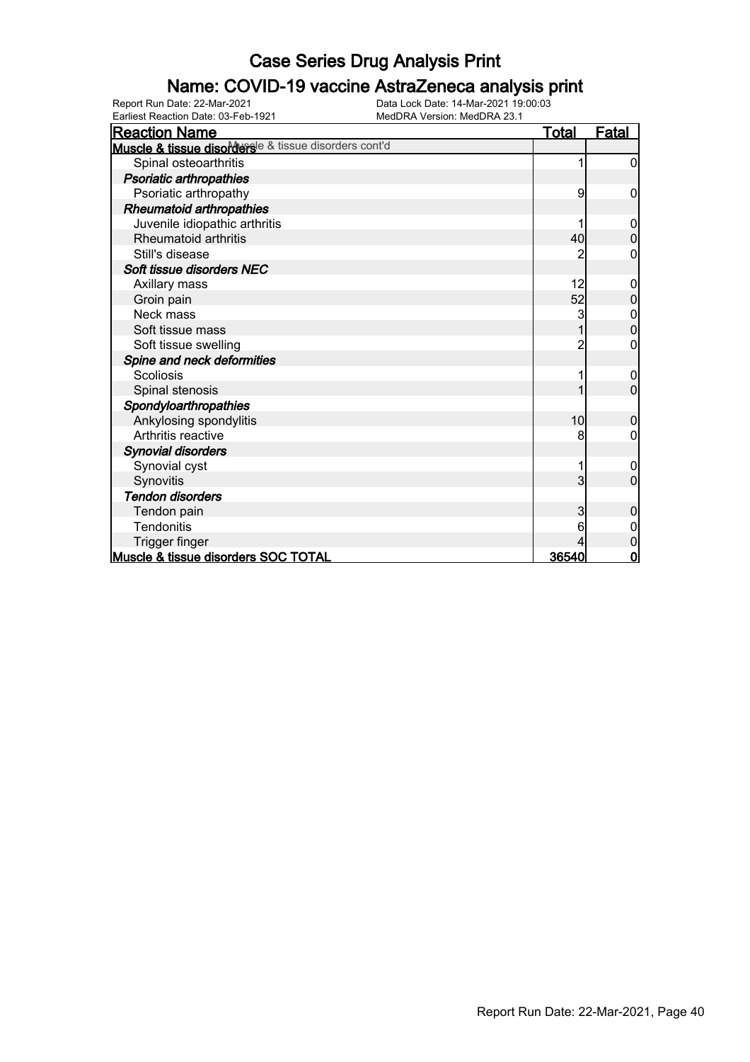# Case Series Drug Analysis Print

## Name: COVID-19 vaccine AstraZeneca analysis print

Report Run Date: 22-Mar-2021
Earliest Reaction Date: 03-Feb-1921
Data Lock Date: 14-Mar-2021 19:00:03
MedDRA Version: MedDRA 23.1

| Reaction Name | Total | Fatal |
|---|---|---|
| **Muscle & tissue disorders** Muscle & tissue disorders cont'd | | |
| Spinal osteoarthritis | 1 | 0 |
| ***Psoriatic arthropathies*** | | |
| Psoriatic arthropathy | 9 | 0 |
| ***Rheumatoid arthropathies*** | | |
| Juvenile idiopathic arthritis | 1 | 0 |
| Rheumatoid arthritis | 40 | 0 |
| Still's disease | 2 | 0 |
| ***Soft tissue disorders NEC*** | | |
| Axillary mass | 12 | 0 |
| Groin pain | 52 | 0 |
| Neck mass | 3 | 0 |
| Soft tissue mass | 1 | 0 |
| Soft tissue swelling | 2 | 0 |
| ***Spine and neck deformities*** | | |
| Scoliosis | 1 | 0 |
| Spinal stenosis | 1 | 0 |
| ***Spondyloarthropathies*** | | |
| Ankylosing spondylitis | 10 | 0 |
| Arthritis reactive | 8 | 0 |
| ***Synovial disorders*** | | |
| Synovial cyst | 1 | 0 |
| Synovitis | 3 | 0 |
| ***Tendon disorders*** | | |
| Tendon pain | 3 | 0 |
| Tendonitis | 6 | 0 |
| Trigger finger | 4 | 0 |
| **Muscle & tissue disorders SOC TOTAL** | **36540** | **0** |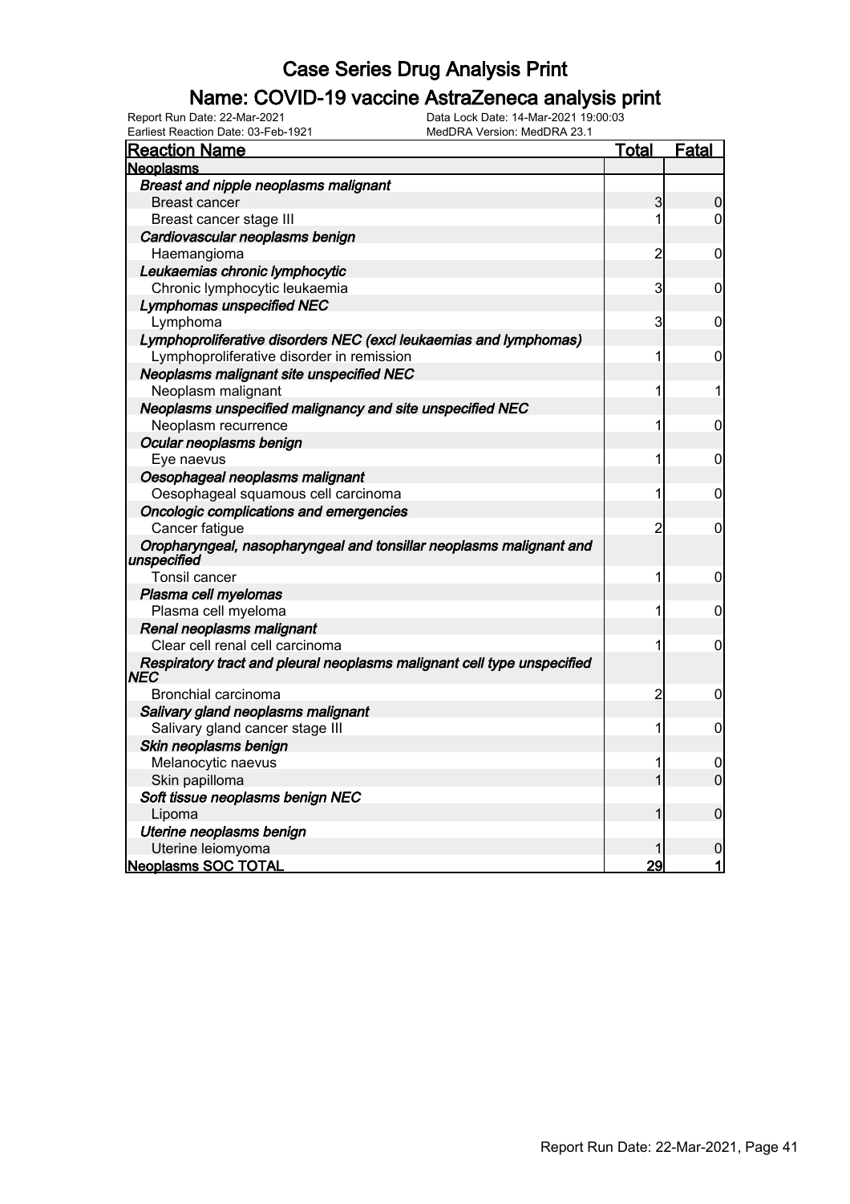# Case Series Drug Analysis Print

## Name: COVID-19 vaccine AstraZeneca analysis print

Report Run Date: 22-Mar-2021
Data Lock Date: 14-Mar-2021 19:00:03
Earliest Reaction Date: 03-Feb-1921
MedDRA Version: MedDRA 23.1

| Reaction Name | Total | Fatal |
|---|---|---|
| **Neoplasms** | | |
| ***Breast and nipple neoplasms malignant*** | | |
| Breast cancer | 3 | 0 |
| Breast cancer stage III | 1 | 0 |
| ***Cardiovascular neoplasms benign*** | | |
| Haemangioma | 2 | 0 |
| ***Leukaemias chronic lymphocytic*** | | |
| Chronic lymphocytic leukaemia | 3 | 0 |
| ***Lymphomas unspecified NEC*** | | |
| Lymphoma | 3 | 0 |
| ***Lymphoproliferative disorders NEC (excl leukaemias and lymphomas)*** | | |
| Lymphoproliferative disorder in remission | 1 | 0 |
| ***Neoplasms malignant site unspecified NEC*** | | |
| Neoplasm malignant | 1 | 1 |
| ***Neoplasms unspecified malignancy and site unspecified NEC*** | | |
| Neoplasm recurrence | 1 | 0 |
| ***Ocular neoplasms benign*** | | |
| Eye naevus | 1 | 0 |
| ***Oesophageal neoplasms malignant*** | | |
| Oesophageal squamous cell carcinoma | 1 | 0 |
| ***Oncologic complications and emergencies*** | | |
| Cancer fatigue | 2 | 0 |
| ***Oropharyngeal, nasopharyngeal and tonsillar neoplasms malignant and unspecified*** | | |
| Tonsil cancer | 1 | 0 |
| ***Plasma cell myelomas*** | | |
| Plasma cell myeloma | 1 | 0 |
| ***Renal neoplasms malignant*** | | |
| Clear cell renal cell carcinoma | 1 | 0 |
| ***Respiratory tract and pleural neoplasms malignant cell type unspecified NEC*** | | |
| Bronchial carcinoma | 2 | 0 |
| ***Salivary gland neoplasms malignant*** | | |
| Salivary gland cancer stage III | 1 | 0 |
| ***Skin neoplasms benign*** | | |
| Melanocytic naevus | 1 | 0 |
| Skin papilloma | 1 | 0 |
| ***Soft tissue neoplasms benign NEC*** | | |
| Lipoma | 1 | 0 |
| ***Uterine neoplasms benign*** | | |
| Uterine leiomyoma | 1 | 0 |
| **Neoplasms SOC TOTAL** | **29** | **1** |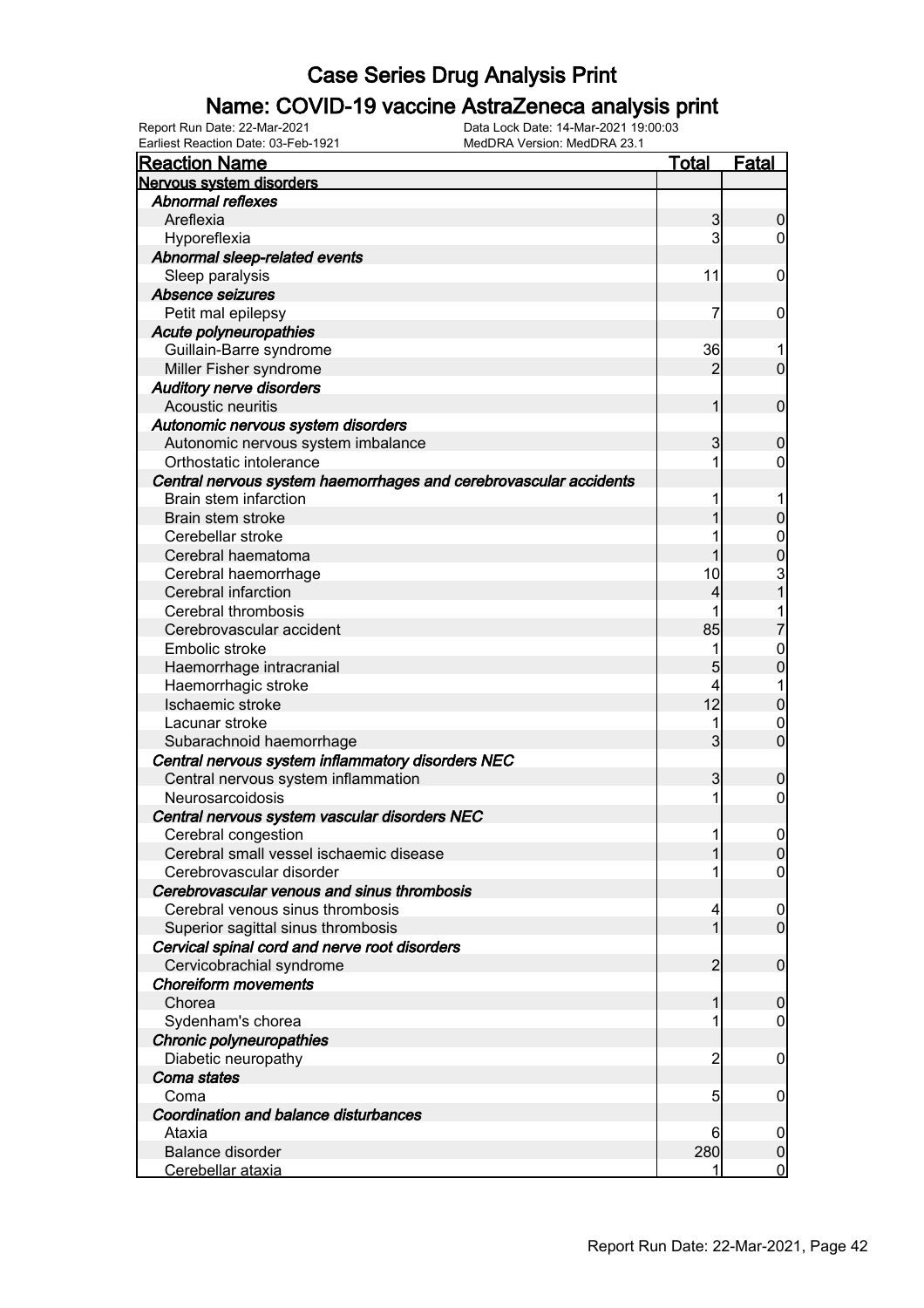# Case Series Drug Analysis Print

## Name: COVID-19 vaccine AstraZeneca analysis print

Report Run Date: 22-Mar-2021 Data Lock Date: 14-Mar-2021 19:00:03
Earliest Reaction Date: 03-Feb-1921 MedDRA Version: MedDRA 23.1

| Reaction Name | Total | Fatal |
|---|---|---|
| **Nervous system disorders** | | |
| *Abnormal reflexes* | | |
| Areflexia | 3 | 0 |
| Hyporeflexia | 3 | 0 |
| *Abnormal sleep-related events* | | |
| Sleep paralysis | 11 | 0 |
| *Absence seizures* | | |
| Petit mal epilepsy | 7 | 0 |
| *Acute polyneuropathies* | | |
| Guillain-Barre syndrome | 36 | 1 |
| Miller Fisher syndrome | 2 | 0 |
| *Auditory nerve disorders* | | |
| Acoustic neuritis | 1 | 0 |
| *Autonomic nervous system disorders* | | |
| Autonomic nervous system imbalance | 3 | 0 |
| Orthostatic intolerance | 1 | 0 |
| *Central nervous system haemorrhages and cerebrovascular accidents* | | |
| Brain stem infarction | 1 | 1 |
| Brain stem stroke | 1 | 0 |
| Cerebellar stroke | 1 | 0 |
| Cerebral haematoma | 1 | 0 |
| Cerebral haemorrhage | 10 | 3 |
| Cerebral infarction | 4 | 1 |
| Cerebral thrombosis | 1 | 1 |
| Cerebrovascular accident | 85 | 7 |
| Embolic stroke | 1 | 0 |
| Haemorrhage intracranial | 5 | 0 |
| Haemorrhagic stroke | 4 | 1 |
| Ischaemic stroke | 12 | 0 |
| Lacunar stroke | 1 | 0 |
| Subarachnoid haemorrhage | 3 | 0 |
| *Central nervous system inflammatory disorders NEC* | | |
| Central nervous system inflammation | 3 | 0 |
| Neurosarcoidosis | 1 | 0 |
| *Central nervous system vascular disorders NEC* | | |
| Cerebral congestion | 1 | 0 |
| Cerebral small vessel ischaemic disease | 1 | 0 |
| Cerebrovascular disorder | 1 | 0 |
| *Cerebrovascular venous and sinus thrombosis* | | |
| Cerebral venous sinus thrombosis | 4 | 0 |
| Superior sagittal sinus thrombosis | 1 | 0 |
| *Cervical spinal cord and nerve root disorders* | | |
| Cervicobrachial syndrome | 2 | 0 |
| *Choreiform movements* | | |
| Chorea | 1 | 0 |
| Sydenham's chorea | 1 | 0 |
| *Chronic polyneuropathies* | | |
| Diabetic neuropathy | 2 | 0 |
| *Coma states* | | |
| Coma | 5 | 0 |
| *Coordination and balance disturbances* | | |
| Ataxia | 6 | 0 |
| Balance disorder | 280 | 0 |
| Cerebellar ataxia | 1 | 0 |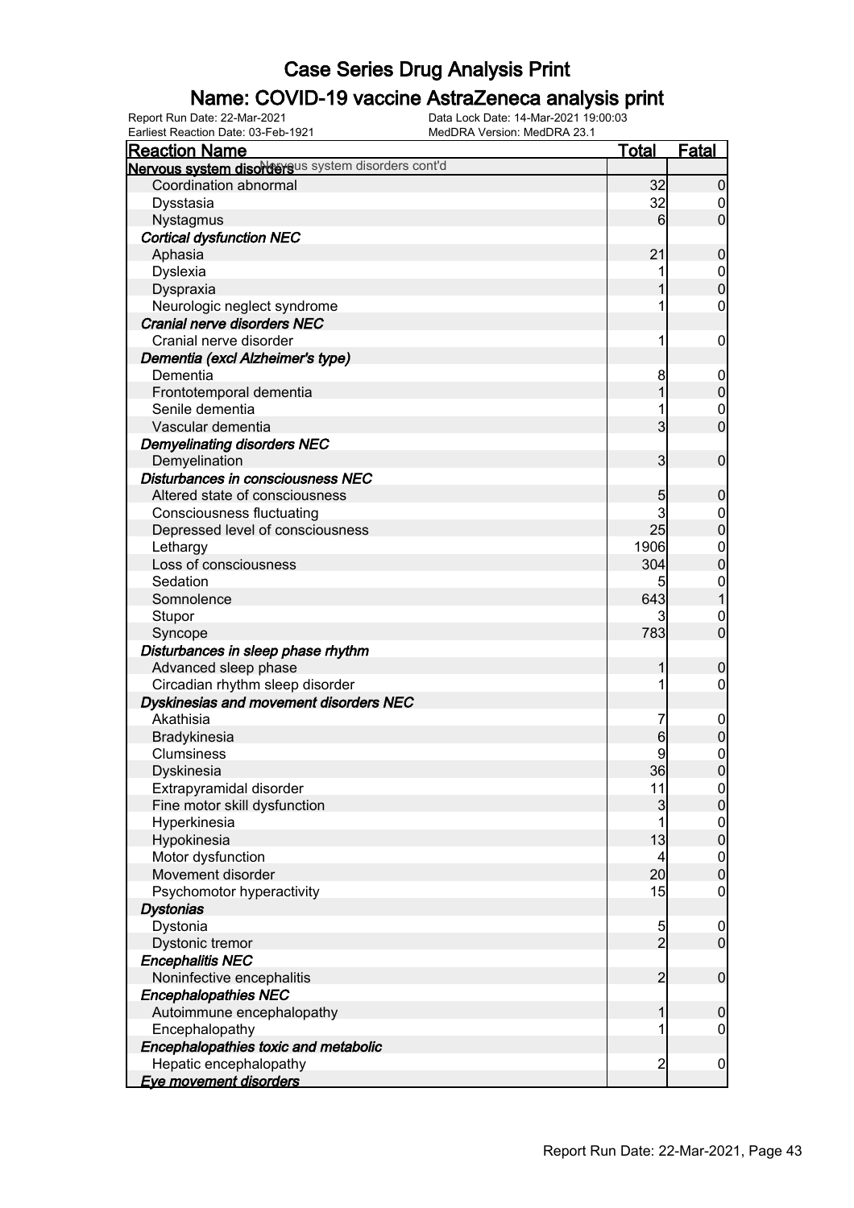# Case Series Drug Analysis Print

## Name: COVID-19 vaccine AstraZeneca analysis print

Report Run Date: 22-Mar-2021
Data Lock Date: 14-Mar-2021 19:00:03
Earliest Reaction Date: 03-Feb-1921
MedDRA Version: MedDRA 23.1

| Reaction Name | Total | Fatal |
|---|---|---|
| **Nervous system disorders** Nervous system disorders cont'd | | |
| Coordination abnormal | 32 | 0 |
| Dysstasia | 32 | 0 |
| Nystagmus | 6 | 0 |
| ***Cortical dysfunction NEC*** | | |
| Aphasia | 21 | 0 |
| Dyslexia | 1 | 0 |
| Dyspraxia | 1 | 0 |
| Neurologic neglect syndrome | 1 | 0 |
| ***Cranial nerve disorders NEC*** | | |
| Cranial nerve disorder | 1 | 0 |
| ***Dementia (excl Alzheimer's type)*** | | |
| Dementia | 8 | 0 |
| Frontotemporal dementia | 1 | 0 |
| Senile dementia | 1 | 0 |
| Vascular dementia | 3 | 0 |
| ***Demyelinating disorders NEC*** | | |
| Demyelination | 3 | 0 |
| ***Disturbances in consciousness NEC*** | | |
| Altered state of consciousness | 5 | 0 |
| Consciousness fluctuating | 3 | 0 |
| Depressed level of consciousness | 25 | 0 |
| Lethargy | 1906 | 0 |
| Loss of consciousness | 304 | 0 |
| Sedation | 5 | 0 |
| Somnolence | 643 | 1 |
| Stupor | 3 | 0 |
| Syncope | 783 | 0 |
| ***Disturbances in sleep phase rhythm*** | | |
| Advanced sleep phase | 1 | 0 |
| Circadian rhythm sleep disorder | 1 | 0 |
| ***Dyskinesias and movement disorders NEC*** | | |
| Akathisia | 7 | 0 |
| Bradykinesia | 6 | 0 |
| Clumsiness | 9 | 0 |
| Dyskinesia | 36 | 0 |
| Extrapyramidal disorder | 11 | 0 |
| Fine motor skill dysfunction | 3 | 0 |
| Hyperkinesia | 1 | 0 |
| Hypokinesia | 13 | 0 |
| Motor dysfunction | 4 | 0 |
| Movement disorder | 20 | 0 |
| Psychomotor hyperactivity | 15 | 0 |
| ***Dystonias*** | | |
| Dystonia | 5 | 0 |
| Dystonic tremor | 2 | 0 |
| ***Encephalitis NEC*** | | |
| Noninfective encephalitis | 2 | 0 |
| ***Encephalopathies NEC*** | | |
| Autoimmune encephalopathy | 1 | 0 |
| Encephalopathy | 1 | 0 |
| ***Encephalopathies toxic and metabolic*** | | |
| Hepatic encephalopathy | 2 | 0 |
| ***Eye movement disorders*** | | |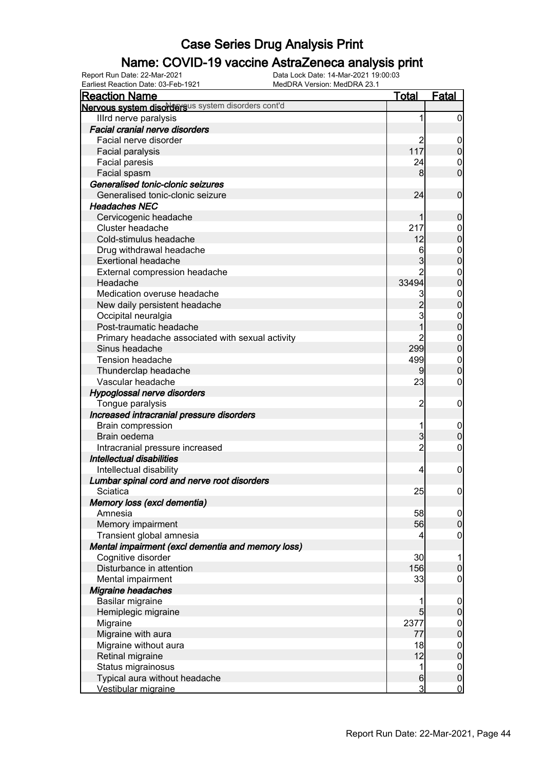# Case Series Drug Analysis Print

## Name: COVID-19 vaccine AstraZeneca analysis print

Report Run Date: 22-Mar-2021
Data Lock Date: 14-Mar-2021 19:00:03
Earliest Reaction Date: 03-Feb-1921
MedDRA Version: MedDRA 23.1

| Reaction Name | Total | Fatal |
|---|---|---|
| **Nervous system disorders** Nervous system disorders cont'd | | |
| IIIrd nerve paralysis | 1 | 0 |
| ***Facial cranial nerve disorders*** | | |
| Facial nerve disorder | 2 | 0 |
| Facial paralysis | 117 | 0 |
| Facial paresis | 24 | 0 |
| Facial spasm | 8 | 0 |
| ***Generalised tonic-clonic seizures*** | | |
| Generalised tonic-clonic seizure | 24 | 0 |
| ***Headaches NEC*** | | |
| Cervicogenic headache | 1 | 0 |
| Cluster headache | 217 | 0 |
| Cold-stimulus headache | 12 | 0 |
| Drug withdrawal headache | 6 | 0 |
| Exertional headache | 3 | 0 |
| External compression headache | 2 | 0 |
| Headache | 33494 | 0 |
| Medication overuse headache | 3 | 0 |
| New daily persistent headache | 2 | 0 |
| Occipital neuralgia | 3 | 0 |
| Post-traumatic headache | 1 | 0 |
| Primary headache associated with sexual activity | 2 | 0 |
| Sinus headache | 299 | 0 |
| Tension headache | 499 | 0 |
| Thunderclap headache | 9 | 0 |
| Vascular headache | 23 | 0 |
| ***Hypoglossal nerve disorders*** | | |
| Tongue paralysis | 2 | 0 |
| ***Increased intracranial pressure disorders*** | | |
| Brain compression | 1 | 0 |
| Brain oedema | 3 | 0 |
| Intracranial pressure increased | 2 | 0 |
| ***Intellectual disabilities*** | | |
| Intellectual disability | 4 | 0 |
| ***Lumbar spinal cord and nerve root disorders*** | | |
| Sciatica | 25 | 0 |
| ***Memory loss (excl dementia)*** | | |
| Amnesia | 58 | 0 |
| Memory impairment | 56 | 0 |
| Transient global amnesia | 4 | 0 |
| ***Mental impairment (excl dementia and memory loss)*** | | |
| Cognitive disorder | 30 | 1 |
| Disturbance in attention | 156 | 0 |
| Mental impairment | 33 | 0 |
| ***Migraine headaches*** | | |
| Basilar migraine | 1 | 0 |
| Hemiplegic migraine | 5 | 0 |
| Migraine | 2377 | 0 |
| Migraine with aura | 77 | 0 |
| Migraine without aura | 18 | 0 |
| Retinal migraine | 12 | 0 |
| Status migrainosus | 1 | 0 |
| Typical aura without headache | 6 | 0 |
| Vestibular migraine | 3 | 0 |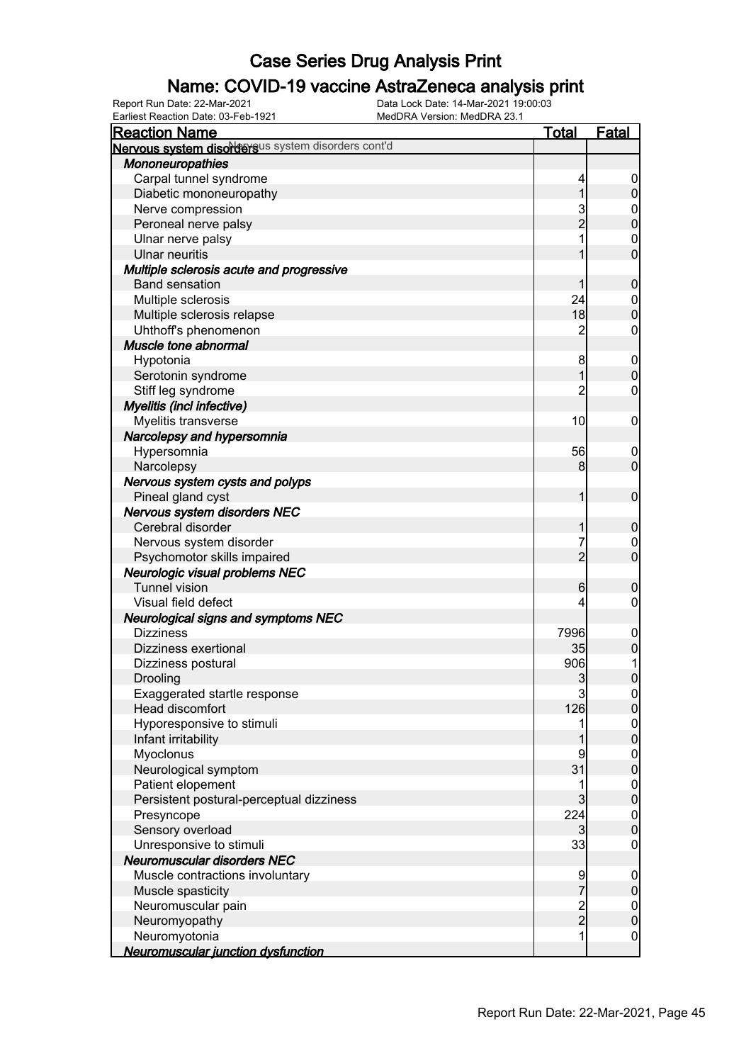# Case Series Drug Analysis Print

## Name: COVID-19 vaccine AstraZeneca analysis print

Report Run Date: 22-Mar-2021
Earliest Reaction Date: 03-Feb-1921
Data Lock Date: 14-Mar-2021 19:00:03
MedDRA Version: MedDRA 23.1

| Reaction Name | Total | Fatal |
|---|---|---|
| **Nervous system disorders** Nervous system disorders cont'd | | |
| ***Mononeuropathies*** | | |
| Carpal tunnel syndrome | 4 | 0 |
| Diabetic mononeuropathy | 1 | 0 |
| Nerve compression | 3 | 0 |
| Peroneal nerve palsy | 2 | 0 |
| Ulnar nerve palsy | 1 | 0 |
| Ulnar neuritis | 1 | 0 |
| ***Multiple sclerosis acute and progressive*** | | |
| Band sensation | 1 | 0 |
| Multiple sclerosis | 24 | 0 |
| Multiple sclerosis relapse | 18 | 0 |
| Uhthoff's phenomenon | 2 | 0 |
| ***Muscle tone abnormal*** | | |
| Hypotonia | 8 | 0 |
| Serotonin syndrome | 1 | 0 |
| Stiff leg syndrome | 2 | 0 |
| ***Myelitis (incl infective)*** | | |
| Myelitis transverse | 10 | 0 |
| ***Narcolepsy and hypersomnia*** | | |
| Hypersomnia | 56 | 0 |
| Narcolepsy | 8 | 0 |
| ***Nervous system cysts and polyps*** | | |
| Pineal gland cyst | 1 | 0 |
| ***Nervous system disorders NEC*** | | |
| Cerebral disorder | 1 | 0 |
| Nervous system disorder | 7 | 0 |
| Psychomotor skills impaired | 2 | 0 |
| ***Neurologic visual problems NEC*** | | |
| Tunnel vision | 6 | 0 |
| Visual field defect | 4 | 0 |
| ***Neurological signs and symptoms NEC*** | | |
| Dizziness | 7996 | 0 |
| Dizziness exertional | 35 | 0 |
| Dizziness postural | 906 | 1 |
| Drooling | 3 | 0 |
| Exaggerated startle response | 3 | 0 |
| Head discomfort | 126 | 0 |
| Hyporesponsive to stimuli | 1 | 0 |
| Infant irritability | 1 | 0 |
| Myoclonus | 9 | 0 |
| Neurological symptom | 31 | 0 |
| Patient elopement | 1 | 0 |
| Persistent postural-perceptual dizziness | 3 | 0 |
| Presyncope | 224 | 0 |
| Sensory overload | 3 | 0 |
| Unresponsive to stimuli | 33 | 0 |
| ***Neuromuscular disorders NEC*** | | |
| Muscle contractions involuntary | 9 | 0 |
| Muscle spasticity | 7 | 0 |
| Neuromuscular pain | 2 | 0 |
| Neuromyopathy | 2 | 0 |
| Neuromyotonia | 1 | 0 |
| ***Neuromuscular junction dysfunction*** | | |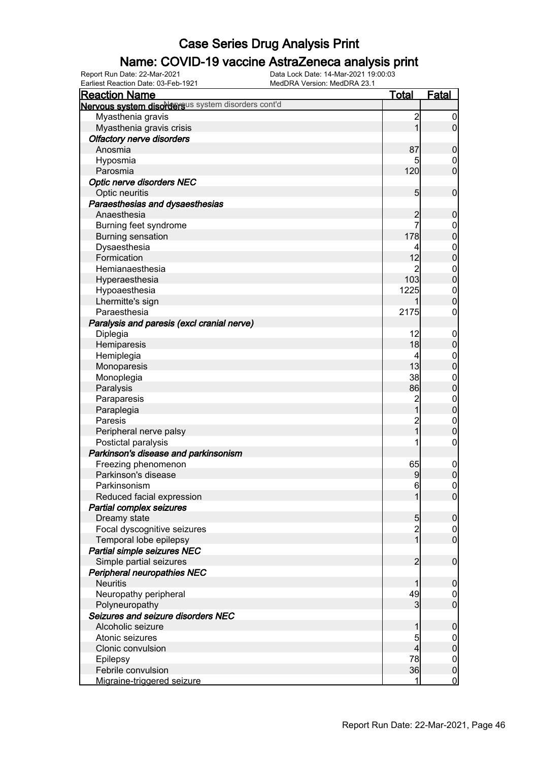# Case Series Drug Analysis Print

## Name: COVID-19 vaccine AstraZeneca analysis print

Report Run Date: 22-Mar-2021
Data Lock Date: 14-Mar-2021 19:00:03
Earliest Reaction Date: 03-Feb-1921
MedDRA Version: MedDRA 23.1

| Reaction Name | Total | Fatal |
|---|---|---|
| **Nervous system disorders** cont'd | | |
| Myasthenia gravis | 2 | 0 |
| Myasthenia gravis crisis | 1 | 0 |
| ***Olfactory nerve disorders*** | | |
| Anosmia | 87 | 0 |
| Hyposmia | 5 | 0 |
| Parosmia | 120 | 0 |
| ***Optic nerve disorders NEC*** | | |
| Optic neuritis | 5 | 0 |
| ***Paraesthesias and dysaesthesias*** | | |
| Anaesthesia | 2 | 0 |
| Burning feet syndrome | 7 | 0 |
| Burning sensation | 178 | 0 |
| Dysaesthesia | 4 | 0 |
| Formication | 12 | 0 |
| Hemianaesthesia | 2 | 0 |
| Hyperaesthesia | 103 | 0 |
| Hypoaesthesia | 1225 | 0 |
| Lhermitte's sign | 1 | 0 |
| Paraesthesia | 2175 | 0 |
| ***Paralysis and paresis (excl cranial nerve)*** | | |
| Diplegia | 12 | 0 |
| Hemiparesis | 18 | 0 |
| Hemiplegia | 4 | 0 |
| Monoparesis | 13 | 0 |
| Monoplegia | 38 | 0 |
| Paralysis | 86 | 0 |
| Paraparesis | 2 | 0 |
| Paraplegia | 1 | 0 |
| Paresis | 2 | 0 |
| Peripheral nerve palsy | 1 | 0 |
| Postictal paralysis | 1 | 0 |
| ***Parkinson's disease and parkinsonism*** | | |
| Freezing phenomenon | 65 | 0 |
| Parkinson's disease | 9 | 0 |
| Parkinsonism | 6 | 0 |
| Reduced facial expression | 1 | 0 |
| ***Partial complex seizures*** | | |
| Dreamy state | 5 | 0 |
| Focal dyscognitive seizures | 2 | 0 |
| Temporal lobe epilepsy | 1 | 0 |
| ***Partial simple seizures NEC*** | | |
| Simple partial seizures | 2 | 0 |
| ***Peripheral neuropathies NEC*** | | |
| Neuritis | 1 | 0 |
| Neuropathy peripheral | 49 | 0 |
| Polyneuropathy | 3 | 0 |
| ***Seizures and seizure disorders NEC*** | | |
| Alcoholic seizure | 1 | 0 |
| Atonic seizures | 5 | 0 |
| Clonic convulsion | 4 | 0 |
| Epilepsy | 78 | 0 |
| Febrile convulsion | 36 | 0 |
| Migraine-triggered seizure | 1 | 0 |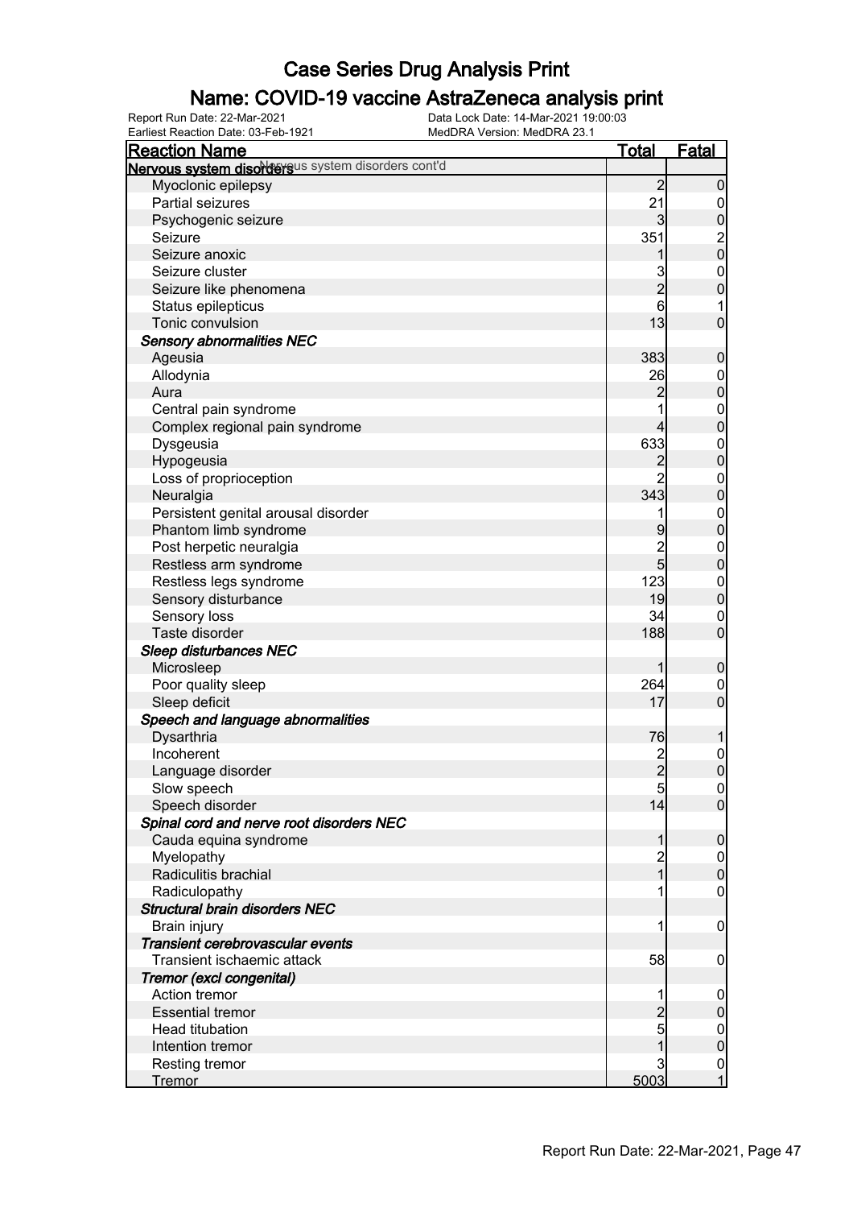# Case Series Drug Analysis Print

## Name: COVID-19 vaccine AstraZeneca analysis print

Report Run Date: 22-Mar-2021 | Data Lock Date: 14-Mar-2021 19:00:03
Earliest Reaction Date: 03-Feb-1921 | MedDRA Version: MedDRA 23.1

| Reaction Name | Total | Fatal |
|---|---|---|
| **Nervous system disorders** Nervous system disorders cont'd | | |
| Myoclonic epilepsy | 2 | 0 |
| Partial seizures | 21 | 0 |
| Psychogenic seizure | 3 | 0 |
| Seizure | 351 | 2 |
| Seizure anoxic | 1 | 0 |
| Seizure cluster | 3 | 0 |
| Seizure like phenomena | 2 | 0 |
| Status epilepticus | 6 | 1 |
| Tonic convulsion | 13 | 0 |
| ***Sensory abnormalities NEC*** | | |
| Ageusia | 383 | 0 |
| Allodynia | 26 | 0 |
| Aura | 2 | 0 |
| Central pain syndrome | 1 | 0 |
| Complex regional pain syndrome | 4 | 0 |
| Dysgeusia | 633 | 0 |
| Hypogeusia | 2 | 0 |
| Loss of proprioception | 2 | 0 |
| Neuralgia | 343 | 0 |
| Persistent genital arousal disorder | 1 | 0 |
| Phantom limb syndrome | 9 | 0 |
| Post herpetic neuralgia | 2 | 0 |
| Restless arm syndrome | 5 | 0 |
| Restless legs syndrome | 123 | 0 |
| Sensory disturbance | 19 | 0 |
| Sensory loss | 34 | 0 |
| Taste disorder | 188 | 0 |
| ***Sleep disturbances NEC*** | | |
| Microsleep | 1 | 0 |
| Poor quality sleep | 264 | 0 |
| Sleep deficit | 17 | 0 |
| ***Speech and language abnormalities*** | | |
| Dysarthria | 76 | 1 |
| Incoherent | 2 | 0 |
| Language disorder | 2 | 0 |
| Slow speech | 5 | 0 |
| Speech disorder | 14 | 0 |
| ***Spinal cord and nerve root disorders NEC*** | | |
| Cauda equina syndrome | 1 | 0 |
| Myelopathy | 2 | 0 |
| Radiculitis brachial | 1 | 0 |
| Radiculopathy | 1 | 0 |
| ***Structural brain disorders NEC*** | | |
| Brain injury | 1 | 0 |
| ***Transient cerebrovascular events*** | | |
| Transient ischaemic attack | 58 | 0 |
| ***Tremor (excl congenital)*** | | |
| Action tremor | 1 | 0 |
| Essential tremor | 2 | 0 |
| Head titubation | 5 | 0 |
| Intention tremor | 1 | 0 |
| Resting tremor | 3 | 0 |
| Tremor | 5003 | 1 |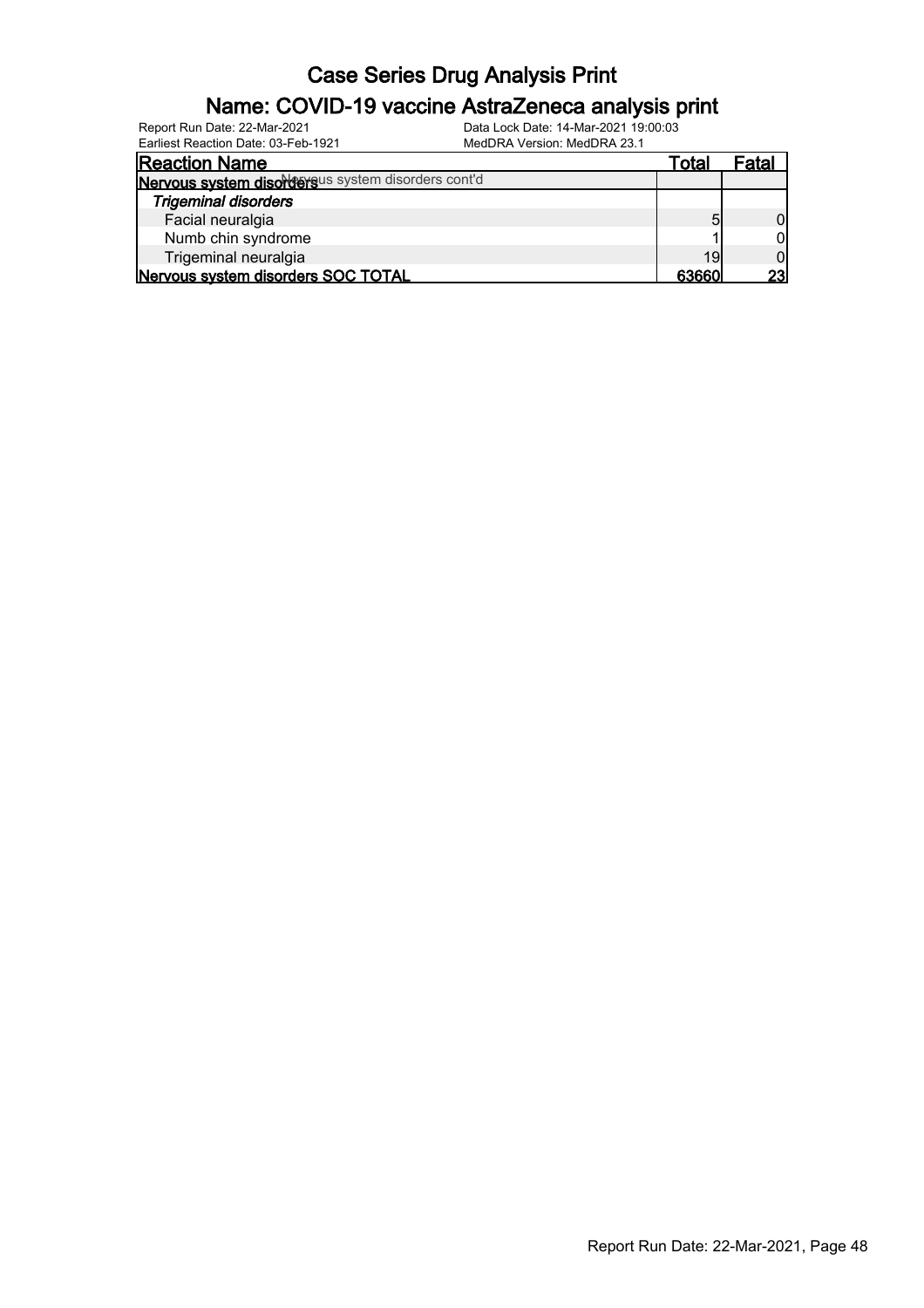# Case Series Drug Analysis Print

## Name: COVID-19 vaccine AstraZeneca analysis print

Report Run Date: 22-Mar-2021
Earliest Reaction Date: 03-Feb-1921
Data Lock Date: 14-Mar-2021 19:00:03
MedDRA Version: MedDRA 23.1

| Reaction Name | Total | Fatal |
|---|---|---|
| **Nervous system disorders** Nervous system disorders cont'd | | |
| ***Trigeminal disorders*** | | |
| Facial neuralgia | 5 | 0 |
| Numb chin syndrome | 1 | 0 |
| Trigeminal neuralgia | 19 | 0 |
| **Nervous system disorders SOC TOTAL** | **63660** | **23** |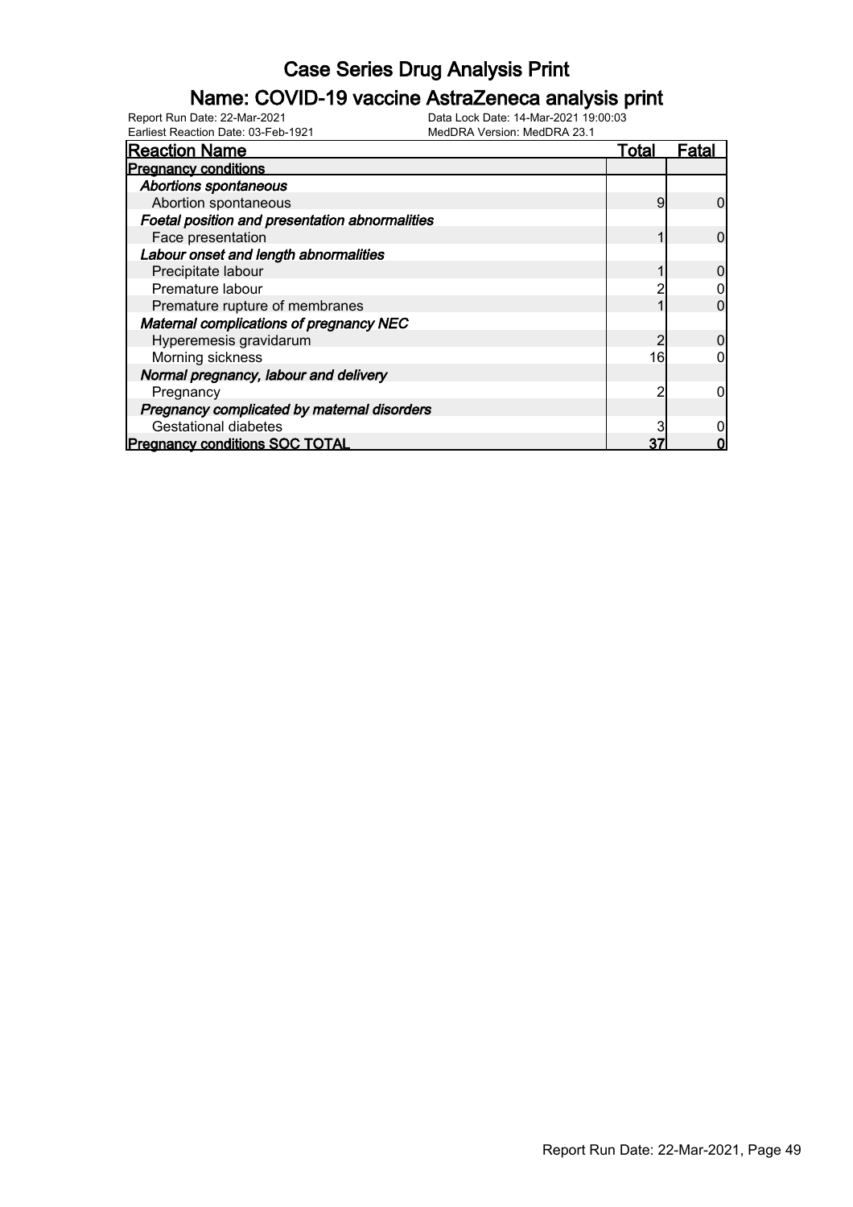# Case Series Drug Analysis Print

## Name: COVID-19 vaccine AstraZeneca analysis print

Report Run Date: 22-Mar-2021
Data Lock Date: 14-Mar-2021 19:00:03
Earliest Reaction Date: 03-Feb-1921
MedDRA Version: MedDRA 23.1

| Reaction Name | Total | Fatal |
|---|---|---|
| **Pregnancy conditions** | | |
| ***Abortions spontaneous*** | | |
| Abortion spontaneous | 9 | 0 |
| ***Foetal position and presentation abnormalities*** | | |
| Face presentation | 1 | 0 |
| ***Labour onset and length abnormalities*** | | |
| Precipitate labour | 1 | 0 |
| Premature labour | 2 | 0 |
| Premature rupture of membranes | 1 | 0 |
| ***Maternal complications of pregnancy NEC*** | | |
| Hyperemesis gravidarum | 2 | 0 |
| Morning sickness | 16 | 0 |
| ***Normal pregnancy, labour and delivery*** | | |
| Pregnancy | 2 | 0 |
| ***Pregnancy complicated by maternal disorders*** | | |
| Gestational diabetes | 3 | 0 |
| **Pregnancy conditions SOC TOTAL** | **37** | **0** |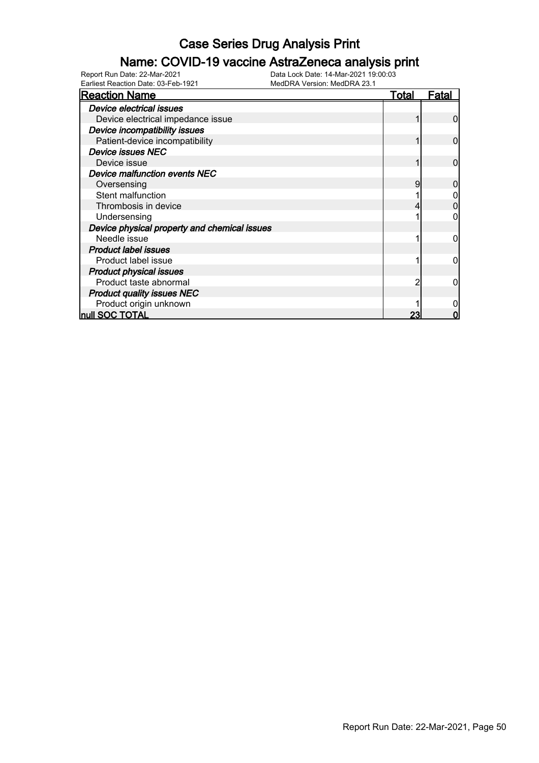# Case Series Drug Analysis Print

## Name: COVID-19 vaccine AstraZeneca analysis print

Report Run Date: 22-Mar-2021    Data Lock Date: 14-Mar-2021 19:00:03
Earliest Reaction Date: 03-Feb-1921    MedDRA Version: MedDRA 23.1

| Reaction Name | Total | Fatal |
|---|---|---|
| *Device electrical issues* | | |
| Device electrical impedance issue | 1 | 0 |
| *Device incompatibility issues* | | |
| Patient-device incompatibility | 1 | 0 |
| *Device issues NEC* | | |
| Device issue | 1 | 0 |
| *Device malfunction events NEC* | | |
| Oversensing | 9 | 0 |
| Stent malfunction | 1 | 0 |
| Thrombosis in device | 4 | 0 |
| Undersensing | 1 | 0 |
| *Device physical property and chemical issues* | | |
| Needle issue | 1 | 0 |
| *Product label issues* | | |
| Product label issue | 1 | 0 |
| *Product physical issues* | | |
| Product taste abnormal | 2 | 0 |
| *Product quality issues NEC* | | |
| Product origin unknown | 1 | 0 |
| **null SOC TOTAL** | **23** | **0** |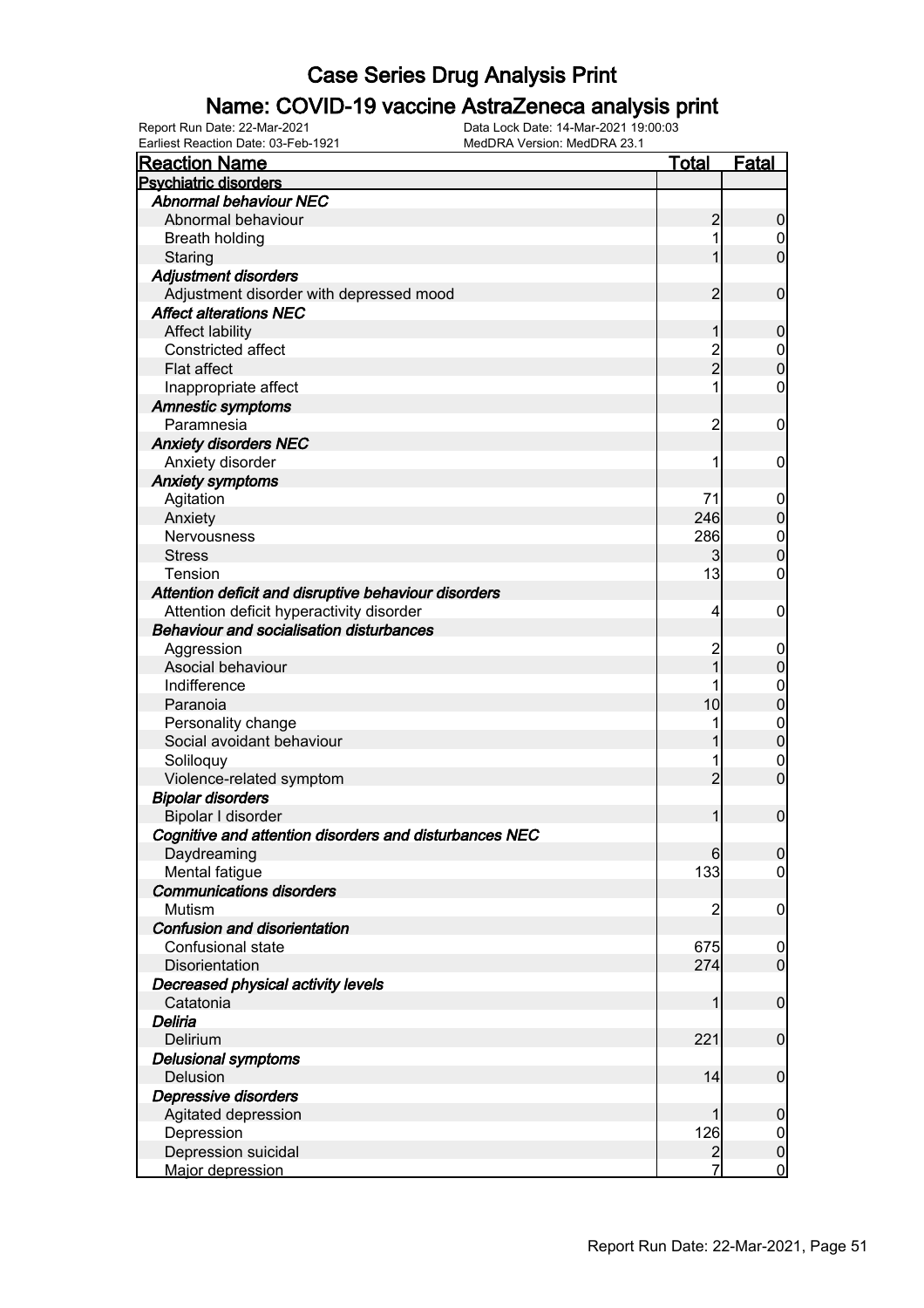# Case Series Drug Analysis Print

## Name: COVID-19 vaccine AstraZeneca analysis print

Report Run Date: 22-Mar-2021
Data Lock Date: 14-Mar-2021 19:00:03
Earliest Reaction Date: 03-Feb-1921
MedDRA Version: MedDRA 23.1

| Reaction Name | Total | Fatal |
|---|---|---|
| **Psychiatric disorders** | | |
| ***Abnormal behaviour NEC*** | | |
| Abnormal behaviour | 2 | 0 |
| Breath holding | 1 | 0 |
| Staring | 1 | 0 |
| ***Adjustment disorders*** | | |
| Adjustment disorder with depressed mood | 2 | 0 |
| ***Affect alterations NEC*** | | |
| Affect lability | 1 | 0 |
| Constricted affect | 2 | 0 |
| Flat affect | 2 | 0 |
| Inappropriate affect | 1 | 0 |
| ***Amnestic symptoms*** | | |
| Paramnesia | 2 | 0 |
| ***Anxiety disorders NEC*** | | |
| Anxiety disorder | 1 | 0 |
| ***Anxiety symptoms*** | | |
| Agitation | 71 | 0 |
| Anxiety | 246 | 0 |
| Nervousness | 286 | 0 |
| Stress | 3 | 0 |
| Tension | 13 | 0 |
| ***Attention deficit and disruptive behaviour disorders*** | | |
| Attention deficit hyperactivity disorder | 4 | 0 |
| ***Behaviour and socialisation disturbances*** | | |
| Aggression | 2 | 0 |
| Asocial behaviour | 1 | 0 |
| Indifference | 1 | 0 |
| Paranoia | 10 | 0 |
| Personality change | 1 | 0 |
| Social avoidant behaviour | 1 | 0 |
| Soliloquy | 1 | 0 |
| Violence-related symptom | 2 | 0 |
| ***Bipolar disorders*** | | |
| Bipolar I disorder | 1 | 0 |
| ***Cognitive and attention disorders and disturbances NEC*** | | |
| Daydreaming | 6 | 0 |
| Mental fatigue | 133 | 0 |
| ***Communications disorders*** | | |
| Mutism | 2 | 0 |
| ***Confusion and disorientation*** | | |
| Confusional state | 675 | 0 |
| Disorientation | 274 | 0 |
| ***Decreased physical activity levels*** | | |
| Catatonia | 1 | 0 |
| ***Deliria*** | | |
| Delirium | 221 | 0 |
| ***Delusional symptoms*** | | |
| Delusion | 14 | 0 |
| ***Depressive disorders*** | | |
| Agitated depression | 1 | 0 |
| Depression | 126 | 0 |
| Depression suicidal | 2 | 0 |
| Major depression | 7 | 0 |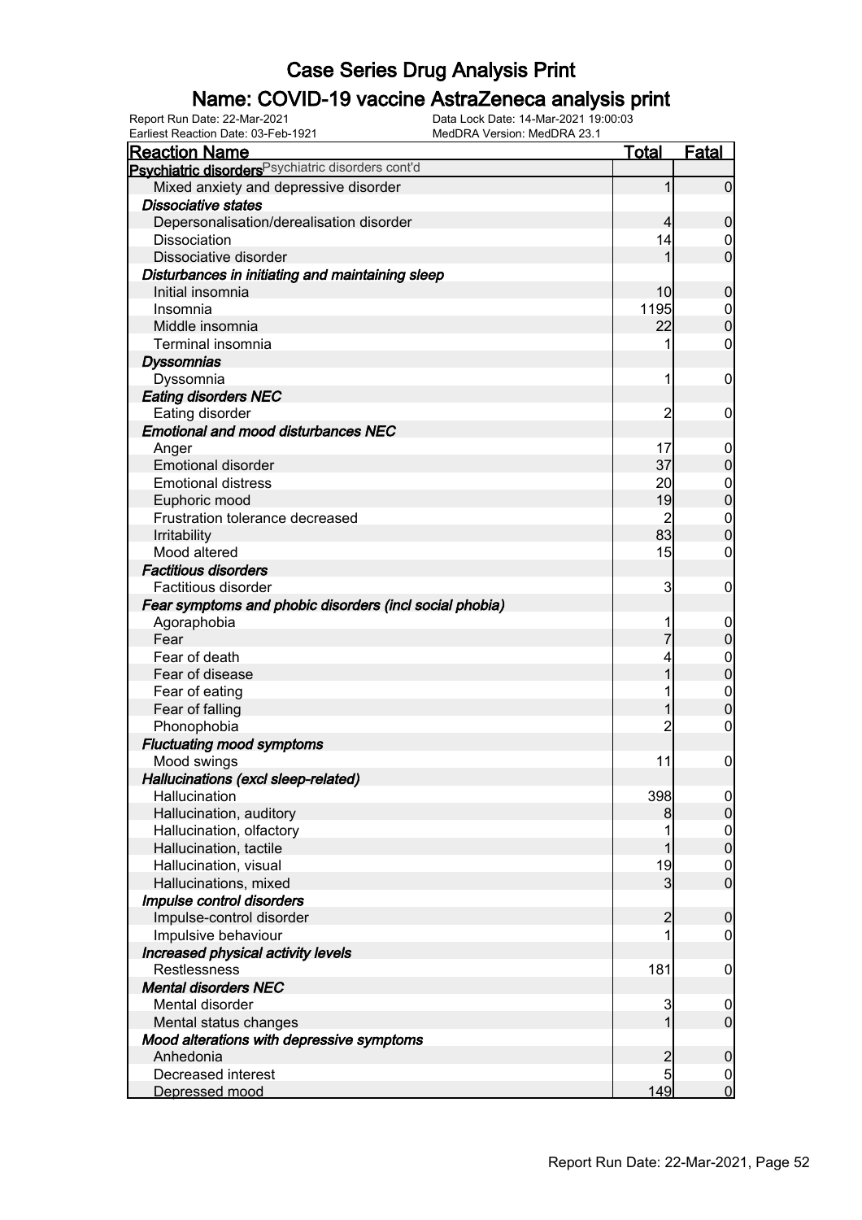# Case Series Drug Analysis Print

## Name: COVID-19 vaccine AstraZeneca analysis print

Report Run Date: 22-Mar-2021
Data Lock Date: 14-Mar-2021 19:00:03
Earliest Reaction Date: 03-Feb-1921
MedDRA Version: MedDRA 23.1

| Reaction Name | Total | Fatal |
|---|---|---|
| **Psychiatric disorders** Psychiatric disorders cont'd | | |
| Mixed anxiety and depressive disorder | 1 | 0 |
| ***Dissociative states*** | | |
| Depersonalisation/derealisation disorder | 4 | 0 |
| Dissociation | 14 | 0 |
| Dissociative disorder | 1 | 0 |
| ***Disturbances in initiating and maintaining sleep*** | | |
| Initial insomnia | 10 | 0 |
| Insomnia | 1195 | 0 |
| Middle insomnia | 22 | 0 |
| Terminal insomnia | 1 | 0 |
| ***Dyssomnias*** | | |
| Dyssomnia | 1 | 0 |
| ***Eating disorders NEC*** | | |
| Eating disorder | 2 | 0 |
| ***Emotional and mood disturbances NEC*** | | |
| Anger | 17 | 0 |
| Emotional disorder | 37 | 0 |
| Emotional distress | 20 | 0 |
| Euphoric mood | 19 | 0 |
| Frustration tolerance decreased | 2 | 0 |
| Irritability | 83 | 0 |
| Mood altered | 15 | 0 |
| ***Factitious disorders*** | | |
| Factitious disorder | 3 | 0 |
| ***Fear symptoms and phobic disorders (incl social phobia)*** | | |
| Agoraphobia | 1 | 0 |
| Fear | 7 | 0 |
| Fear of death | 4 | 0 |
| Fear of disease | 1 | 0 |
| Fear of eating | 1 | 0 |
| Fear of falling | 1 | 0 |
| Phonophobia | 2 | 0 |
| ***Fluctuating mood symptoms*** | | |
| Mood swings | 11 | 0 |
| ***Hallucinations (excl sleep-related)*** | | |
| Hallucination | 398 | 0 |
| Hallucination, auditory | 8 | 0 |
| Hallucination, olfactory | 1 | 0 |
| Hallucination, tactile | 1 | 0 |
| Hallucination, visual | 19 | 0 |
| Hallucinations, mixed | 3 | 0 |
| ***Impulse control disorders*** | | |
| Impulse-control disorder | 2 | 0 |
| Impulsive behaviour | 1 | 0 |
| ***Increased physical activity levels*** | | |
| Restlessness | 181 | 0 |
| ***Mental disorders NEC*** | | |
| Mental disorder | 3 | 0 |
| Mental status changes | 1 | 0 |
| ***Mood alterations with depressive symptoms*** | | |
| Anhedonia | 2 | 0 |
| Decreased interest | 5 | 0 |
| Depressed mood | 149 | 0 |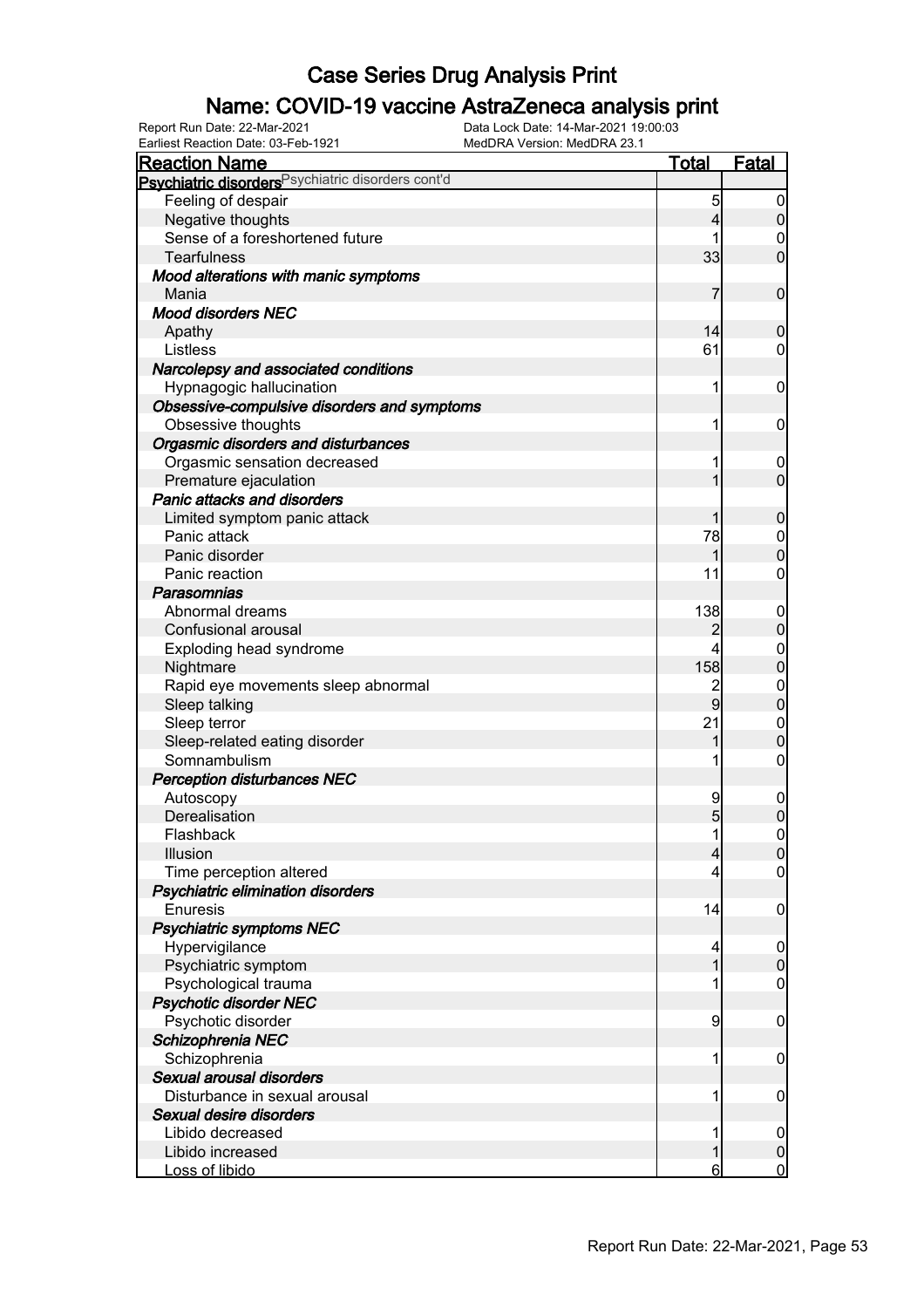# Case Series Drug Analysis Print

## Name: COVID-19 vaccine AstraZeneca analysis print

Report Run Date: 22-Mar-2021
Data Lock Date: 14-Mar-2021 19:00:03
Earliest Reaction Date: 03-Feb-1921
MedDRA Version: MedDRA 23.1

| Reaction Name | Total | Fatal |
|---|---|---|
| **Psychiatric disorders** Psychiatric disorders cont'd | | |
| Feeling of despair | 5 | 0 |
| Negative thoughts | 4 | 0 |
| Sense of a foreshortened future | 1 | 0 |
| Tearfulness | 33 | 0 |
| ***Mood alterations with manic symptoms*** | | |
| Mania | 7 | 0 |
| ***Mood disorders NEC*** | | |
| Apathy | 14 | 0 |
| Listless | 61 | 0 |
| ***Narcolepsy and associated conditions*** | | |
| Hypnagogic hallucination | 1 | 0 |
| ***Obsessive-compulsive disorders and symptoms*** | | |
| Obsessive thoughts | 1 | 0 |
| ***Orgasmic disorders and disturbances*** | | |
| Orgasmic sensation decreased | 1 | 0 |
| Premature ejaculation | 1 | 0 |
| ***Panic attacks and disorders*** | | |
| Limited symptom panic attack | 1 | 0 |
| Panic attack | 78 | 0 |
| Panic disorder | 1 | 0 |
| Panic reaction | 11 | 0 |
| ***Parasomnias*** | | |
| Abnormal dreams | 138 | 0 |
| Confusional arousal | 2 | 0 |
| Exploding head syndrome | 4 | 0 |
| Nightmare | 158 | 0 |
| Rapid eye movements sleep abnormal | 2 | 0 |
| Sleep talking | 9 | 0 |
| Sleep terror | 21 | 0 |
| Sleep-related eating disorder | 1 | 0 |
| Somnambulism | 1 | 0 |
| ***Perception disturbances NEC*** | | |
| Autoscopy | 9 | 0 |
| Derealisation | 5 | 0 |
| Flashback | 1 | 0 |
| Illusion | 4 | 0 |
| Time perception altered | 4 | 0 |
| ***Psychiatric elimination disorders*** | | |
| Enuresis | 14 | 0 |
| ***Psychiatric symptoms NEC*** | | |
| Hypervigilance | 4 | 0 |
| Psychiatric symptom | 1 | 0 |
| Psychological trauma | 1 | 0 |
| ***Psychotic disorder NEC*** | | |
| Psychotic disorder | 9 | 0 |
| ***Schizophrenia NEC*** | | |
| Schizophrenia | 1 | 0 |
| ***Sexual arousal disorders*** | | |
| Disturbance in sexual arousal | 1 | 0 |
| ***Sexual desire disorders*** | | |
| Libido decreased | 1 | 0 |
| Libido increased | 1 | 0 |
| Loss of libido | 6 | 0 |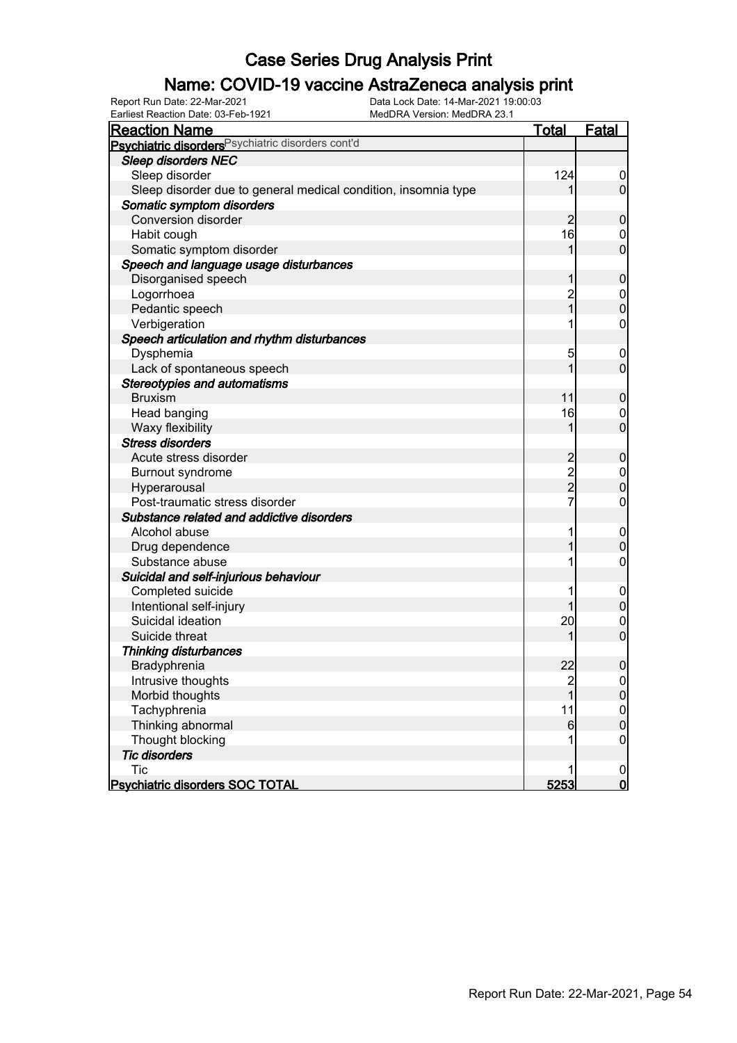# Case Series Drug Analysis Print

## Name: COVID-19 vaccine AstraZeneca analysis print

Report Run Date: 22-Mar-2021
Earliest Reaction Date: 03-Feb-1921
Data Lock Date: 14-Mar-2021 19:00:03
MedDRA Version: MedDRA 23.1

| Reaction Name | Total | Fatal |
|---|---|---|
| **Psychiatric disorders** Psychiatric disorders cont'd | | |
| ***Sleep disorders NEC*** | | |
| Sleep disorder | 124 | 0 |
| Sleep disorder due to general medical condition, insomnia type | 1 | 0 |
| ***Somatic symptom disorders*** | | |
| Conversion disorder | 2 | 0 |
| Habit cough | 16 | 0 |
| Somatic symptom disorder | 1 | 0 |
| ***Speech and language usage disturbances*** | | |
| Disorganised speech | 1 | 0 |
| Logorrhoea | 2 | 0 |
| Pedantic speech | 1 | 0 |
| Verbigeration | 1 | 0 |
| ***Speech articulation and rhythm disturbances*** | | |
| Dysphemia | 5 | 0 |
| Lack of spontaneous speech | 1 | 0 |
| ***Stereotypies and automatisms*** | | |
| Bruxism | 11 | 0 |
| Head banging | 16 | 0 |
| Waxy flexibility | 1 | 0 |
| ***Stress disorders*** | | |
| Acute stress disorder | 2 | 0 |
| Burnout syndrome | 2 | 0 |
| Hyperarousal | 2 | 0 |
| Post-traumatic stress disorder | 7 | 0 |
| ***Substance related and addictive disorders*** | | |
| Alcohol abuse | 1 | 0 |
| Drug dependence | 1 | 0 |
| Substance abuse | 1 | 0 |
| ***Suicidal and self-injurious behaviour*** | | |
| Completed suicide | 1 | 0 |
| Intentional self-injury | 1 | 0 |
| Suicidal ideation | 20 | 0 |
| Suicide threat | 1 | 0 |
| ***Thinking disturbances*** | | |
| Bradyphrenia | 22 | 0 |
| Intrusive thoughts | 2 | 0 |
| Morbid thoughts | 1 | 0 |
| Tachyphrenia | 11 | 0 |
| Thinking abnormal | 6 | 0 |
| Thought blocking | 1 | 0 |
| ***Tic disorders*** | | |
| Tic | 1 | 0 |
| **Psychiatric disorders SOC TOTAL** | **5253** | **0** |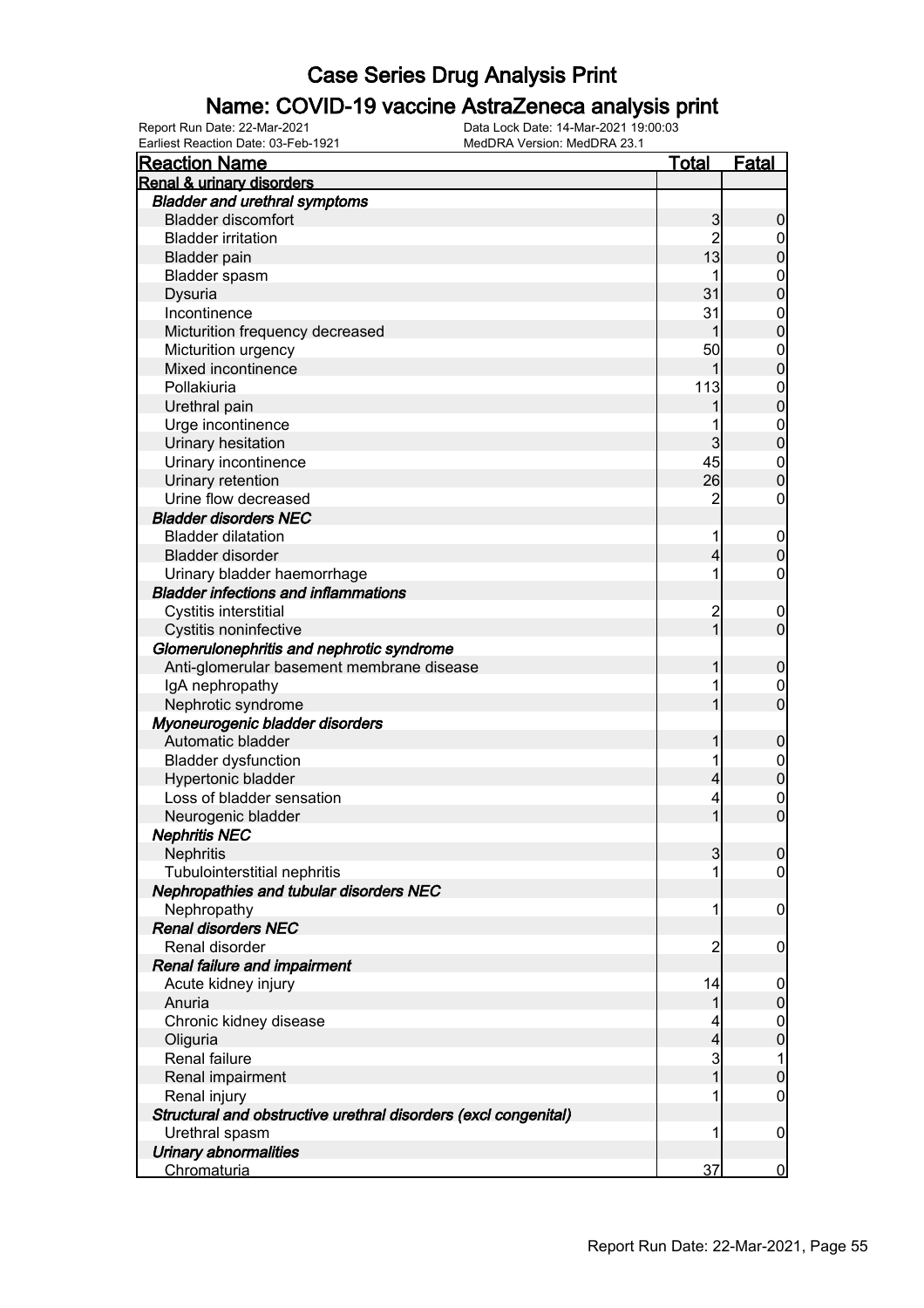# Case Series Drug Analysis Print

## Name: COVID-19 vaccine AstraZeneca analysis print

Report Run Date: 22-Mar-2021
Data Lock Date: 14-Mar-2021 19:00:03
Earliest Reaction Date: 03-Feb-1921
MedDRA Version: MedDRA 23.1

| Reaction Name | Total | Fatal |
|---|---|---|
| **Renal & urinary disorders** | | |
| ***Bladder and urethral symptoms*** | | |
| Bladder discomfort | 3 | 0 |
| Bladder irritation | 2 | 0 |
| Bladder pain | 13 | 0 |
| Bladder spasm | 1 | 0 |
| Dysuria | 31 | 0 |
| Incontinence | 31 | 0 |
| Micturition frequency decreased | 1 | 0 |
| Micturition urgency | 50 | 0 |
| Mixed incontinence | 1 | 0 |
| Pollakiuria | 113 | 0 |
| Urethral pain | 1 | 0 |
| Urge incontinence | 1 | 0 |
| Urinary hesitation | 3 | 0 |
| Urinary incontinence | 45 | 0 |
| Urinary retention | 26 | 0 |
| Urine flow decreased | 2 | 0 |
| ***Bladder disorders NEC*** | | |
| Bladder dilatation | 1 | 0 |
| Bladder disorder | 4 | 0 |
| Urinary bladder haemorrhage | 1 | 0 |
| ***Bladder infections and inflammations*** | | |
| Cystitis interstitial | 2 | 0 |
| Cystitis noninfective | 1 | 0 |
| ***Glomerulonephritis and nephrotic syndrome*** | | |
| Anti-glomerular basement membrane disease | 1 | 0 |
| IgA nephropathy | 1 | 0 |
| Nephrotic syndrome | 1 | 0 |
| ***Myoneurogenic bladder disorders*** | | |
| Automatic bladder | 1 | 0 |
| Bladder dysfunction | 1 | 0 |
| Hypertonic bladder | 4 | 0 |
| Loss of bladder sensation | 4 | 0 |
| Neurogenic bladder | 1 | 0 |
| ***Nephritis NEC*** | | |
| Nephritis | 3 | 0 |
| Tubulointerstitial nephritis | 1 | 0 |
| ***Nephropathies and tubular disorders NEC*** | | |
| Nephropathy | 1 | 0 |
| ***Renal disorders NEC*** | | |
| Renal disorder | 2 | 0 |
| ***Renal failure and impairment*** | | |
| Acute kidney injury | 14 | 0 |
| Anuria | 1 | 0 |
| Chronic kidney disease | 4 | 0 |
| Oliguria | 4 | 0 |
| Renal failure | 3 | 1 |
| Renal impairment | 1 | 0 |
| Renal injury | 1 | 0 |
| ***Structural and obstructive urethral disorders (excl congenital)*** | | |
| Urethral spasm | 1 | 0 |
| ***Urinary abnormalities*** | | |
| Chromaturia | 37 | 0 |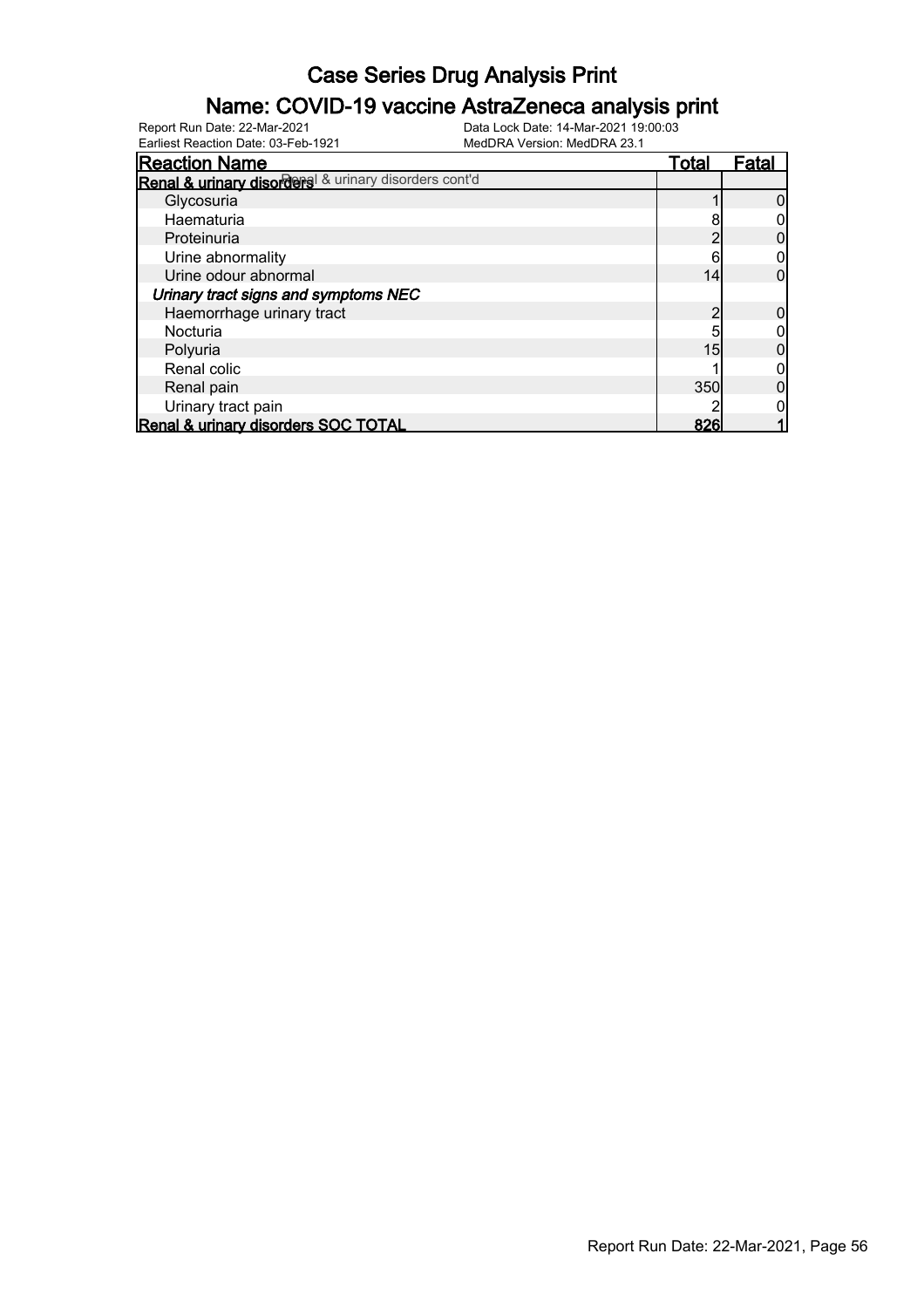# Case Series Drug Analysis Print

## Name: COVID-19 vaccine AstraZeneca analysis print

Report Run Date: 22-Mar-2021
Earliest Reaction Date: 03-Feb-1921
Data Lock Date: 14-Mar-2021 19:00:03
MedDRA Version: MedDRA 23.1

| Reaction Name | Total | Fatal |
|---|---|---|
| **Renal & urinary disorders** Renal & urinary disorders cont'd | | |
| Glycosuria | 1 | 0 |
| Haematuria | 8 | 0 |
| Proteinuria | 2 | 0 |
| Urine abnormality | 6 | 0 |
| Urine odour abnormal | 14 | 0 |
| ***Urinary tract signs and symptoms NEC*** | | |
| Haemorrhage urinary tract | 2 | 0 |
| Nocturia | 5 | 0 |
| Polyuria | 15 | 0 |
| Renal colic | 1 | 0 |
| Renal pain | 350 | 0 |
| Urinary tract pain | 2 | 0 |
| **Renal & urinary disorders SOC TOTAL** | **826** | **1** |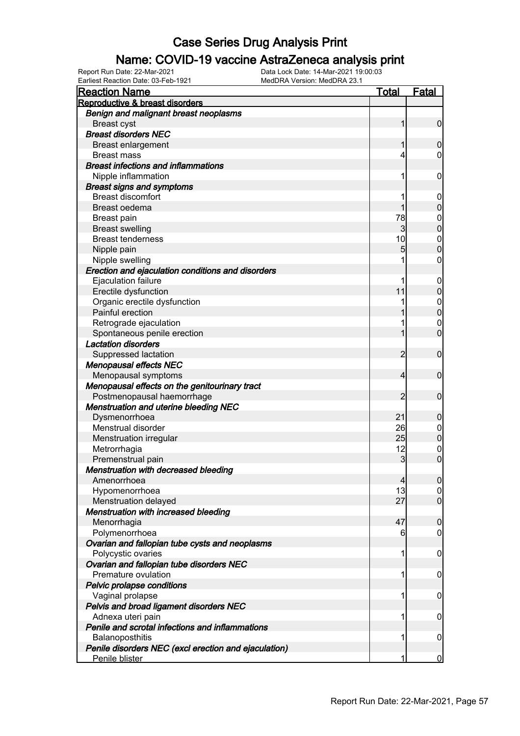# Case Series Drug Analysis Print

## Name: COVID-19 vaccine AstraZeneca analysis print

Report Run Date: 22-Mar-2021
Data Lock Date: 14-Mar-2021 19:00:03
Earliest Reaction Date: 03-Feb-1921
MedDRA Version: MedDRA 23.1

| Reaction Name | Total | Fatal |
|---|---|---|
| **Reproductive & breast disorders** | | |
| ***Benign and malignant breast neoplasms*** | | |
| Breast cyst | 1 | 0 |
| ***Breast disorders NEC*** | | |
| Breast enlargement | 1 | 0 |
| Breast mass | 4 | 0 |
| ***Breast infections and inflammations*** | | |
| Nipple inflammation | 1 | 0 |
| ***Breast signs and symptoms*** | | |
| Breast discomfort | 1 | 0 |
| Breast oedema | 1 | 0 |
| Breast pain | 78 | 0 |
| Breast swelling | 3 | 0 |
| Breast tenderness | 10 | 0 |
| Nipple pain | 5 | 0 |
| Nipple swelling | 1 | 0 |
| ***Erection and ejaculation conditions and disorders*** | | |
| Ejaculation failure | 1 | 0 |
| Erectile dysfunction | 11 | 0 |
| Organic erectile dysfunction | 1 | 0 |
| Painful erection | 1 | 0 |
| Retrograde ejaculation | 1 | 0 |
| Spontaneous penile erection | 1 | 0 |
| ***Lactation disorders*** | | |
| Suppressed lactation | 2 | 0 |
| ***Menopausal effects NEC*** | | |
| Menopausal symptoms | 4 | 0 |
| ***Menopausal effects on the genitourinary tract*** | | |
| Postmenopausal haemorrhage | 2 | 0 |
| ***Menstruation and uterine bleeding NEC*** | | |
| Dysmenorrhoea | 21 | 0 |
| Menstrual disorder | 26 | 0 |
| Menstruation irregular | 25 | 0 |
| Metrorrhagia | 12 | 0 |
| Premenstrual pain | 3 | 0 |
| ***Menstruation with decreased bleeding*** | | |
| Amenorrhoea | 4 | 0 |
| Hypomenorrhoea | 13 | 0 |
| Menstruation delayed | 27 | 0 |
| ***Menstruation with increased bleeding*** | | |
| Menorrhagia | 47 | 0 |
| Polymenorrhoea | 6 | 0 |
| ***Ovarian and fallopian tube cysts and neoplasms*** | | |
| Polycystic ovaries | 1 | 0 |
| ***Ovarian and fallopian tube disorders NEC*** | | |
| Premature ovulation | 1 | 0 |
| ***Pelvic prolapse conditions*** | | |
| Vaginal prolapse | 1 | 0 |
| ***Pelvis and broad ligament disorders NEC*** | | |
| Adnexa uteri pain | 1 | 0 |
| ***Penile and scrotal infections and inflammations*** | | |
| Balanoposthitis | 1 | 0 |
| ***Penile disorders NEC (excl erection and ejaculation)*** | | |
| Penile blister | 1 | 0 |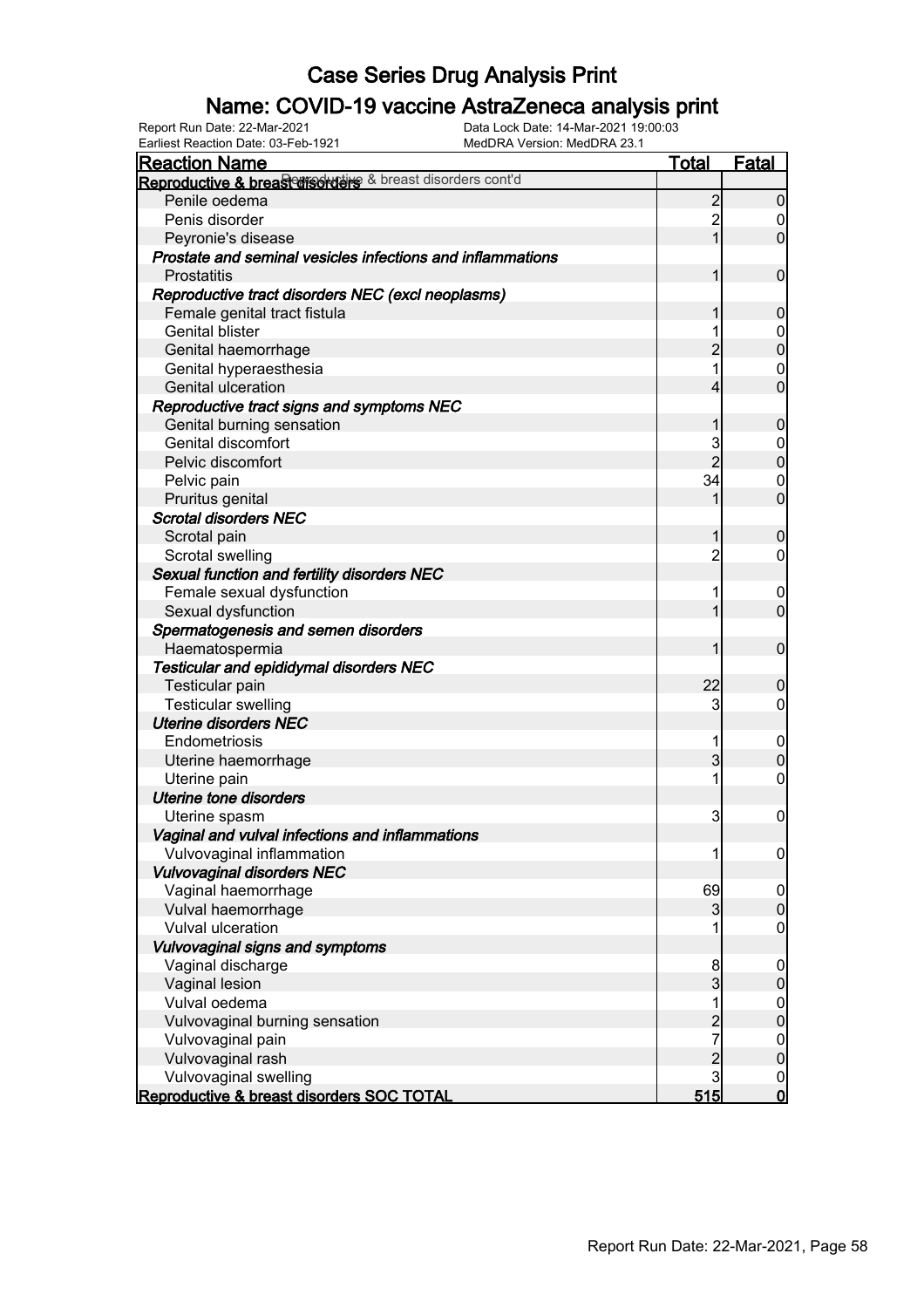# Case Series Drug Analysis Print

## Name: COVID-19 vaccine AstraZeneca analysis print

Report Run Date: 22-Mar-2021
Data Lock Date: 14-Mar-2021 19:00:03
Earliest Reaction Date: 03-Feb-1921
MedDRA Version: MedDRA 23.1

| Reaction Name | Total | Fatal |
|---|---|---|
| **Reproductive & breast disorders** Reproductive & breast disorders cont'd | | |
| Penile oedema | 2 | 0 |
| Penis disorder | 2 | 0 |
| Peyronie's disease | 1 | 0 |
| ***Prostate and seminal vesicles infections and inflammations*** | | |
| Prostatitis | 1 | 0 |
| ***Reproductive tract disorders NEC (excl neoplasms)*** | | |
| Female genital tract fistula | 1 | 0 |
| Genital blister | 1 | 0 |
| Genital haemorrhage | 2 | 0 |
| Genital hyperaesthesia | 1 | 0 |
| Genital ulceration | 4 | 0 |
| ***Reproductive tract signs and symptoms NEC*** | | |
| Genital burning sensation | 1 | 0 |
| Genital discomfort | 3 | 0 |
| Pelvic discomfort | 2 | 0 |
| Pelvic pain | 34 | 0 |
| Pruritus genital | 1 | 0 |
| ***Scrotal disorders NEC*** | | |
| Scrotal pain | 1 | 0 |
| Scrotal swelling | 2 | 0 |
| ***Sexual function and fertility disorders NEC*** | | |
| Female sexual dysfunction | 1 | 0 |
| Sexual dysfunction | 1 | 0 |
| ***Spermatogenesis and semen disorders*** | | |
| Haematospermia | 1 | 0 |
| ***Testicular and epididymal disorders NEC*** | | |
| Testicular pain | 22 | 0 |
| Testicular swelling | 3 | 0 |
| ***Uterine disorders NEC*** | | |
| Endometriosis | 1 | 0 |
| Uterine haemorrhage | 3 | 0 |
| Uterine pain | 1 | 0 |
| ***Uterine tone disorders*** | | |
| Uterine spasm | 3 | 0 |
| ***Vaginal and vulval infections and inflammations*** | | |
| Vulvovaginal inflammation | 1 | 0 |
| ***Vulvovaginal disorders NEC*** | | |
| Vaginal haemorrhage | 69 | 0 |
| Vulval haemorrhage | 3 | 0 |
| Vulval ulceration | 1 | 0 |
| ***Vulvovaginal signs and symptoms*** | | |
| Vaginal discharge | 8 | 0 |
| Vaginal lesion | 3 | 0 |
| Vulval oedema | 1 | 0 |
| Vulvovaginal burning sensation | 2 | 0 |
| Vulvovaginal pain | 7 | 0 |
| Vulvovaginal rash | 2 | 0 |
| Vulvovaginal swelling | 3 | 0 |
| **Reproductive & breast disorders SOC TOTAL** | **515** | **0** |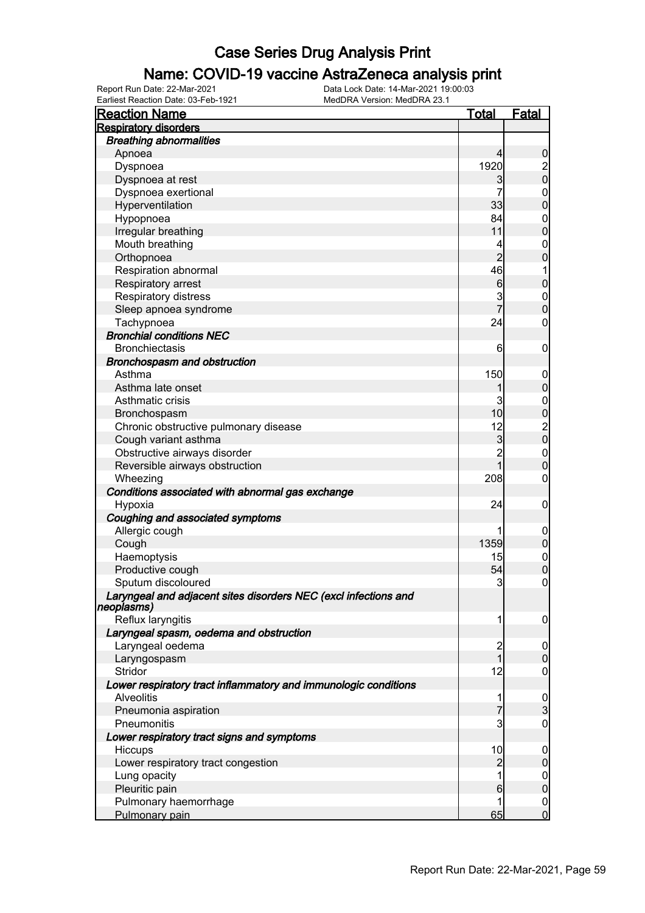# Case Series Drug Analysis Print

## Name: COVID-19 vaccine AstraZeneca analysis print

Report Run Date: 22-Mar-2021
Data Lock Date: 14-Mar-2021 19:00:03
Earliest Reaction Date: 03-Feb-1921
MedDRA Version: MedDRA 23.1

| Reaction Name | Total | Fatal |
|---|---|---|
| **Respiratory disorders** | | |
| ***Breathing abnormalities*** | | |
| Apnoea | 4 | 0 |
| Dyspnoea | 1920 | 2 |
| Dyspnoea at rest | 3 | 0 |
| Dyspnoea exertional | 7 | 0 |
| Hyperventilation | 33 | 0 |
| Hypopnoea | 84 | 0 |
| Irregular breathing | 11 | 0 |
| Mouth breathing | 4 | 0 |
| Orthopnoea | 2 | 0 |
| Respiration abnormal | 46 | 1 |
| Respiratory arrest | 6 | 0 |
| Respiratory distress | 3 | 0 |
| Sleep apnoea syndrome | 7 | 0 |
| Tachypnoea | 24 | 0 |
| ***Bronchial conditions NEC*** | | |
| Bronchiectasis | 6 | 0 |
| ***Bronchospasm and obstruction*** | | |
| Asthma | 150 | 0 |
| Asthma late onset | 1 | 0 |
| Asthmatic crisis | 3 | 0 |
| Bronchospasm | 10 | 0 |
| Chronic obstructive pulmonary disease | 12 | 2 |
| Cough variant asthma | 3 | 0 |
| Obstructive airways disorder | 2 | 0 |
| Reversible airways obstruction | 1 | 0 |
| Wheezing | 208 | 0 |
| ***Conditions associated with abnormal gas exchange*** | | |
| Hypoxia | 24 | 0 |
| ***Coughing and associated symptoms*** | | |
| Allergic cough | 1 | 0 |
| Cough | 1359 | 0 |
| Haemoptysis | 15 | 0 |
| Productive cough | 54 | 0 |
| Sputum discoloured | 3 | 0 |
| ***Laryngeal and adjacent sites disorders NEC (excl infections and neoplasms)*** | | |
| Reflux laryngitis | 1 | 0 |
| ***Laryngeal spasm, oedema and obstruction*** | | |
| Laryngeal oedema | 2 | 0 |
| Laryngospasm | 1 | 0 |
| Stridor | 12 | 0 |
| ***Lower respiratory tract inflammatory and immunologic conditions*** | | |
| Alveolitis | 1 | 0 |
| Pneumonia aspiration | 7 | 3 |
| Pneumonitis | 3 | 0 |
| ***Lower respiratory tract signs and symptoms*** | | |
| Hiccups | 10 | 0 |
| Lower respiratory tract congestion | 2 | 0 |
| Lung opacity | 1 | 0 |
| Pleuritic pain | 6 | 0 |
| Pulmonary haemorrhage | 1 | 0 |
| Pulmonary pain | 65 | 0 |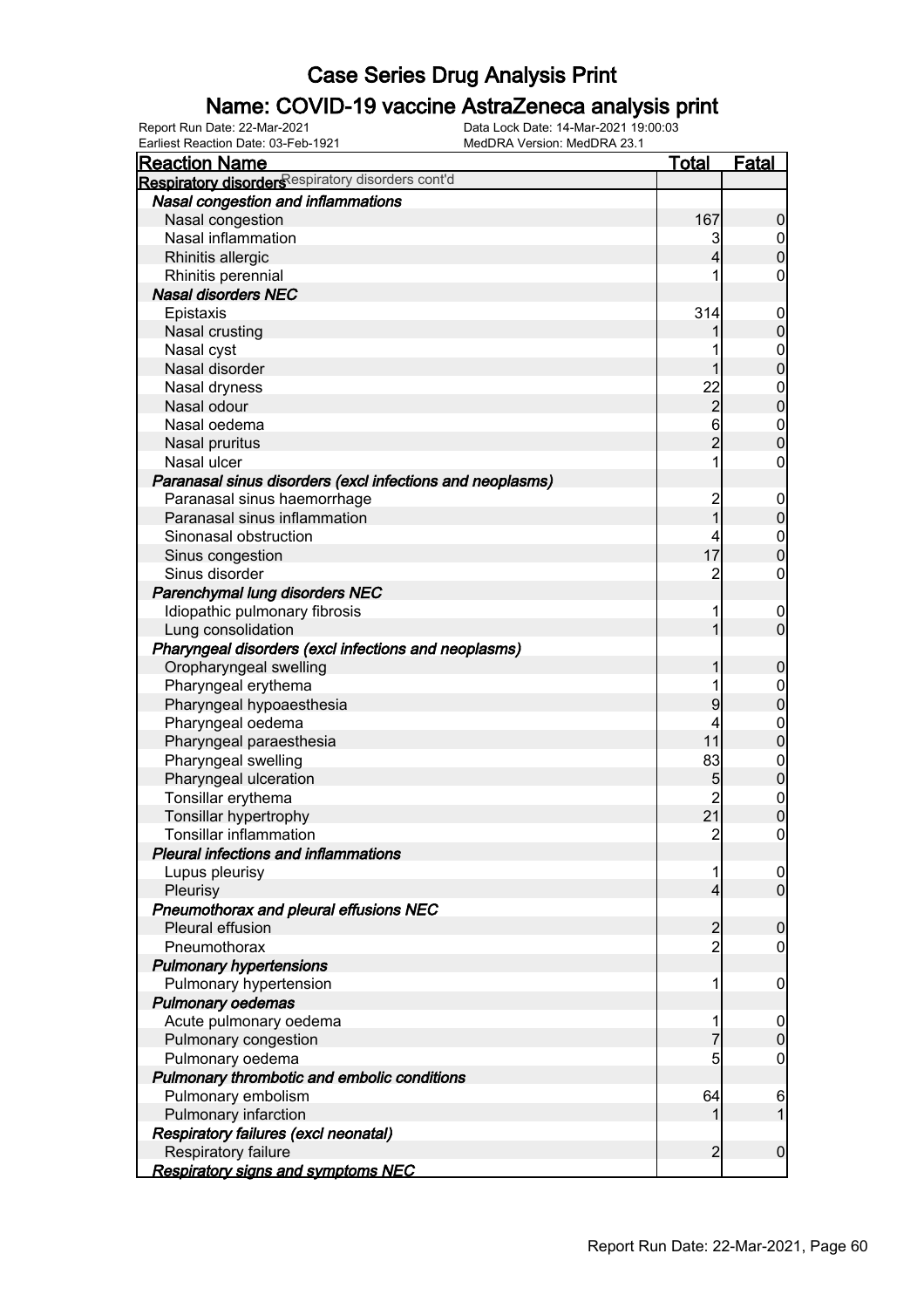# Case Series Drug Analysis Print

## Name: COVID-19 vaccine AstraZeneca analysis print

Report Run Date: 22-Mar-2021 | Data Lock Date: 14-Mar-2021 19:00:03
Earliest Reaction Date: 03-Feb-1921 | MedDRA Version: MedDRA 23.1

| Reaction Name | Total | Fatal |
|---|---|---|
| **Respiratory disorders** Respiratory disorders cont'd | | |
| ***Nasal congestion and inflammations*** | | |
| Nasal congestion | 167 | 0 |
| Nasal inflammation | 3 | 0 |
| Rhinitis allergic | 4 | 0 |
| Rhinitis perennial | 1 | 0 |
| ***Nasal disorders NEC*** | | |
| Epistaxis | 314 | 0 |
| Nasal crusting | 1 | 0 |
| Nasal cyst | 1 | 0 |
| Nasal disorder | 1 | 0 |
| Nasal dryness | 22 | 0 |
| Nasal odour | 2 | 0 |
| Nasal oedema | 6 | 0 |
| Nasal pruritus | 2 | 0 |
| Nasal ulcer | 1 | 0 |
| ***Paranasal sinus disorders (excl infections and neoplasms)*** | | |
| Paranasal sinus haemorrhage | 2 | 0 |
| Paranasal sinus inflammation | 1 | 0 |
| Sinonasal obstruction | 4 | 0 |
| Sinus congestion | 17 | 0 |
| Sinus disorder | 2 | 0 |
| ***Parenchymal lung disorders NEC*** | | |
| Idiopathic pulmonary fibrosis | 1 | 0 |
| Lung consolidation | 1 | 0 |
| ***Pharyngeal disorders (excl infections and neoplasms)*** | | |
| Oropharyngeal swelling | 1 | 0 |
| Pharyngeal erythema | 1 | 0 |
| Pharyngeal hypoaesthesia | 9 | 0 |
| Pharyngeal oedema | 4 | 0 |
| Pharyngeal paraesthesia | 11 | 0 |
| Pharyngeal swelling | 83 | 0 |
| Pharyngeal ulceration | 5 | 0 |
| Tonsillar erythema | 2 | 0 |
| Tonsillar hypertrophy | 21 | 0 |
| Tonsillar inflammation | 2 | 0 |
| ***Pleural infections and inflammations*** | | |
| Lupus pleurisy | 1 | 0 |
| Pleurisy | 4 | 0 |
| ***Pneumothorax and pleural effusions NEC*** | | |
| Pleural effusion | 2 | 0 |
| Pneumothorax | 2 | 0 |
| ***Pulmonary hypertensions*** | | |
| Pulmonary hypertension | 1 | 0 |
| ***Pulmonary oedemas*** | | |
| Acute pulmonary oedema | 1 | 0 |
| Pulmonary congestion | 7 | 0 |
| Pulmonary oedema | 5 | 0 |
| ***Pulmonary thrombotic and embolic conditions*** | | |
| Pulmonary embolism | 64 | 6 |
| Pulmonary infarction | 1 | 1 |
| ***Respiratory failures (excl neonatal)*** | | |
| Respiratory failure | 2 | 0 |
| ***Respiratory signs and symptoms NEC*** | | |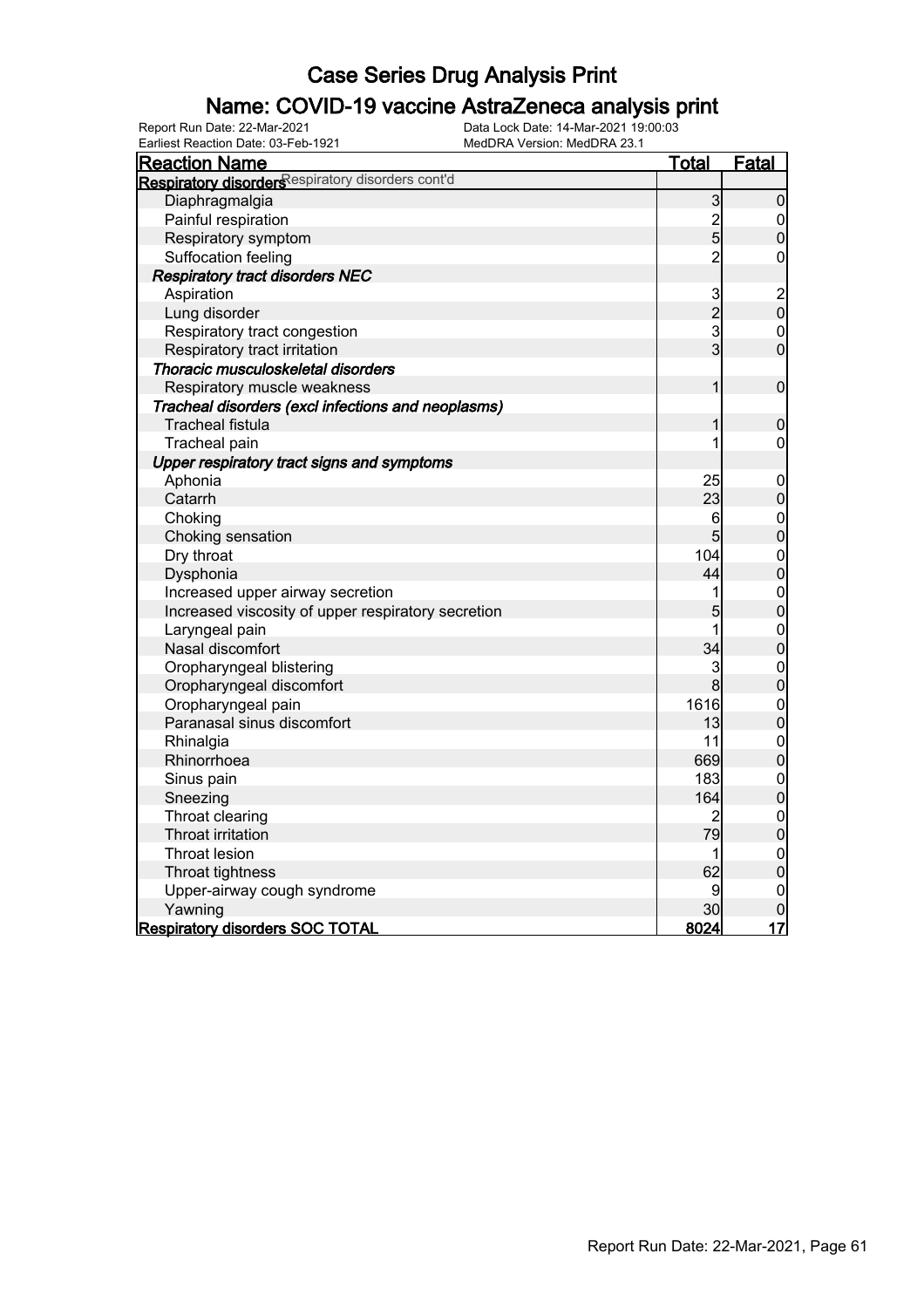# Case Series Drug Analysis Print

## Name: COVID-19 vaccine AstraZeneca analysis print

Report Run Date: 22-Mar-2021　　Data Lock Date: 14-Mar-2021 19:00:03
Earliest Reaction Date: 03-Feb-1921　　MedDRA Version: MedDRA 23.1

| Reaction Name | Total | Fatal |
|---|---|---|
| **Respiratory disorders** Respiratory disorders cont'd | | |
| Diaphragmalgia | 3 | 0 |
| Painful respiration | 2 | 0 |
| Respiratory symptom | 5 | 0 |
| Suffocation feeling | 2 | 0 |
| ***Respiratory tract disorders NEC*** | | |
| Aspiration | 3 | 2 |
| Lung disorder | 2 | 0 |
| Respiratory tract congestion | 3 | 0 |
| Respiratory tract irritation | 3 | 0 |
| ***Thoracic musculoskeletal disorders*** | | |
| Respiratory muscle weakness | 1 | 0 |
| ***Tracheal disorders (excl infections and neoplasms)*** | | |
| Tracheal fistula | 1 | 0 |
| Tracheal pain | 1 | 0 |
| ***Upper respiratory tract signs and symptoms*** | | |
| Aphonia | 25 | 0 |
| Catarrh | 23 | 0 |
| Choking | 6 | 0 |
| Choking sensation | 5 | 0 |
| Dry throat | 104 | 0 |
| Dysphonia | 44 | 0 |
| Increased upper airway secretion | 1 | 0 |
| Increased viscosity of upper respiratory secretion | 5 | 0 |
| Laryngeal pain | 1 | 0 |
| Nasal discomfort | 34 | 0 |
| Oropharyngeal blistering | 3 | 0 |
| Oropharyngeal discomfort | 8 | 0 |
| Oropharyngeal pain | 1616 | 0 |
| Paranasal sinus discomfort | 13 | 0 |
| Rhinalgia | 11 | 0 |
| Rhinorrhoea | 669 | 0 |
| Sinus pain | 183 | 0 |
| Sneezing | 164 | 0 |
| Throat clearing | 2 | 0 |
| Throat irritation | 79 | 0 |
| Throat lesion | 1 | 0 |
| Throat tightness | 62 | 0 |
| Upper-airway cough syndrome | 9 | 0 |
| Yawning | 30 | 0 |
| **Respiratory disorders SOC TOTAL** | **8024** | **17** |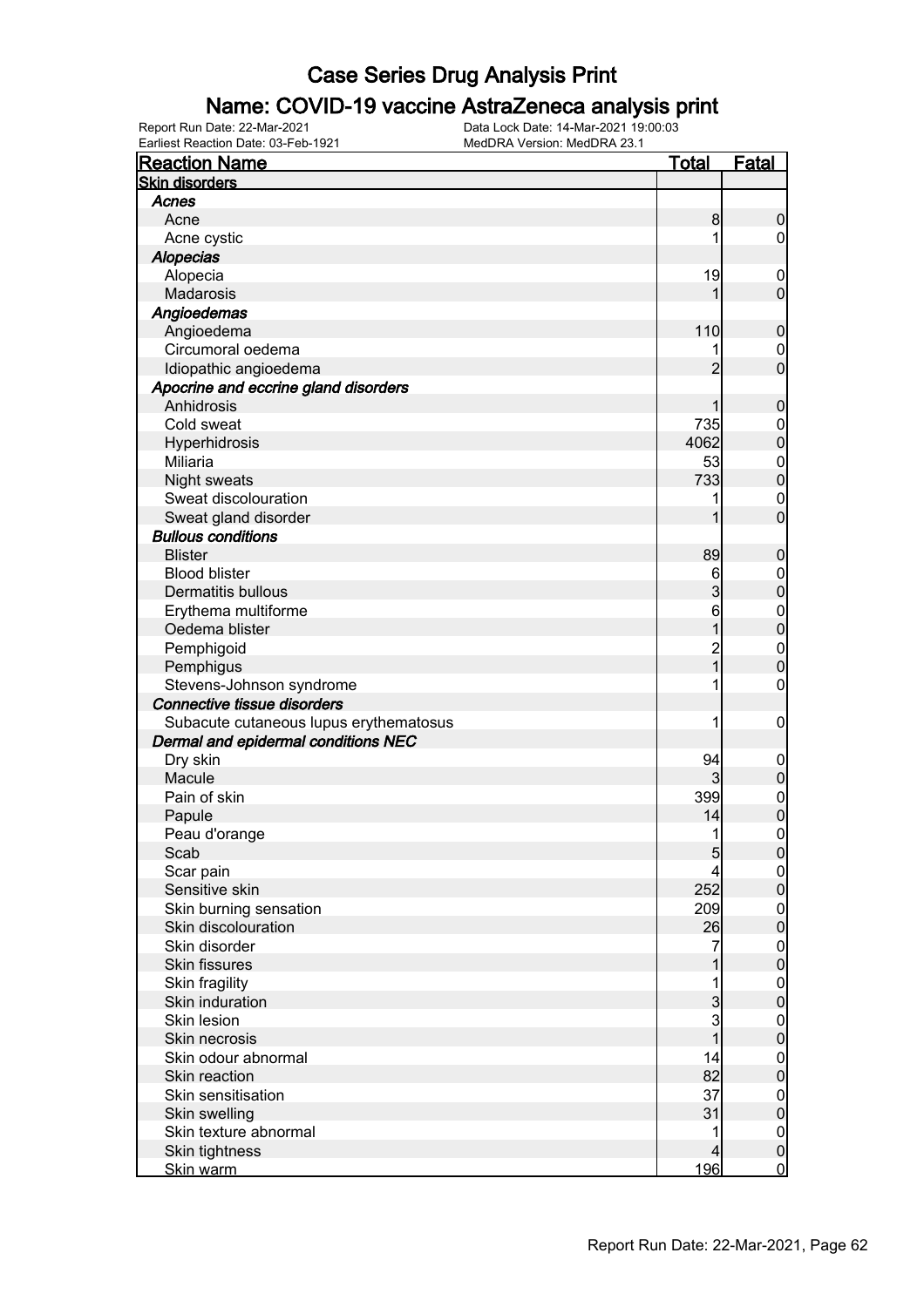# Case Series Drug Analysis Print

## Name: COVID-19 vaccine AstraZeneca analysis print

Report Run Date: 22-Mar-2021    Data Lock Date: 14-Mar-2021 19:00:03
Earliest Reaction Date: 03-Feb-1921    MedDRA Version: MedDRA 23.1

| Reaction Name | Total | Fatal |
|---|---|---|
| **Skin disorders** | | |
| *Acnes* | | |
| Acne | 8 | 0 |
| Acne cystic | 1 | 0 |
| *Alopecias* | | |
| Alopecia | 19 | 0 |
| Madarosis | 1 | 0 |
| *Angioedemas* | | |
| Angioedema | 110 | 0 |
| Circumoral oedema | 1 | 0 |
| Idiopathic angioedema | 2 | 0 |
| *Apocrine and eccrine gland disorders* | | |
| Anhidrosis | 1 | 0 |
| Cold sweat | 735 | 0 |
| Hyperhidrosis | 4062 | 0 |
| Miliaria | 53 | 0 |
| Night sweats | 733 | 0 |
| Sweat discolouration | 1 | 0 |
| Sweat gland disorder | 1 | 0 |
| *Bullous conditions* | | |
| Blister | 89 | 0 |
| Blood blister | 6 | 0 |
| Dermatitis bullous | 3 | 0 |
| Erythema multiforme | 6 | 0 |
| Oedema blister | 1 | 0 |
| Pemphigoid | 2 | 0 |
| Pemphigus | 1 | 0 |
| Stevens-Johnson syndrome | 1 | 0 |
| *Connective tissue disorders* | | |
| Subacute cutaneous lupus erythematosus | 1 | 0 |
| *Dermal and epidermal conditions NEC* | | |
| Dry skin | 94 | 0 |
| Macule | 3 | 0 |
| Pain of skin | 399 | 0 |
| Papule | 14 | 0 |
| Peau d'orange | 1 | 0 |
| Scab | 5 | 0 |
| Scar pain | 4 | 0 |
| Sensitive skin | 252 | 0 |
| Skin burning sensation | 209 | 0 |
| Skin discolouration | 26 | 0 |
| Skin disorder | 7 | 0 |
| Skin fissures | 1 | 0 |
| Skin fragility | 1 | 0 |
| Skin induration | 3 | 0 |
| Skin lesion | 3 | 0 |
| Skin necrosis | 1 | 0 |
| Skin odour abnormal | 14 | 0 |
| Skin reaction | 82 | 0 |
| Skin sensitisation | 37 | 0 |
| Skin swelling | 31 | 0 |
| Skin texture abnormal | 1 | 0 |
| Skin tightness | 4 | 0 |
| Skin warm | 196 | 0 |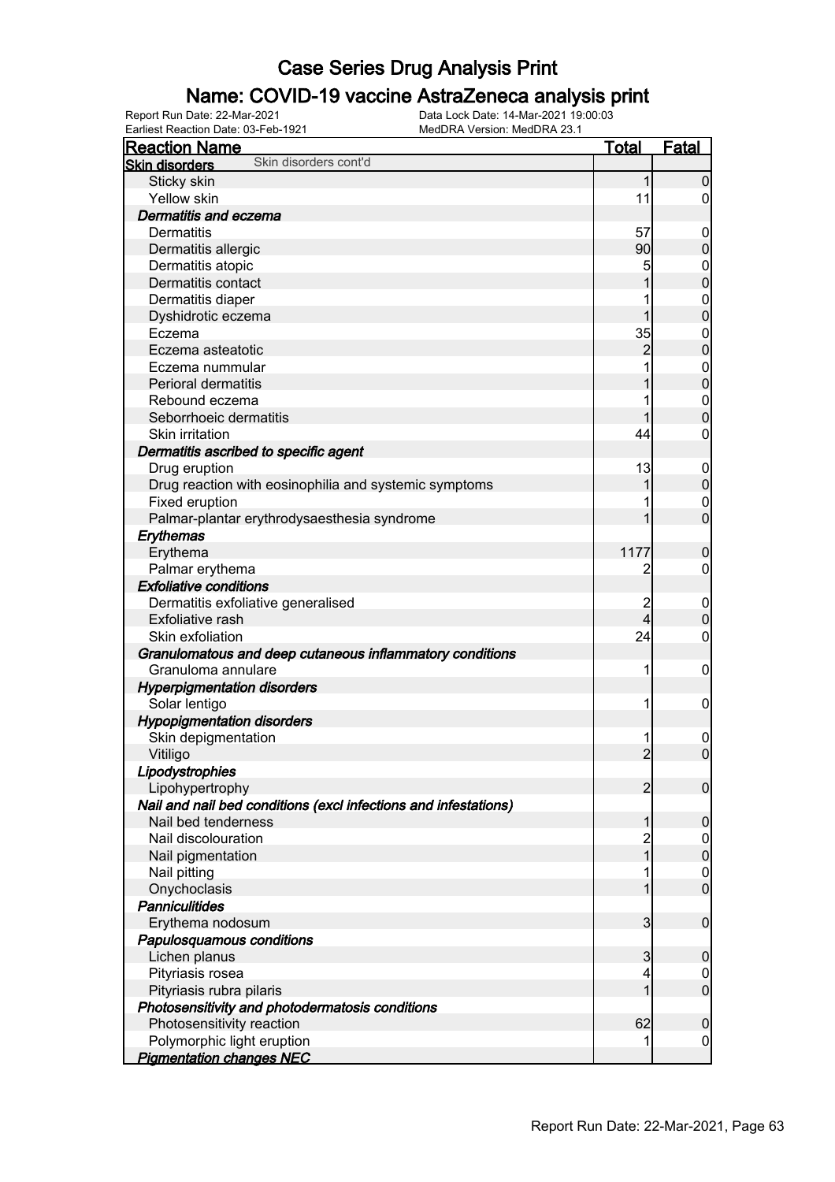# Case Series Drug Analysis Print

## Name: COVID-19 vaccine AstraZeneca analysis print

Report Run Date: 22-Mar-2021
Data Lock Date: 14-Mar-2021 19:00:03
Earliest Reaction Date: 03-Feb-1921
MedDRA Version: MedDRA 23.1

| Reaction Name | Total | Fatal |
|---|---|---|
| **Skin disorders** Skin disorders cont'd | | |
| Sticky skin | 1 | 0 |
| Yellow skin | 11 | 0 |
| ***Dermatitis and eczema*** | | |
| Dermatitis | 57 | 0 |
| Dermatitis allergic | 90 | 0 |
| Dermatitis atopic | 5 | 0 |
| Dermatitis contact | 1 | 0 |
| Dermatitis diaper | 1 | 0 |
| Dyshidrotic eczema | 1 | 0 |
| Eczema | 35 | 0 |
| Eczema asteatotic | 2 | 0 |
| Eczema nummular | 1 | 0 |
| Perioral dermatitis | 1 | 0 |
| Rebound eczema | 1 | 0 |
| Seborrhoeic dermatitis | 1 | 0 |
| Skin irritation | 44 | 0 |
| ***Dermatitis ascribed to specific agent*** | | |
| Drug eruption | 13 | 0 |
| Drug reaction with eosinophilia and systemic symptoms | 1 | 0 |
| Fixed eruption | 1 | 0 |
| Palmar-plantar erythrodysaesthesia syndrome | 1 | 0 |
| ***Erythemas*** | | |
| Erythema | 1177 | 0 |
| Palmar erythema | 2 | 0 |
| ***Exfoliative conditions*** | | |
| Dermatitis exfoliative generalised | 2 | 0 |
| Exfoliative rash | 4 | 0 |
| Skin exfoliation | 24 | 0 |
| ***Granulomatous and deep cutaneous inflammatory conditions*** | | |
| Granuloma annulare | 1 | 0 |
| ***Hyperpigmentation disorders*** | | |
| Solar lentigo | 1 | 0 |
| ***Hypopigmentation disorders*** | | |
| Skin depigmentation | 1 | 0 |
| Vitiligo | 2 | 0 |
| ***Lipodystrophies*** | | |
| Lipohypertrophy | 2 | 0 |
| ***Nail and nail bed conditions (excl infections and infestations)*** | | |
| Nail bed tenderness | 1 | 0 |
| Nail discolouration | 2 | 0 |
| Nail pigmentation | 1 | 0 |
| Nail pitting | 1 | 0 |
| Onychoclasis | 1 | 0 |
| ***Panniculitides*** | | |
| Erythema nodosum | 3 | 0 |
| ***Papulosquamous conditions*** | | |
| Lichen planus | 3 | 0 |
| Pityriasis rosea | 4 | 0 |
| Pityriasis rubra pilaris | 1 | 0 |
| ***Photosensitivity and photodermatosis conditions*** | | |
| Photosensitivity reaction | 62 | 0 |
| Polymorphic light eruption | 1 | 0 |
| ***Pigmentation changes NEC*** | | |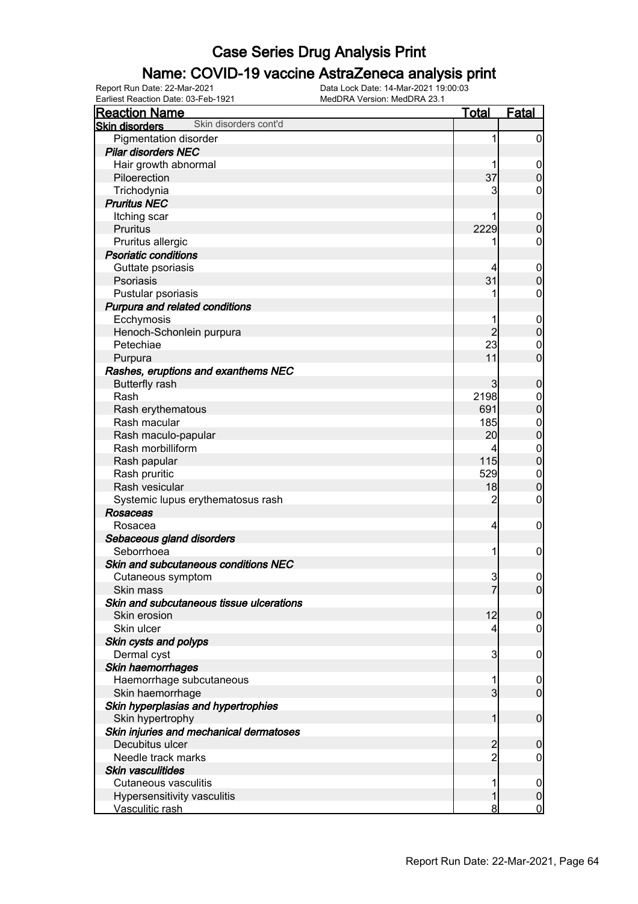# Case Series Drug Analysis Print

## Name: COVID-19 vaccine AstraZeneca analysis print

Report Run Date: 22-Mar-2021
Earliest Reaction Date: 03-Feb-1921
Data Lock Date: 14-Mar-2021 19:00:03
MedDRA Version: MedDRA 23.1

| Reaction Name | Total | Fatal |
|---|---|---|
| **Skin disorders** Skin disorders cont'd | | |
| Pigmentation disorder | 1 | 0 |
| ***Pilar disorders NEC*** | | |
| Hair growth abnormal | 1 | 0 |
| Piloerection | 37 | 0 |
| Trichodynia | 3 | 0 |
| ***Pruritus NEC*** | | |
| Itching scar | 1 | 0 |
| Pruritus | 2229 | 0 |
| Pruritus allergic | 1 | 0 |
| ***Psoriatic conditions*** | | |
| Guttate psoriasis | 4 | 0 |
| Psoriasis | 31 | 0 |
| Pustular psoriasis | 1 | 0 |
| ***Purpura and related conditions*** | | |
| Ecchymosis | 1 | 0 |
| Henoch-Schonlein purpura | 2 | 0 |
| Petechiae | 23 | 0 |
| Purpura | 11 | 0 |
| ***Rashes, eruptions and exanthems NEC*** | | |
| Butterfly rash | 3 | 0 |
| Rash | 2198 | 0 |
| Rash erythematous | 691 | 0 |
| Rash macular | 185 | 0 |
| Rash maculo-papular | 20 | 0 |
| Rash morbilliform | 4 | 0 |
| Rash papular | 115 | 0 |
| Rash pruritic | 529 | 0 |
| Rash vesicular | 18 | 0 |
| Systemic lupus erythematosus rash | 2 | 0 |
| ***Rosaceas*** | | |
| Rosacea | 4 | 0 |
| ***Sebaceous gland disorders*** | | |
| Seborrhoea | 1 | 0 |
| ***Skin and subcutaneous conditions NEC*** | | |
| Cutaneous symptom | 3 | 0 |
| Skin mass | 7 | 0 |
| ***Skin and subcutaneous tissue ulcerations*** | | |
| Skin erosion | 12 | 0 |
| Skin ulcer | 4 | 0 |
| ***Skin cysts and polyps*** | | |
| Dermal cyst | 3 | 0 |
| ***Skin haemorrhages*** | | |
| Haemorrhage subcutaneous | 1 | 0 |
| Skin haemorrhage | 3 | 0 |
| ***Skin hyperplasias and hypertrophies*** | | |
| Skin hypertrophy | 1 | 0 |
| ***Skin injuries and mechanical dermatoses*** | | |
| Decubitus ulcer | 2 | 0 |
| Needle track marks | 2 | 0 |
| ***Skin vasculitides*** | | |
| Cutaneous vasculitis | 1 | 0 |
| Hypersensitivity vasculitis | 1 | 0 |
| Vasculitic rash | 8 | 0 |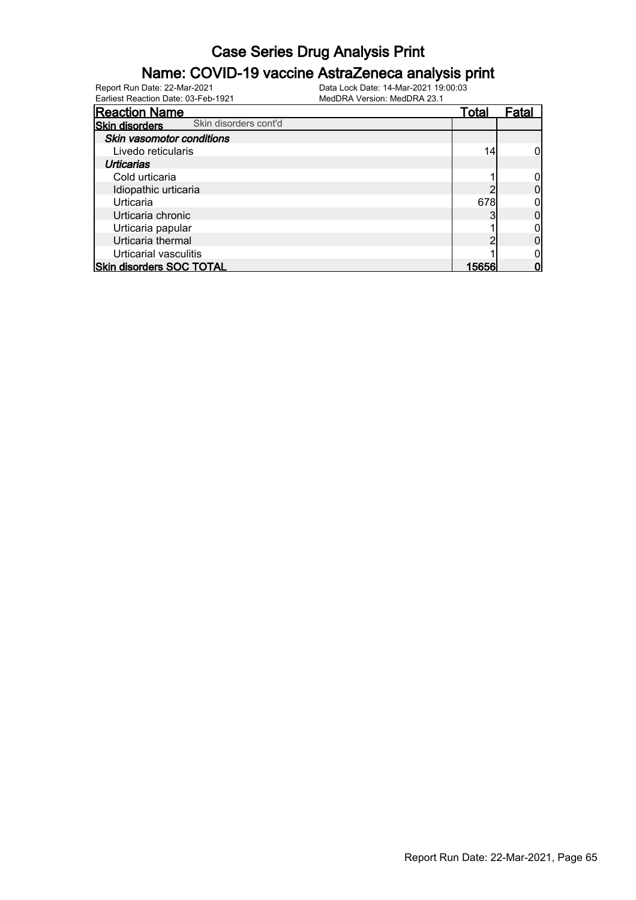# Case Series Drug Analysis Print

## Name: COVID-19 vaccine AstraZeneca analysis print

Report Run Date: 22-Mar-2021
Earliest Reaction Date: 03-Feb-1921
Data Lock Date: 14-Mar-2021 19:00:03
MedDRA Version: MedDRA 23.1

| Reaction Name | Total | Fatal |
|---|---|---|
| **Skin disorders** Skin disorders cont'd | | |
| ***Skin vasomotor conditions*** | | |
| Livedo reticularis | 14 | 0 |
| ***Urticarias*** | | |
| Cold urticaria | 1 | 0 |
| Idiopathic urticaria | 2 | 0 |
| Urticaria | 678 | 0 |
| Urticaria chronic | 3 | 0 |
| Urticaria papular | 1 | 0 |
| Urticaria thermal | 2 | 0 |
| Urticarial vasculitis | 1 | 0 |
| **Skin disorders SOC TOTAL** | **15656** | **0** |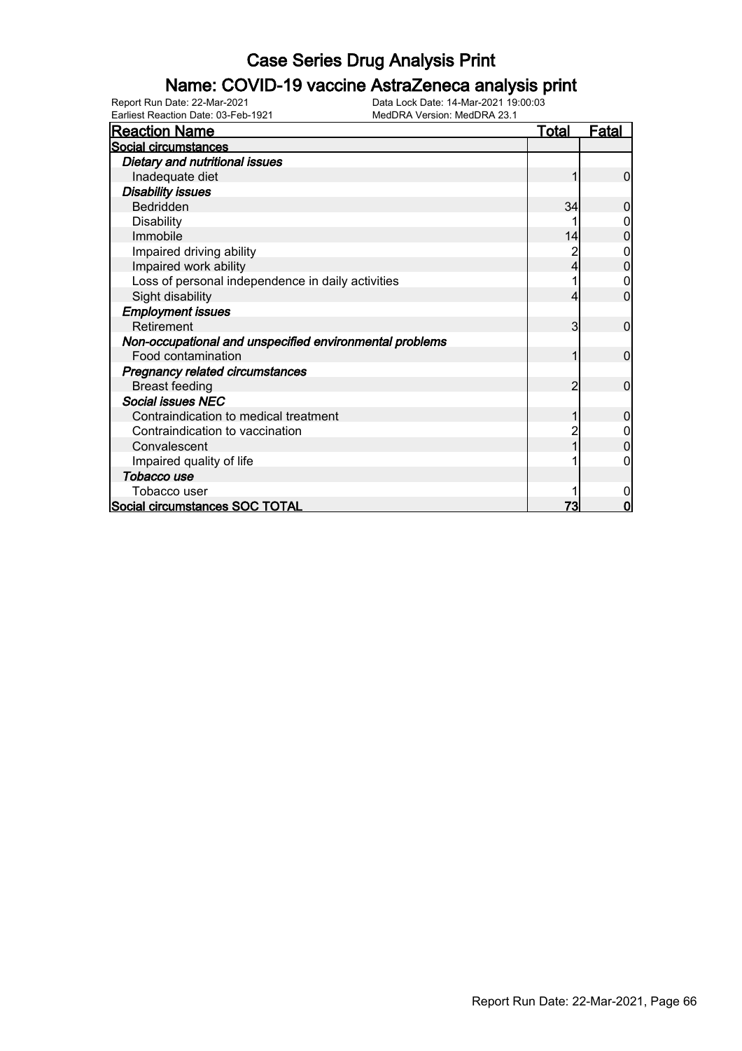# Case Series Drug Analysis Print

## Name: COVID-19 vaccine AstraZeneca analysis print

Report Run Date: 22-Mar-2021  Data Lock Date: 14-Mar-2021 19:00:03
Earliest Reaction Date: 03-Feb-1921  MedDRA Version: MedDRA 23.1

| Reaction Name | Total | Fatal |
|---|---|---|
| **Social circumstances** | | |
| ***Dietary and nutritional issues*** | | |
| Inadequate diet | 1 | 0 |
| ***Disability issues*** | | |
| Bedridden | 34 | 0 |
| Disability | 1 | 0 |
| Immobile | 14 | 0 |
| Impaired driving ability | 2 | 0 |
| Impaired work ability | 4 | 0 |
| Loss of personal independence in daily activities | 1 | 0 |
| Sight disability | 4 | 0 |
| ***Employment issues*** | | |
| Retirement | 3 | 0 |
| ***Non-occupational and unspecified environmental problems*** | | |
| Food contamination | 1 | 0 |
| ***Pregnancy related circumstances*** | | |
| Breast feeding | 2 | 0 |
| ***Social issues NEC*** | | |
| Contraindication to medical treatment | 1 | 0 |
| Contraindication to vaccination | 2 | 0 |
| Convalescent | 1 | 0 |
| Impaired quality of life | 1 | 0 |
| ***Tobacco use*** | | |
| Tobacco user | 1 | 0 |
| **Social circumstances SOC TOTAL** | **73** | **0** |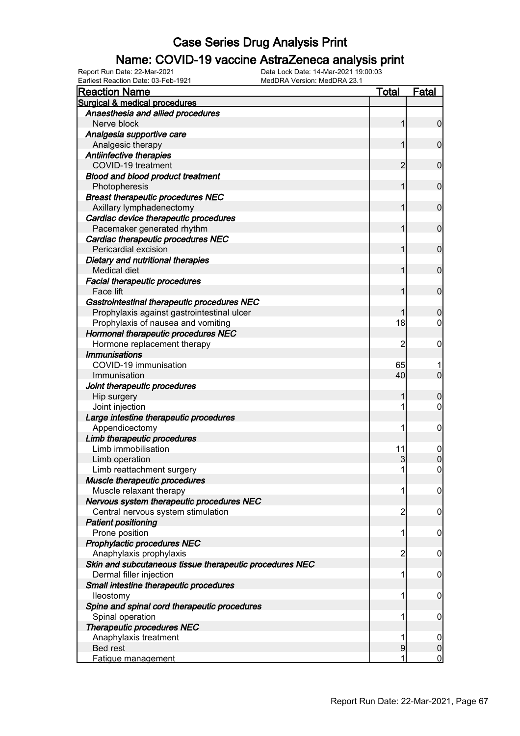# Case Series Drug Analysis Print

## Name: COVID-19 vaccine AstraZeneca analysis print

Report Run Date: 22-Mar-2021
Earliest Reaction Date: 03-Feb-1921
Data Lock Date: 14-Mar-2021 19:00:03
MedDRA Version: MedDRA 23.1

| Reaction Name | Total | Fatal |
|---|---|---|
| **Surgical & medical procedures** | | |
| ***Anaesthesia and allied procedures*** | | |
| Nerve block | 1 | 0 |
| ***Analgesia supportive care*** | | |
| Analgesic therapy | 1 | 0 |
| ***Antiinfective therapies*** | | |
| COVID-19 treatment | 2 | 0 |
| ***Blood and blood product treatment*** | | |
| Photopheresis | 1 | 0 |
| ***Breast therapeutic procedures NEC*** | | |
| Axillary lymphadenectomy | 1 | 0 |
| ***Cardiac device therapeutic procedures*** | | |
| Pacemaker generated rhythm | 1 | 0 |
| ***Cardiac therapeutic procedures NEC*** | | |
| Pericardial excision | 1 | 0 |
| ***Dietary and nutritional therapies*** | | |
| Medical diet | 1 | 0 |
| ***Facial therapeutic procedures*** | | |
| Face lift | 1 | 0 |
| ***Gastrointestinal therapeutic procedures NEC*** | | |
| Prophylaxis against gastrointestinal ulcer | 1 | 0 |
| Prophylaxis of nausea and vomiting | 18 | 0 |
| ***Hormonal therapeutic procedures NEC*** | | |
| Hormone replacement therapy | 2 | 0 |
| ***Immunisations*** | | |
| COVID-19 immunisation | 65 | 1 |
| Immunisation | 40 | 0 |
| ***Joint therapeutic procedures*** | | |
| Hip surgery | 1 | 0 |
| Joint injection | 1 | 0 |
| ***Large intestine therapeutic procedures*** | | |
| Appendicectomy | 1 | 0 |
| ***Limb therapeutic procedures*** | | |
| Limb immobilisation | 11 | 0 |
| Limb operation | 3 | 0 |
| Limb reattachment surgery | 1 | 0 |
| ***Muscle therapeutic procedures*** | | |
| Muscle relaxant therapy | 1 | 0 |
| ***Nervous system therapeutic procedures NEC*** | | |
| Central nervous system stimulation | 2 | 0 |
| ***Patient positioning*** | | |
| Prone position | 1 | 0 |
| ***Prophylactic procedures NEC*** | | |
| Anaphylaxis prophylaxis | 2 | 0 |
| ***Skin and subcutaneous tissue therapeutic procedures NEC*** | | |
| Dermal filler injection | 1 | 0 |
| ***Small intestine therapeutic procedures*** | | |
| Ileostomy | 1 | 0 |
| ***Spine and spinal cord therapeutic procedures*** | | |
| Spinal operation | 1 | 0 |
| ***Therapeutic procedures NEC*** | | |
| Anaphylaxis treatment | 1 | 0 |
| Bed rest | 9 | 0 |
| Fatigue management | 1 | 0 |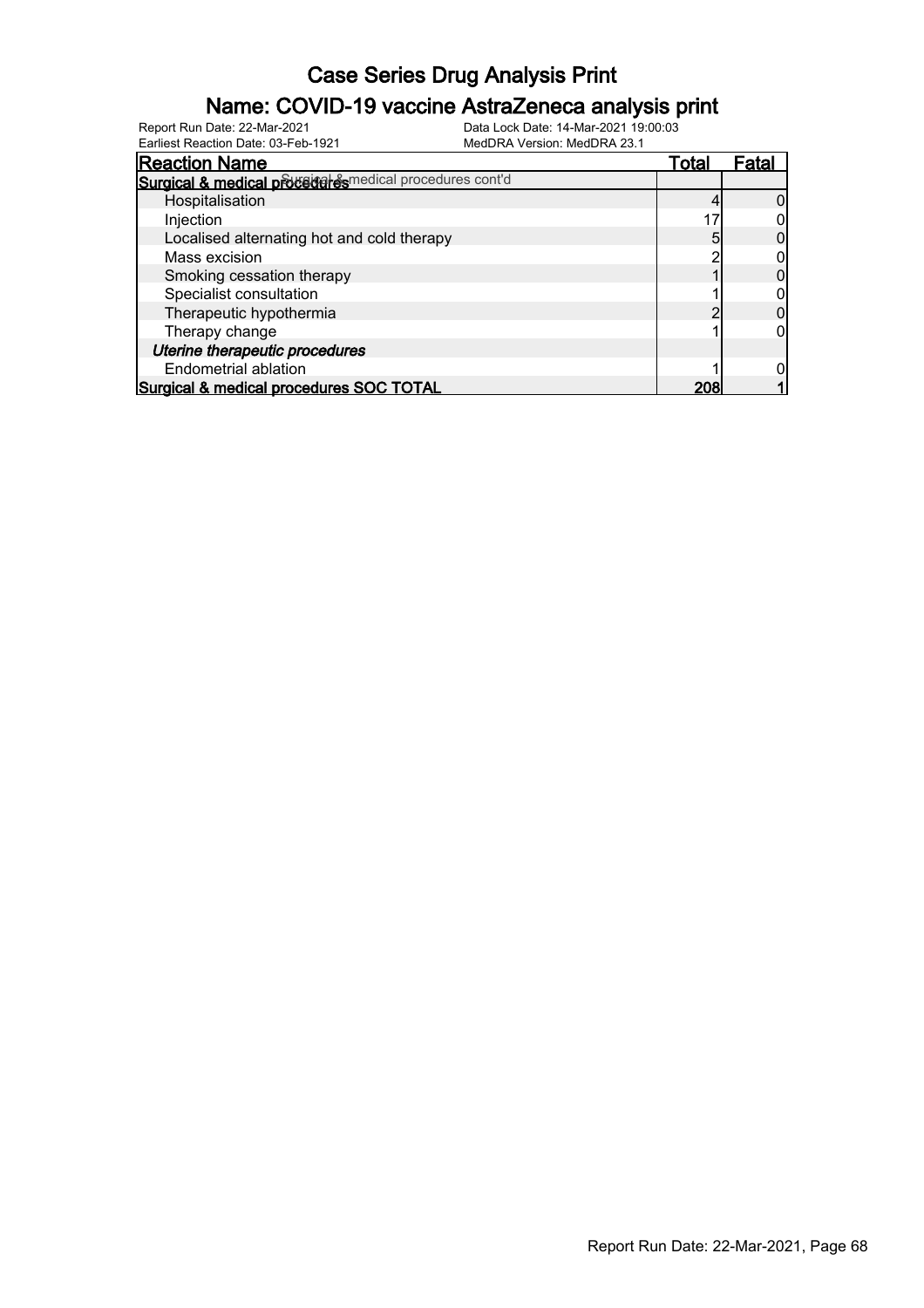# Case Series Drug Analysis Print

## Name: COVID-19 vaccine AstraZeneca analysis print

Report Run Date: 22-Mar-2021
Data Lock Date: 14-Mar-2021 19:00:03
Earliest Reaction Date: 03-Feb-1921
MedDRA Version: MedDRA 23.1

| Reaction Name | Total | Fatal |
|---|---|---|
| **Surgical & medical procedures** Surgical & medical procedures cont'd | | |
| Hospitalisation | 4 | 0 |
| Injection | 17 | 0 |
| Localised alternating hot and cold therapy | 5 | 0 |
| Mass excision | 2 | 0 |
| Smoking cessation therapy | 1 | 0 |
| Specialist consultation | 1 | 0 |
| Therapeutic hypothermia | 2 | 0 |
| Therapy change | 1 | 0 |
| ***Uterine therapeutic procedures*** | | |
| Endometrial ablation | 1 | 0 |
| **Surgical & medical procedures SOC TOTAL** | **208** | **1** |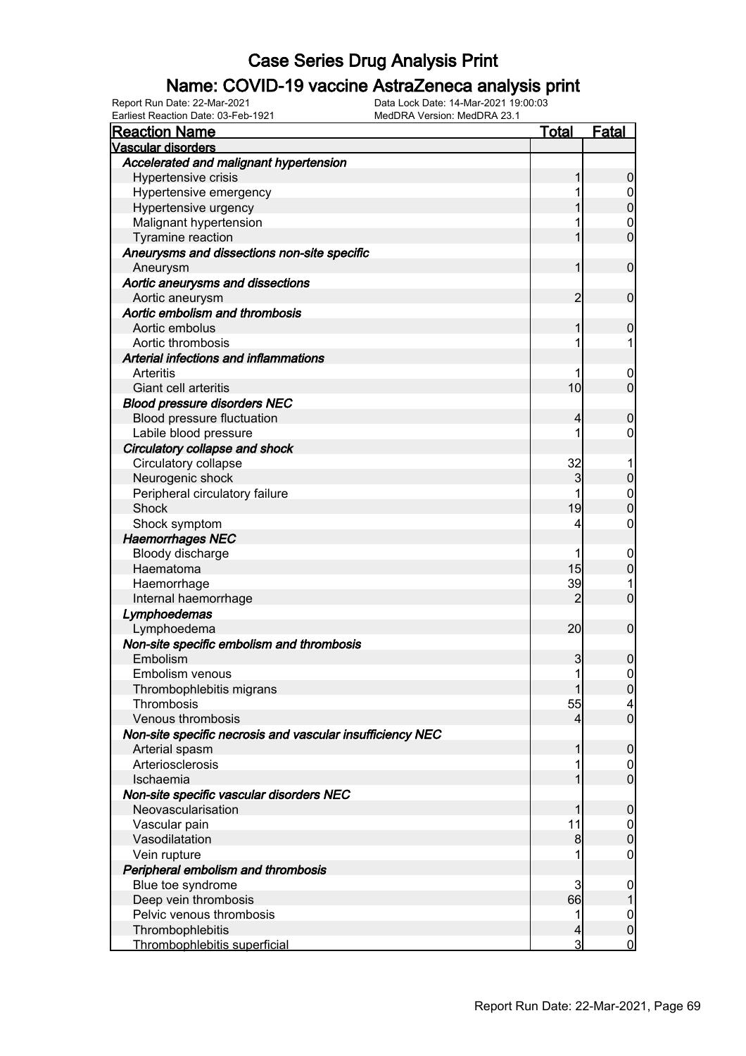# Case Series Drug Analysis Print

## Name: COVID-19 vaccine AstraZeneca analysis print

Report Run Date: 22-Mar-2021
Data Lock Date: 14-Mar-2021 19:00:03
Earliest Reaction Date: 03-Feb-1921
MedDRA Version: MedDRA 23.1

| Reaction Name | Total | Fatal |
|---|---|---|
| **Vascular disorders** | | |
| ***Accelerated and malignant hypertension*** | | |
| Hypertensive crisis | 1 | 0 |
| Hypertensive emergency | 1 | 0 |
| Hypertensive urgency | 1 | 0 |
| Malignant hypertension | 1 | 0 |
| Tyramine reaction | 1 | 0 |
| ***Aneurysms and dissections non-site specific*** | | |
| Aneurysm | 1 | 0 |
| ***Aortic aneurysms and dissections*** | | |
| Aortic aneurysm | 2 | 0 |
| ***Aortic embolism and thrombosis*** | | |
| Aortic embolus | 1 | 0 |
| Aortic thrombosis | 1 | 1 |
| ***Arterial infections and inflammations*** | | |
| Arteritis | 1 | 0 |
| Giant cell arteritis | 10 | 0 |
| ***Blood pressure disorders NEC*** | | |
| Blood pressure fluctuation | 4 | 0 |
| Labile blood pressure | 1 | 0 |
| ***Circulatory collapse and shock*** | | |
| Circulatory collapse | 32 | 1 |
| Neurogenic shock | 3 | 0 |
| Peripheral circulatory failure | 1 | 0 |
| Shock | 19 | 0 |
| Shock symptom | 4 | 0 |
| ***Haemorrhages NEC*** | | |
| Bloody discharge | 1 | 0 |
| Haematoma | 15 | 0 |
| Haemorrhage | 39 | 1 |
| Internal haemorrhage | 2 | 0 |
| ***Lymphoedemas*** | | |
| Lymphoedema | 20 | 0 |
| ***Non-site specific embolism and thrombosis*** | | |
| Embolism | 3 | 0 |
| Embolism venous | 1 | 0 |
| Thrombophlebitis migrans | 1 | 0 |
| Thrombosis | 55 | 4 |
| Venous thrombosis | 4 | 0 |
| ***Non-site specific necrosis and vascular insufficiency NEC*** | | |
| Arterial spasm | 1 | 0 |
| Arteriosclerosis | 1 | 0 |
| Ischaemia | 1 | 0 |
| ***Non-site specific vascular disorders NEC*** | | |
| Neovascularisation | 1 | 0 |
| Vascular pain | 11 | 0 |
| Vasodilatation | 8 | 0 |
| Vein rupture | 1 | 0 |
| ***Peripheral embolism and thrombosis*** | | |
| Blue toe syndrome | 3 | 0 |
| Deep vein thrombosis | 66 | 1 |
| Pelvic venous thrombosis | 1 | 0 |
| Thrombophlebitis | 4 | 0 |
| Thrombophlebitis superficial | 3 | 0 |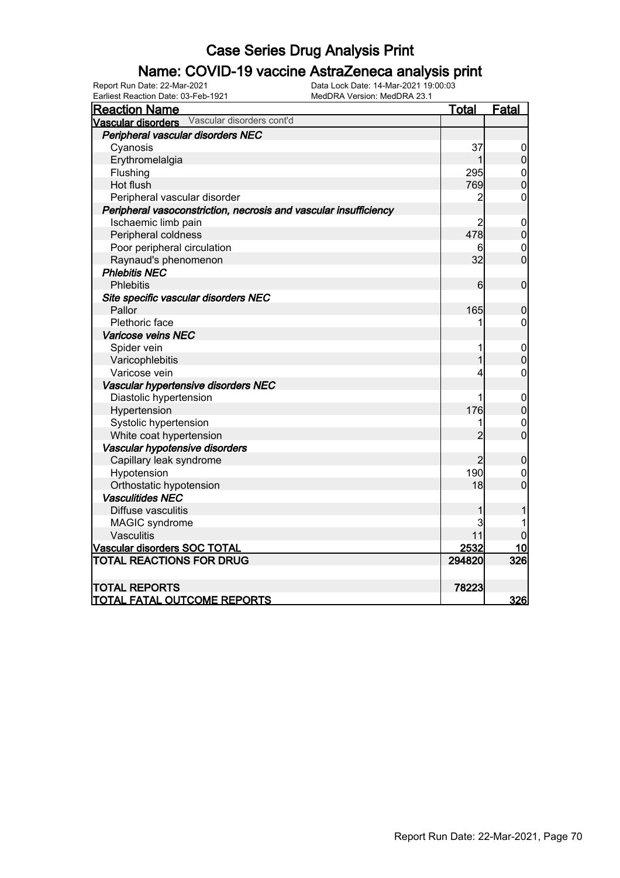# Case Series Drug Analysis Print

## Name: COVID-19 vaccine AstraZeneca analysis print

Report Run Date: 22-Mar-2021
Data Lock Date: 14-Mar-2021 19:00:03
Earliest Reaction Date: 03-Feb-1921
MedDRA Version: MedDRA 23.1

| Reaction Name | Total | Fatal |
|---|---|---|
| **Vascular disorders** Vascular disorders cont'd | | |
| ***Peripheral vascular disorders NEC*** | | |
| Cyanosis | 37 | 0 |
| Erythromelalgia | 1 | 0 |
| Flushing | 295 | 0 |
| Hot flush | 769 | 0 |
| Peripheral vascular disorder | 2 | 0 |
| ***Peripheral vasoconstriction, necrosis and vascular insufficiency*** | | |
| Ischaemic limb pain | 2 | 0 |
| Peripheral coldness | 478 | 0 |
| Poor peripheral circulation | 6 | 0 |
| Raynaud's phenomenon | 32 | 0 |
| ***Phlebitis NEC*** | | |
| Phlebitis | 6 | 0 |
| ***Site specific vascular disorders NEC*** | | |
| Pallor | 165 | 0 |
| Plethoric face | 1 | 0 |
| ***Varicose veins NEC*** | | |
| Spider vein | 1 | 0 |
| Varicophlebitis | 1 | 0 |
| Varicose vein | 4 | 0 |
| ***Vascular hypertensive disorders NEC*** | | |
| Diastolic hypertension | 1 | 0 |
| Hypertension | 176 | 0 |
| Systolic hypertension | 1 | 0 |
| White coat hypertension | 2 | 0 |
| ***Vascular hypotensive disorders*** | | |
| Capillary leak syndrome | 2 | 0 |
| Hypotension | 190 | 0 |
| Orthostatic hypotension | 18 | 0 |
| ***Vasculitides NEC*** | | |
| Diffuse vasculitis | 1 | 1 |
| MAGIC syndrome | 3 | 1 |
| Vasculitis | 11 | 0 |
| **Vascular disorders SOC TOTAL** | **2532** | **10** |
| **TOTAL REACTIONS FOR DRUG** | **294820** | **326** |
| | | |
| **TOTAL REPORTS** | **78223** | |
| **TOTAL FATAL OUTCOME REPORTS** | | **326** |